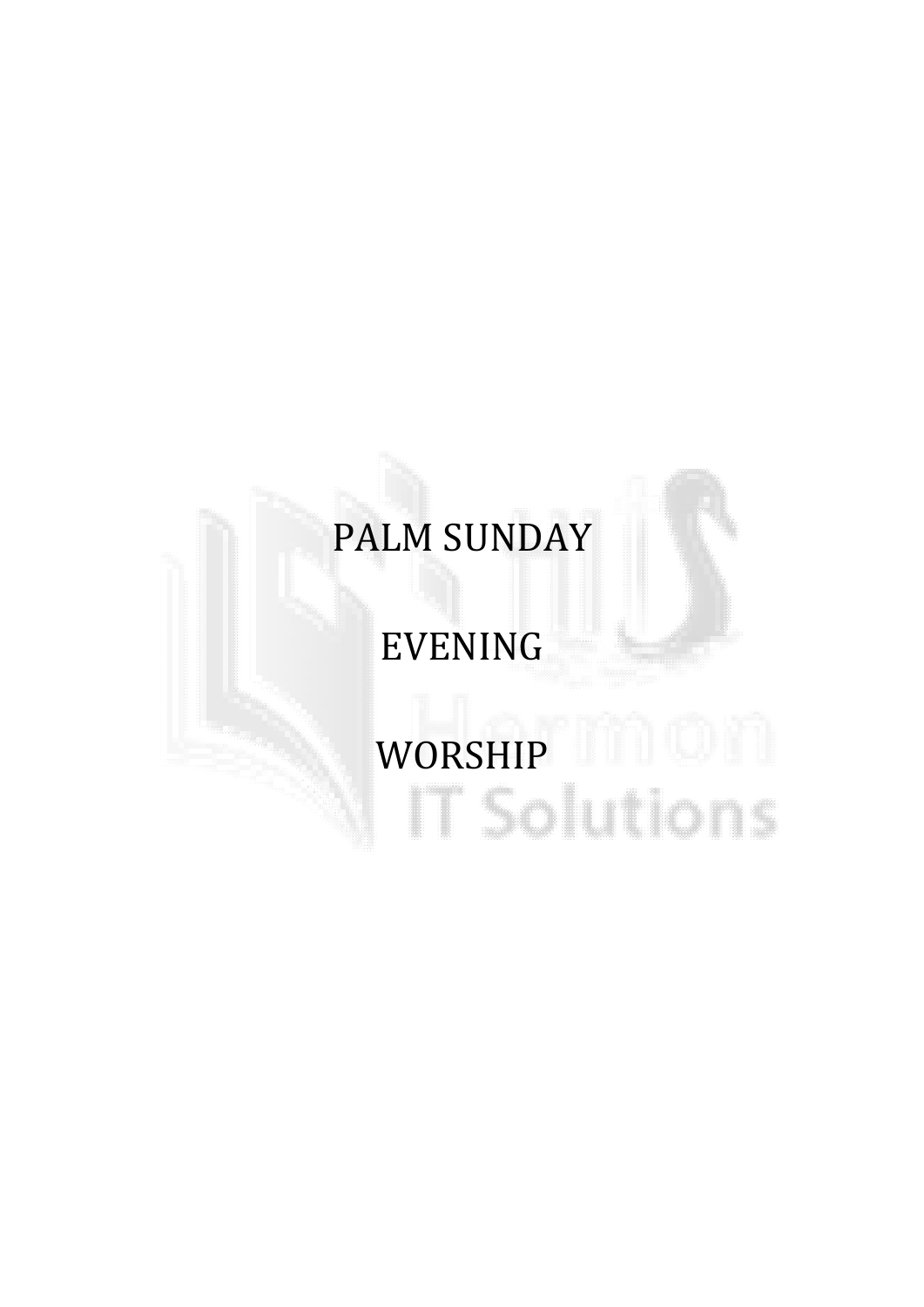# PALM SUNDAY

# EVENING

# WORSHIP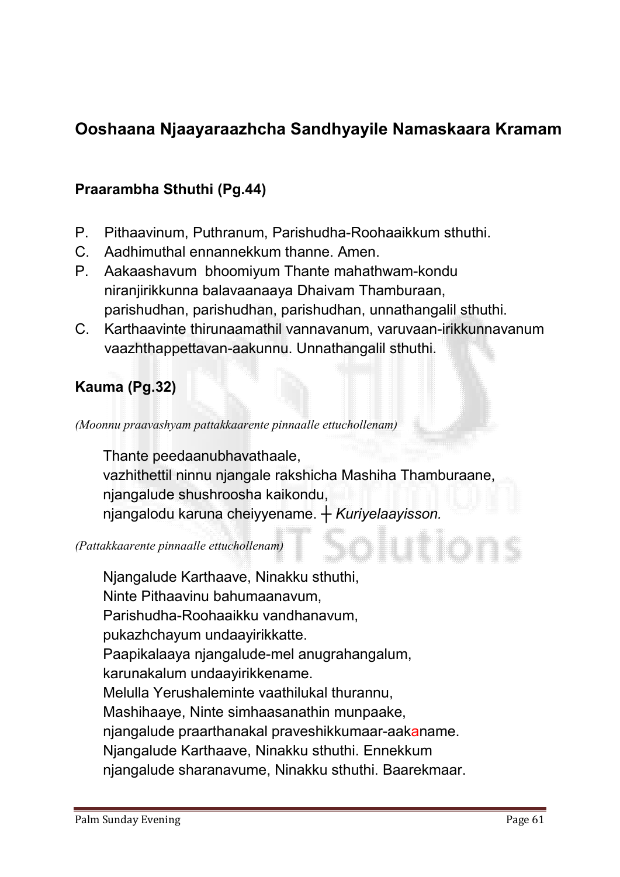## Ooshaana Njaayaraazhcha Sandhyayile Namaskaara Kramam

### Praarambha Sthuthi (Pg.44)

P. Pithaavinum, Puthranum, Parishudha-Roohaaikkum sthuthi.
C. Aadhimuthal ennannekkum thanne. Amen.
P. Aakaashavum bhoomiyum Thante mahathwam-kondu niranjirikkunna balavaanaaya Dhaivam Thamburaan, parishudhan, parishudhan, parishudhan, unnathangalil sthuthi.
C. Karthaavinte thirunaamathil vannavanum, varuvaan-irikkunnavanum vaazhthappettavan-aakunnu. Unnathangalil sthuthi.

### Kauma (Pg.32)

*(Moonnu praavashyam pattakkaarente pinnaalle ettuchollenam)*

Thante peedaanubhavathaale,
vazhithettil ninnu njangale rakshicha Mashiha Thamburaane,
njangalude shushroosha kaikondu,
njangalodu karuna cheiyyename. ┼ *Kuriyelaayisson.*

*(Pattakkaarente pinnaalle ettuchollenam)*

Njangalude Karthaave, Ninakku sthuthi,
Ninte Pithaavinu bahumaanavum,
Parishudha-Roohaaikku vandhanavum,
pukazhchayum undaayirikkatte.
Paapikalaaya njangalude-mel anugrahangalum,
karunakalum undaayirikkename.
Melulla Yerushaleminte vaathilukal thurannu,
Mashihaaye, Ninte simhaasanathin munpaake,
njangalude praarthanakal praveshikkumaar-aakaname.
Njangalude Karthaave, Ninakku sthuthi. Ennekkum
njangalude sharanavume, Ninakku sthuthi. Baarekmaar.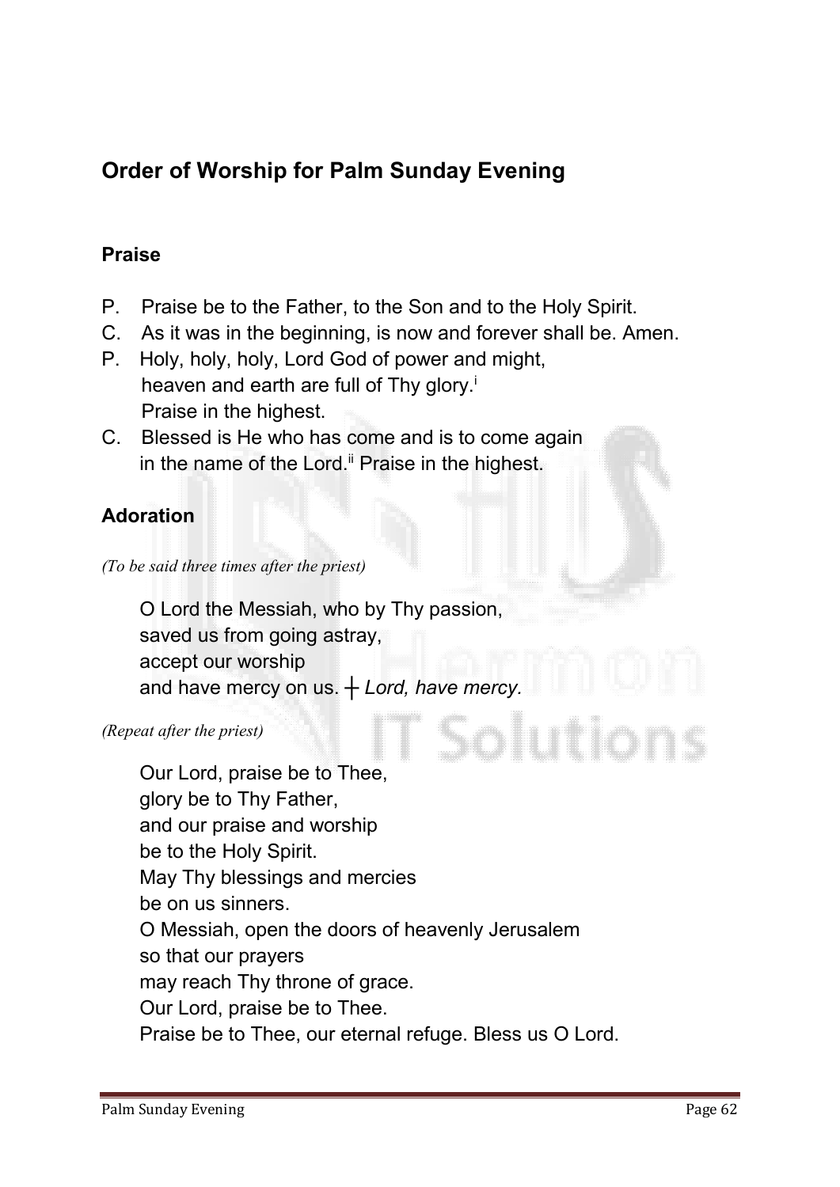## Order of Worship for Palm Sunday Evening

### Praise

P. Praise be to the Father, to the Son and to the Holy Spirit.

C. As it was in the beginning, is now and forever shall be. Amen.

P. Holy, holy, holy, Lord God of power and might,
heaven and earth are full of Thy glory.[i]
Praise in the highest.

C. Blessed is He who has come and is to come again
in the name of the Lord.[ii] Praise in the highest.

### Adoration

*(To be said three times after the priest)*

O Lord the Messiah, who by Thy passion,
saved us from going astray,
accept our worship
and have mercy on us. ┼ *Lord, have mercy.*

*(Repeat after the priest)*

Our Lord, praise be to Thee,
glory be to Thy Father,
and our praise and worship
be to the Holy Spirit.
May Thy blessings and mercies
be on us sinners.
O Messiah, open the doors of heavenly Jerusalem
so that our prayers
may reach Thy throne of grace.
Our Lord, praise be to Thee.
Praise be to Thee, our eternal refuge. Bless us O Lord.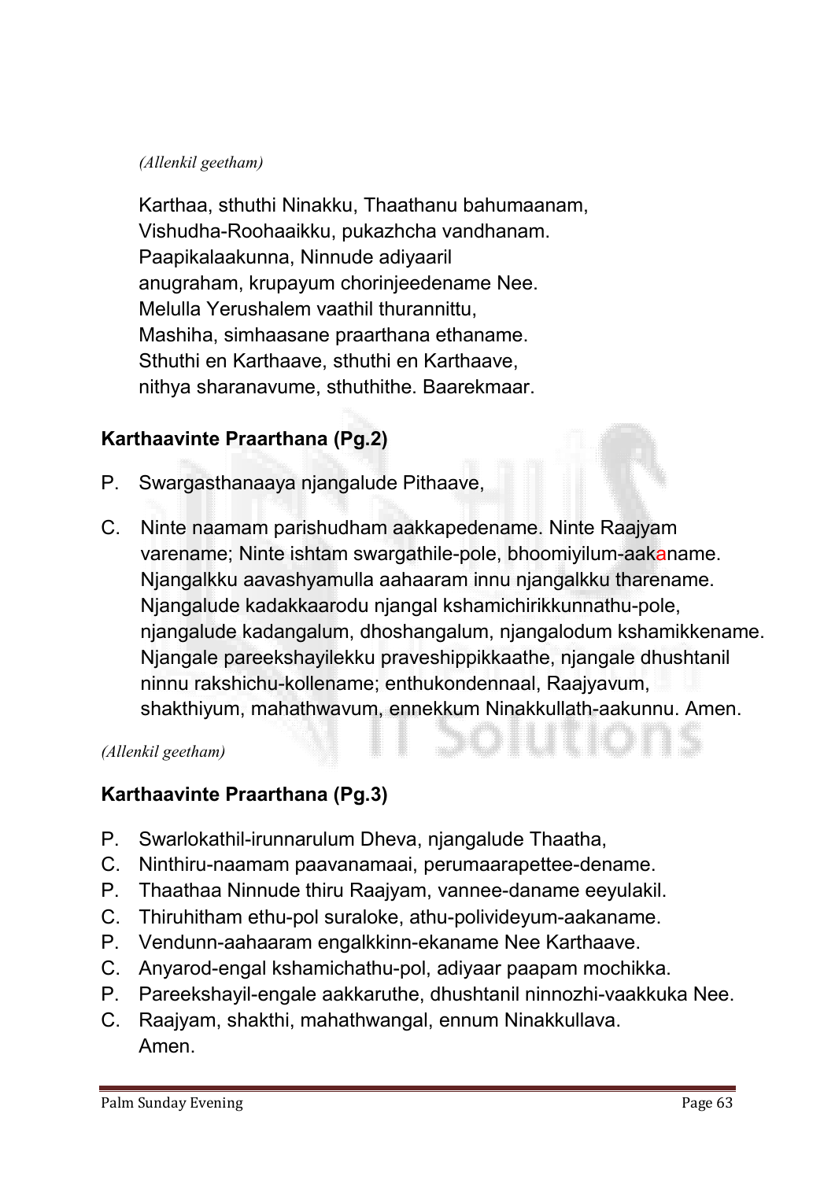*(Allenkil geetham)*

Karthaa, sthuthi Ninakku, Thaathanu bahumaanam,
Vishudha-Roohaaikku, pukazhcha vandhanam.
Paapikalaakunna, Ninnude adiyaaril
anugraham, krupayum chorinjeedename Nee.
Melulla Yerushalem vaathil thurannittu,
Mashiha, simhaasane praarthana ethaname.
Sthuthi en Karthaave, sthuthi en Karthaave,
nithya sharanavume, sthuthithe. Baarekmaar.

## Karthaavinte Praarthana (Pg.2)

P. Swargasthanaaya njangalude Pithaave,

C. Ninte naamam parishudham aakkapedename. Ninte Raajyam varename; Ninte ishtam swargathile-pole, bhoomiyilum-aakaname. Njangalkku aavashyamulla aahaaram innu njangalkku tharename. Njangalude kadakkaarodu njangal kshamichirikkunnathu-pole, njangalude kadangalum, dhoshangalum, njangalodum kshamikkename. Njangale pareekshayilekku praveshippikkaathe, njangale dhushtanil ninnu rakshichu-kollename; enthukondennaal, Raajyavum, shakthiyum, mahathwavum, ennekkum Ninakkullath-aakunnu. Amen.

*(Allenkil geetham)*

## Karthaavinte Praarthana (Pg.3)

P. Swarlokathil-irunnarulum Dheva, njangalude Thaatha,
C. Ninthiru-naamam paavanamaai, perumaarapettee-dename.
P. Thaathaa Ninnude thiru Raajyam, vannee-daname eeyulakil.
C. Thiruhitham ethu-pol suraloke, athu-polivideyum-aakaname.
P. Vendunn-aahaaram engalkkinn-ekaname Nee Karthaave.
C. Anyarod-engal kshamichathu-pol, adiyaar paapam mochikka.
P. Pareekshayil-engale aakkaruthe, dhushtanil ninnozhi-vaakkuka Nee.
C. Raajyam, shakthi, mahathwangal, ennum Ninakkullava.
Amen.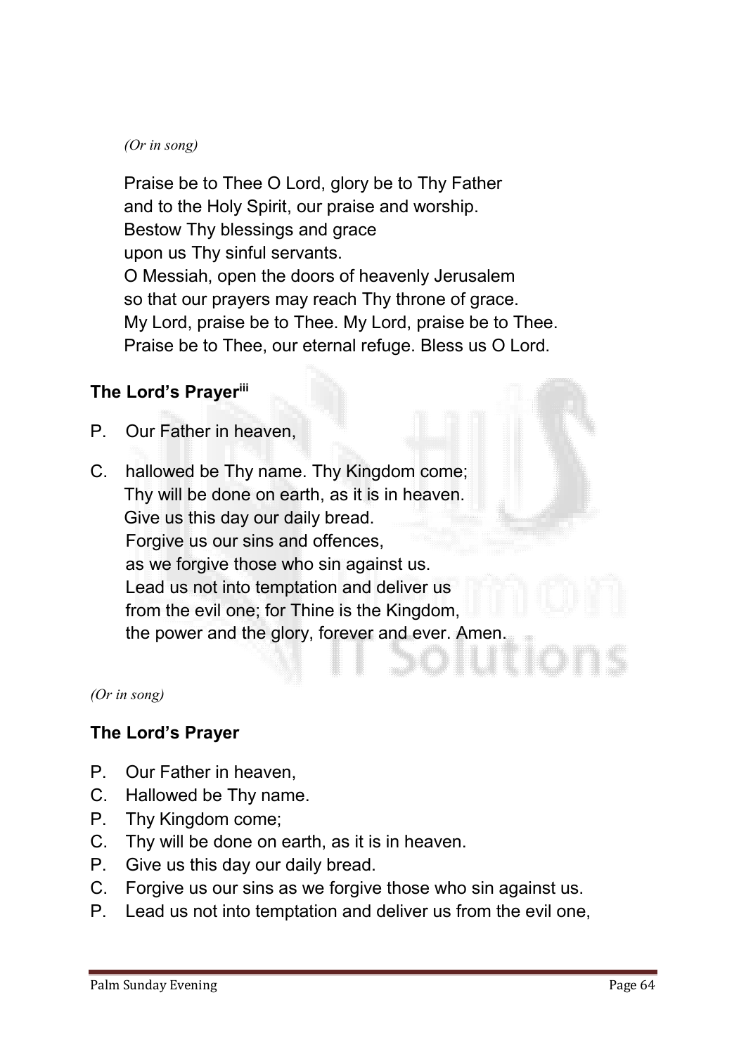*(Or in song)*

Praise be to Thee O Lord, glory be to Thy Father
and to the Holy Spirit, our praise and worship.
Bestow Thy blessings and grace
upon us Thy sinful servants.
O Messiah, open the doors of heavenly Jerusalem
so that our prayers may reach Thy throne of grace.
My Lord, praise be to Thee. My Lord, praise be to Thee.
Praise be to Thee, our eternal refuge. Bless us O Lord.

## The Lord's Prayer[iii]

P. Our Father in heaven,

C. hallowed be Thy name. Thy Kingdom come;
Thy will be done on earth, as it is in heaven.
Give us this day our daily bread.
Forgive us our sins and offences,
as we forgive those who sin against us.
Lead us not into temptation and deliver us
from the evil one; for Thine is the Kingdom,
the power and the glory, forever and ever. Amen.

*(Or in song)*

## The Lord's Prayer

P. Our Father in heaven,
C. Hallowed be Thy name.
P. Thy Kingdom come;
C. Thy will be done on earth, as it is in heaven.
P. Give us this day our daily bread.
C. Forgive us our sins as we forgive those who sin against us.
P. Lead us not into temptation and deliver us from the evil one,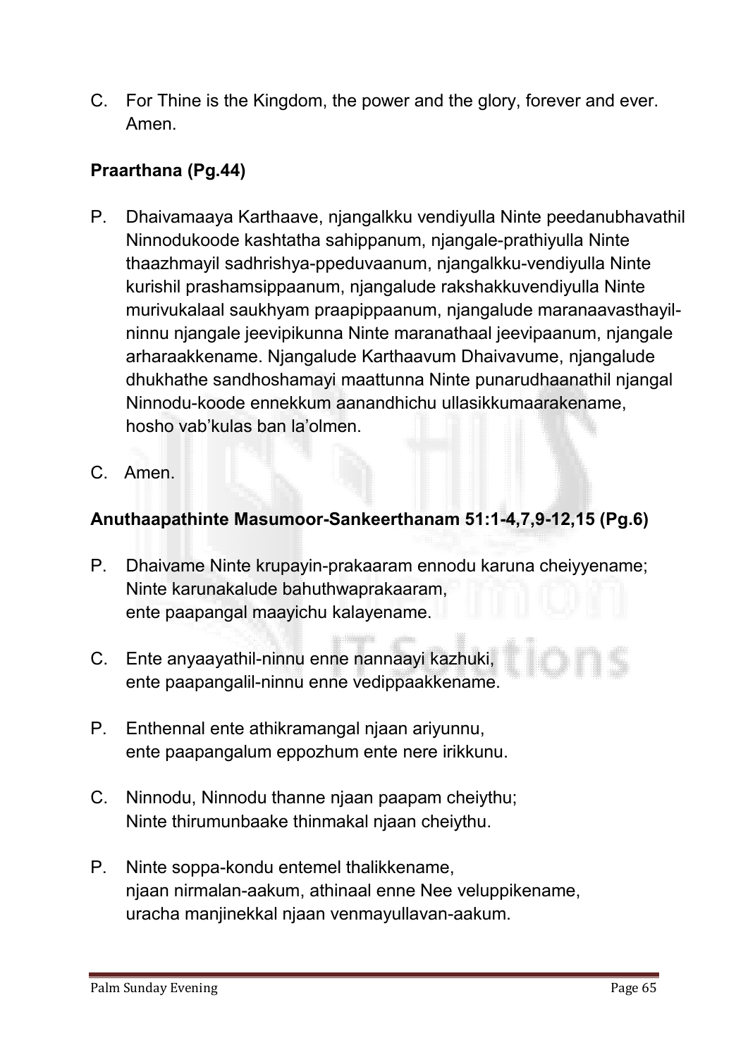C. For Thine is the Kingdom, the power and the glory, forever and ever. Amen.

**Praarthana (Pg.44)**

P. Dhaivamaaya Karthaave, njangalkku vendiyulla Ninte peedanubhavathil Ninnodukoode kashtatha sahippanum, njangale-prathiyulla Ninte thaazhmayil sadhrishya-ppeduvaanum, njangalkku-vendiyulla Ninte kurishil prashamsippaanum, njangalude rakshakkuvendiyulla Ninte murivukalaal saukhyam praapippaanum, njangalude maranaavasthayil-ninnu njangale jeevipikunna Ninte maranathaal jeevipaanum, njangale arharaakkename. Njangalude Karthaavum Dhaivavume, njangalude dhukhathe sandhoshamayi maattunna Ninte punarudhaanathil njangal Ninnodu-koode ennekkum aanandhichu ullasikkumaarakename, hosho vab'kulas ban la'olmen.

C. Amen.

**Anuthaapathinte Masumoor-Sankeerthanam 51:1-4,7,9-12,15 (Pg.6)**

P. Dhaivame Ninte krupayin-prakaaram ennodu karuna cheiyyename;
Ninte karunakalude bahuthwaprakaaram,
ente paapangal maayichu kalayename.

C. Ente anyaayathil-ninnu enne nannaayi kazhuki,
ente paapangalil-ninnu enne vedippaakkename.

P. Enthennal ente athikramangal njaan ariyunnu,
ente paapangalum eppozhum ente nere irikkunu.

C. Ninnodu, Ninnodu thanne njaan paapam cheiythu;
Ninte thirumunbaake thinmakal njaan cheiythu.

P. Ninte soppa-kondu entemel thalikkename,
njaan nirmalan-aakum, athinaal enne Nee veluppikename,
uracha manjinekkal njaan venmayullavan-aakum.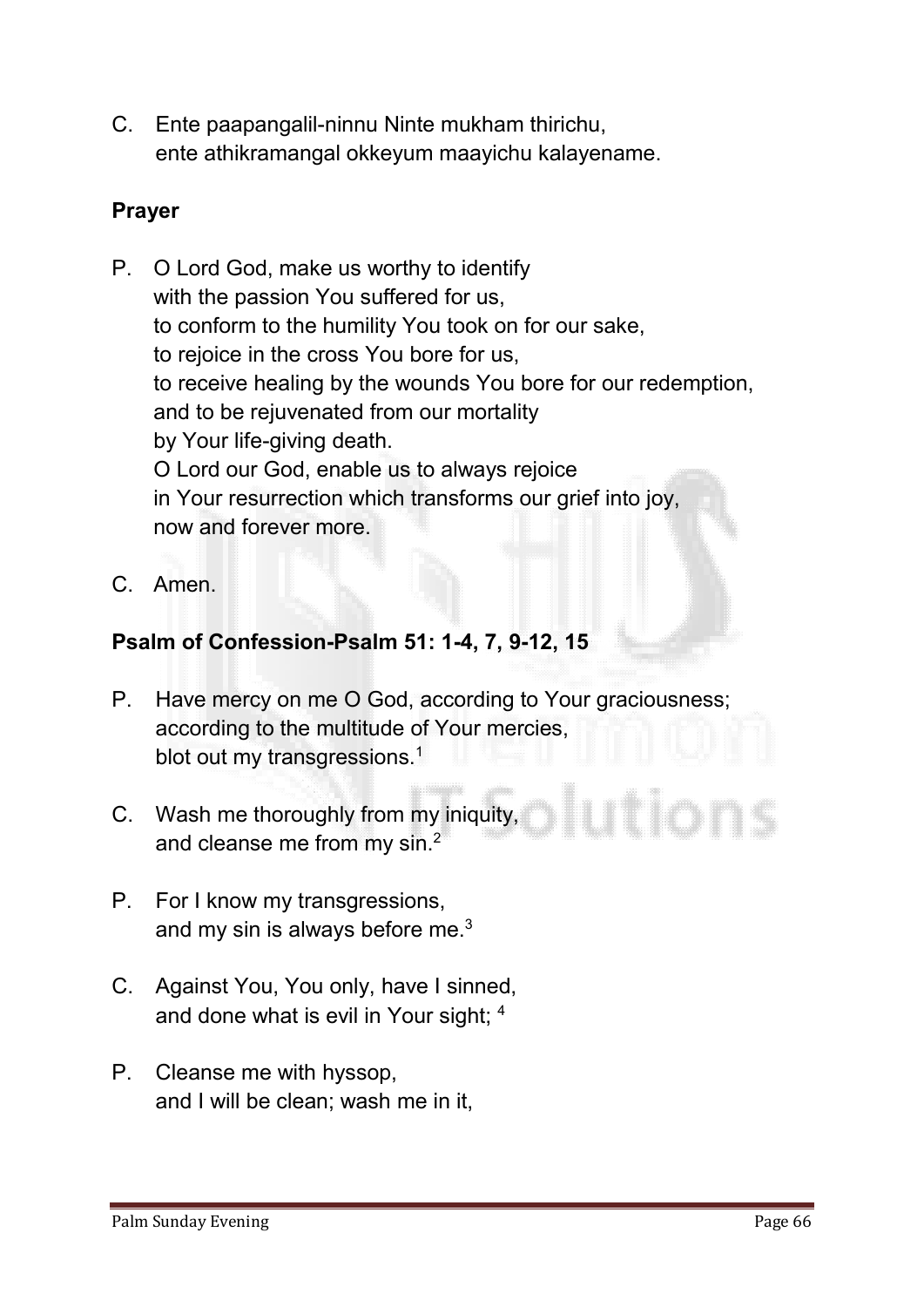C. Ente paapangalil-ninnu Ninte mukham thirichu,
ente athikramangal okkeyum maayichu kalayename.

**Prayer**

P. O Lord God, make us worthy to identify
with the passion You suffered for us,
to conform to the humility You took on for our sake,
to rejoice in the cross You bore for us,
to receive healing by the wounds You bore for our redemption,
and to be rejuvenated from our mortality
by Your life-giving death.
O Lord our God, enable us to always rejoice
in Your resurrection which transforms our grief into joy,
now and forever more.

C. Amen.

**Psalm of Confession-Psalm 51: 1-4, 7, 9-12, 15**

P. Have mercy on me O God, according to Your graciousness;
according to the multitude of Your mercies,
blot out my transgressions.[1]

C. Wash me thoroughly from my iniquity,
and cleanse me from my sin.[2]

P. For I know my transgressions,
and my sin is always before me.[3]

C. Against You, You only, have I sinned,
and done what is evil in Your sight; [4]

P. Cleanse me with hyssop,
and I will be clean; wash me in it,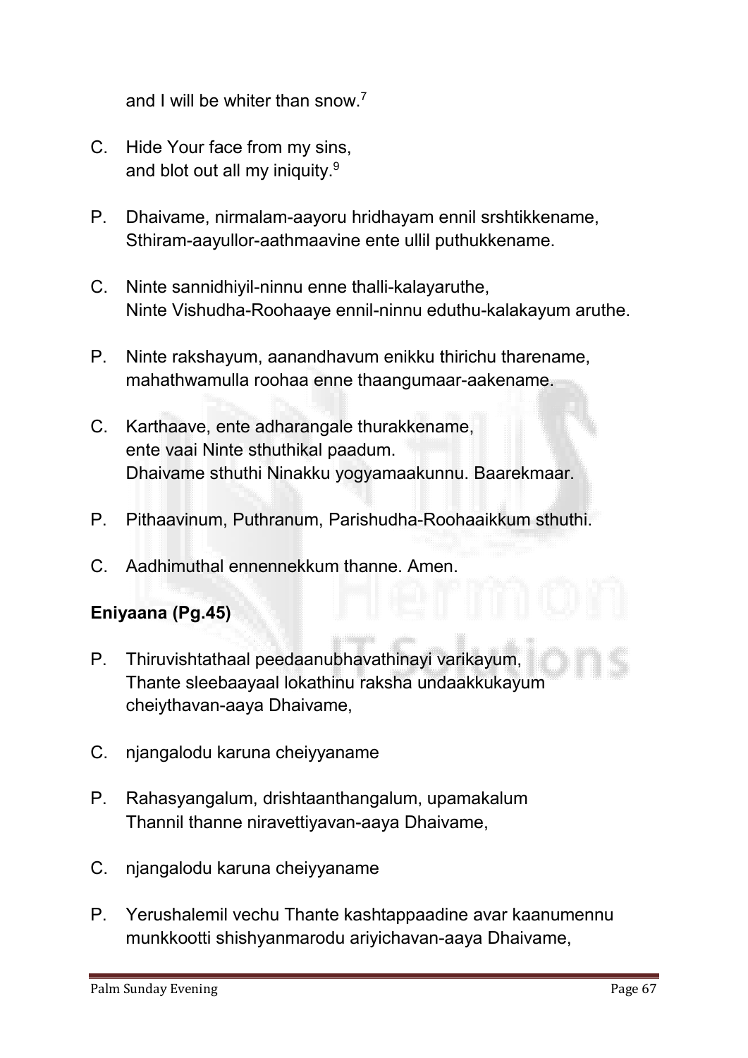and I will be whiter than snow.[7]

C. Hide Your face from my sins,
and blot out all my iniquity.[9]

P. Dhaivame, nirmalam-aayoru hridhayam ennil srshtikkename,
Sthiram-aayullor-aathmaavine ente ullil puthukkename.

C. Ninte sannidhiyil-ninnu enne thalli-kalayaruthe,
Ninte Vishudha-Roohaaye ennil-ninnu eduthu-kalakayum aruthe.

P. Ninte rakshayum, aanandhavum enikku thirichu tharename,
mahathwamulla roohaa enne thaangumaar-aakename.

C. Karthaave, ente adharangale thurakkename,
ente vaai Ninte sthuthikal paadum.
Dhaivame sthuthi Ninakku yogyamaakunnu. Baarekmaar.

P. Pithaavinum, Puthranum, Parishudha-Roohaaikkum sthuthi.

C. Aadhimuthal ennennekkum thanne. Amen.

**Eniyaana (Pg.45)**

P. Thiruvishtathaal peedaanubhavathinayi varikayum,
Thante sleebaayaal lokathinu raksha undaakkukayum
cheiythavan-aaya Dhaivame,

C. njangalodu karuna cheiyyaname

P. Rahasyangalum, drishtaanthangalum, upamakalum
Thannil thanne niravettiyavan-aaya Dhaivame,

C. njangalodu karuna cheiyyaname

P. Yerushalemil vechu Thante kashtappaadine avar kaanumennu
munkkootti shishyanmarodu ariyichavan-aaya Dhaivame,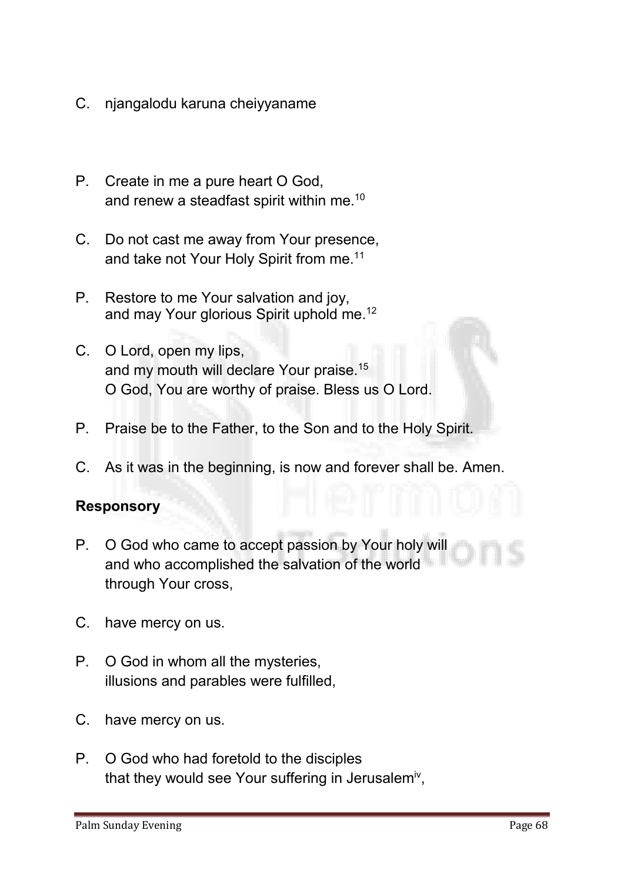C. njangalodu karuna cheiyyaname

P. Create in me a pure heart O God,
and renew a steadfast spirit within me.[10]

C. Do not cast me away from Your presence,
and take not Your Holy Spirit from me.[11]

P. Restore to me Your salvation and joy,
and may Your glorious Spirit uphold me.[12]

C. O Lord, open my lips,
and my mouth will declare Your praise.[15]
O God, You are worthy of praise. Bless us O Lord.

P. Praise be to the Father, to the Son and to the Holy Spirit.

C. As it was in the beginning, is now and forever shall be. Amen.

**Responsory**

P. O God who came to accept passion by Your holy will
and who accomplished the salvation of the world
through Your cross,

C. have mercy on us.

P. O God in whom all the mysteries,
illusions and parables were fulfilled,

C. have mercy on us.

P. O God who had foretold to the disciples
that they would see Your suffering in Jerusalem[iv],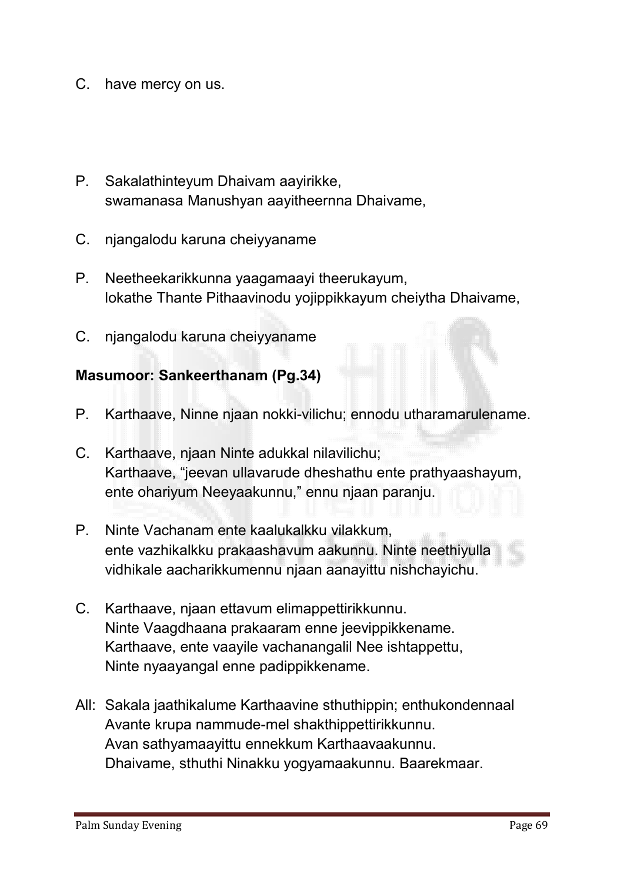C. have mercy on us.

P. Sakalathinteyum Dhaivam aayirikke,
   swamanasa Manushyan aayitheernna Dhaivame,

C. njangalodu karuna cheiyyaname

P. Neetheekarikkunna yaagamaayi theerukayum,
   lokathe Thante Pithaavinodu yojippikkayum cheiytha Dhaivame,

C. njangalodu karuna cheiyyaname

**Masumoor: Sankeerthanam (Pg.34)**

P. Karthaave, Ninne njaan nokki-vilichu; ennodu utharamarulename.

C. Karthaave, njaan Ninte adukkal nilavilichu;
   Karthaave, "jeevan ullavarude dheshathu ente prathyaashayum,
   ente ohariyum Neeyaakunnu," ennu njaan paranju.

P. Ninte Vachanam ente kaalukalkku vilakkum,
   ente vazhikalkku prakaashavum aakunnu. Ninte neethiyulla
   vidhikale aacharikkumennu njaan aanayittu nishchayichu.

C. Karthaave, njaan ettavum elimappettirikkunnu.
   Ninte Vaagdhaana prakaaram enne jeevippikkename.
   Karthaave, ente vaayile vachanangalil Nee ishtappettu,
   Ninte nyaayangal enne padippikkename.

All: Sakala jaathikalume Karthaavine sthuthippin; enthukondennaal
   Avante krupa nammude-mel shakthippettirikkunnu.
   Avan sathyamaayittu ennekkum Karthaavaakunnu.
   Dhaivame, sthuthi Ninakku yogyamaakunnu. Baarekmaar.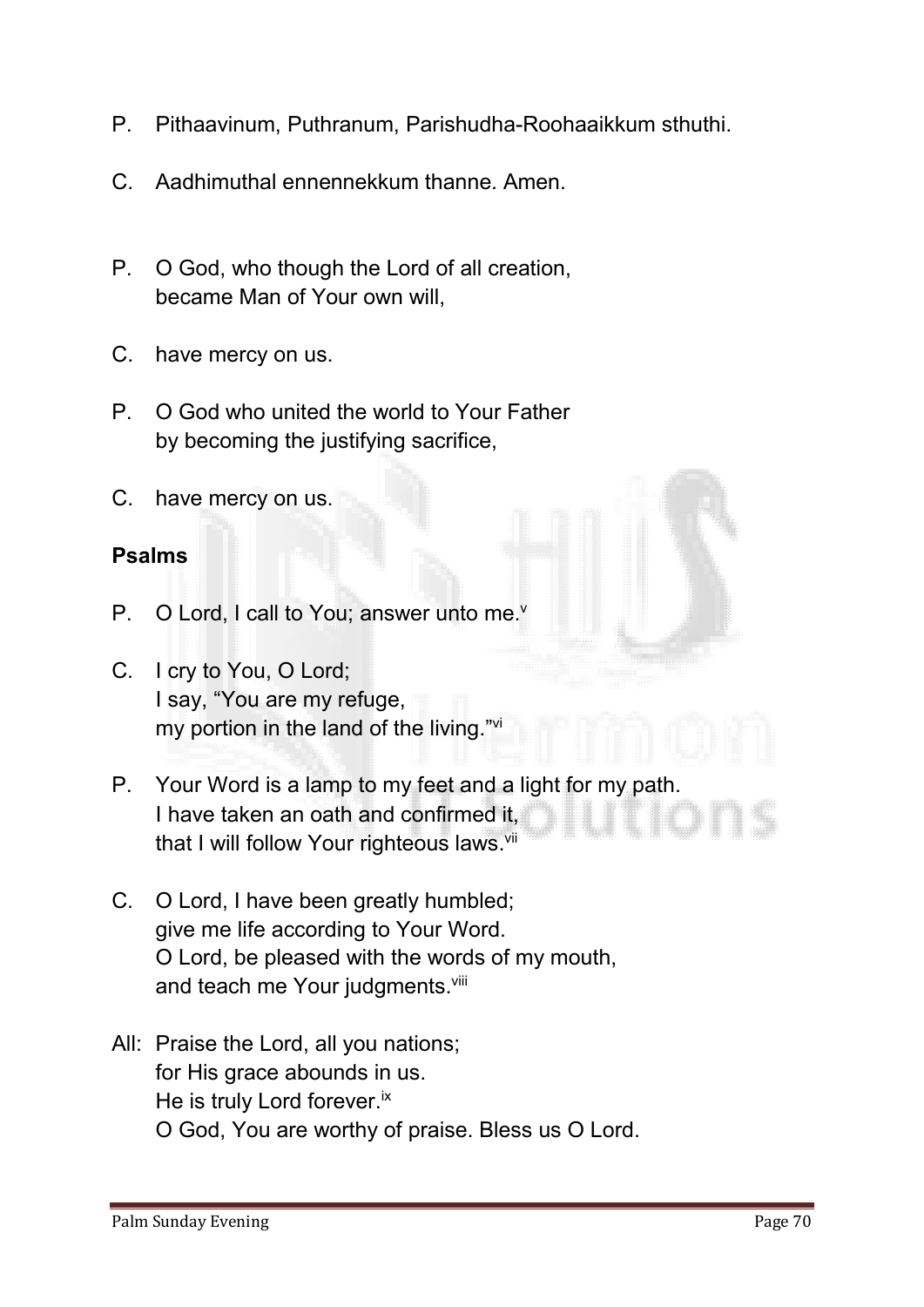P. Pithaavinum, Puthranum, Parishudha-Roohaaikkum sthuthi.

C. Aadhimuthal ennennekkum thanne. Amen.

P. O God, who though the Lord of all creation,
became Man of Your own will,

C. have mercy on us.

P. O God who united the world to Your Father
by becoming the justifying sacrifice,

C. have mercy on us.

**Psalms**

P. O Lord, I call to You; answer unto me.[v]

C. I cry to You, O Lord;
I say, "You are my refuge,
my portion in the land of the living."[vi]

P. Your Word is a lamp to my feet and a light for my path.
I have taken an oath and confirmed it,
that I will follow Your righteous laws.[vii]

C. O Lord, I have been greatly humbled;
give me life according to Your Word.
O Lord, be pleased with the words of my mouth,
and teach me Your judgments.[viii]

All: Praise the Lord, all you nations;
for His grace abounds in us.
He is truly Lord forever.[ix]
O God, You are worthy of praise. Bless us O Lord.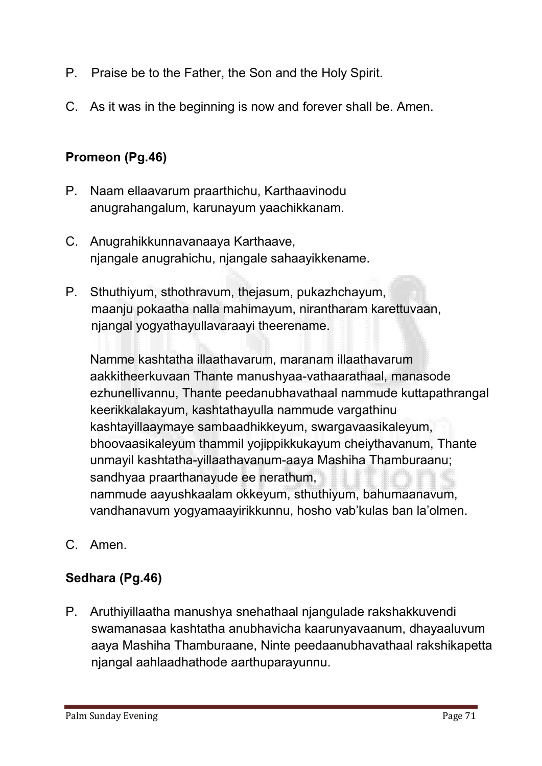P. Praise be to the Father, the Son and the Holy Spirit.

C. As it was in the beginning is now and forever shall be. Amen.

**Promeon (Pg.46)**

P. Naam ellaavarum praarthichu, Karthaavinodu anugrahangalum, karunayum yaachikkanam.

C. Anugrahikkunnavanaaya Karthaave, njangale anugrahichu, njangale sahaayikkename.

P. Sthuthiyum, sthothravum, thejasum, pukazhchayum, maanju pokaatha nalla mahimayum, nirantharam karettuvaan, njangal yogyathayullavaraayi theerename.

Namme kashtatha illaathavarum, maranam illaathavarum aakkitheerkuvaan Thante manushyaa-vathaarathaal, manasode ezhunellivannu, Thante peedanubhavathaal nammude kuttapathrangal keerikkalakayum, kashtathayulla nammude vargathinu kashtayillaaymaye sambaadhikkeyum, swargavaasikaleyum, bhoovaasikaleyum thammil yojippikkukayum cheiythavanum, Thante unmayil kashtatha-yillaathavanum-aaya Mashiha Thamburaanu; sandhyaa praarthanayude ee nerathum, nammude aayushkaalam okkeyum, sthuthiyum, bahumaanavum, vandhanavum yogyamaayirikkunnu, hosho vab'kulas ban la'olmen.

C. Amen.

**Sedhara (Pg.46)**

P. Aruthiyillaatha manushya snehathaal njangulade rakshakkuvendi swamanasaa kashtatha anubhavicha kaarunyavaanum, dhayaaluvum aaya Mashiha Thamburaane, Ninte peedaanubhavathaal rakshikapetta njangal aahlaadhathode aarthuparayunnu.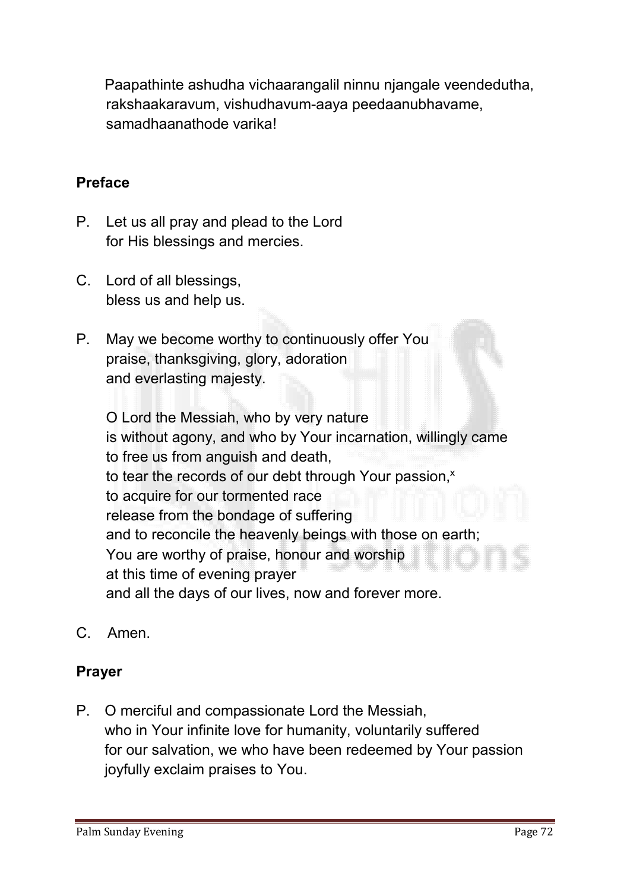Paapathinte ashudha vichaarangalil ninnu njangale veendedutha, rakshaakaravum, vishudhavum-aaya peedaanubhavame, samadhaanathode varika!

**Preface**

P. Let us all pray and plead to the Lord
for His blessings and mercies.

C. Lord of all blessings,
bless us and help us.

P. May we become worthy to continuously offer You
praise, thanksgiving, glory, adoration
and everlasting majesty.

O Lord the Messiah, who by very nature
is without agony, and who by Your incarnation, willingly came
to free us from anguish and death,
to tear the records of our debt through Your passion,[x]
to acquire for our tormented race
release from the bondage of suffering
and to reconcile the heavenly beings with those on earth;
You are worthy of praise, honour and worship
at this time of evening prayer
and all the days of our lives, now and forever more.

C. Amen.

**Prayer**

P. O merciful and compassionate Lord the Messiah,
who in Your infinite love for humanity, voluntarily suffered
for our salvation, we who have been redeemed by Your passion
joyfully exclaim praises to You.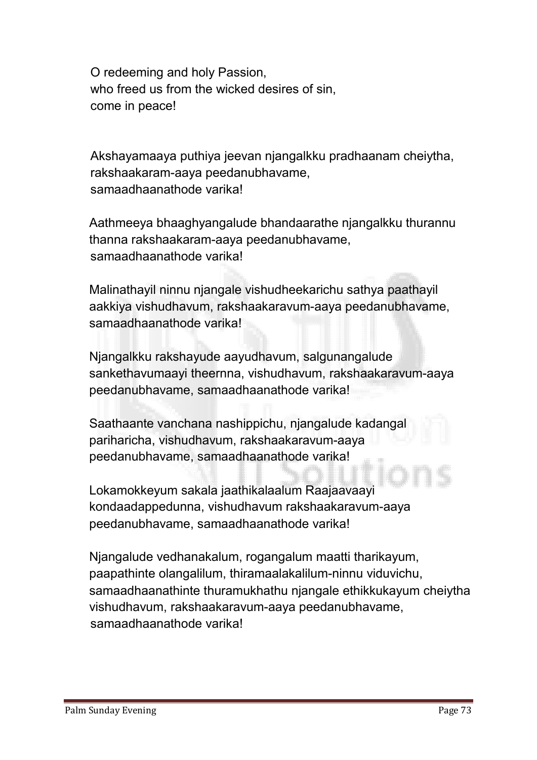O redeeming and holy Passion,
who freed us from the wicked desires of sin,
come in peace!

Akshayamaaya puthiya jeevan njangalkku pradhaanam cheiytha,
rakshaakaram-aaya peedanubhavame,
samaadhaanathode varika!

Aathmeeya bhaaghyangalude bhandaarathe njangalkku thurannu
thanna rakshaakaram-aaya peedanubhavame,
samaadhaanathode varika!

Malinathayil ninnu njangale vishudheekarichu sathya paathayil
aakkiya vishudhavum, rakshaakaravum-aaya peedanubhavame,
samaadhaanathode varika!

Njangalkku rakshayude aayudhavum, salgunangalude
sankethavumaayi theernna, vishudhavum, rakshaakaravum-aaya
peedanubhavame, samaadhaanathode varika!

Saathaante vanchana nashippichu, njangalude kadangal
pariharicha, vishudhavum, rakshaakaravum-aaya
peedanubhavame, samaadhaanathode varika!

Lokamokkeyum sakala jaathikalaalum Raajaavaayi
kondaadappedunna, vishudhavum rakshaakaravum-aaya
peedanubhavame, samaadhaanathode varika!

Njangalude vedhanakalum, rogangalum maatti tharikayum,
paapathinte olangalilum, thiramaalakalilum-ninnu viduvichu,
samaadhaanathinte thuramukhathu njangale ethikkukayum cheiytha
vishudhavum, rakshaakaravum-aaya peedanubhavame,
samaadhaanathode varika!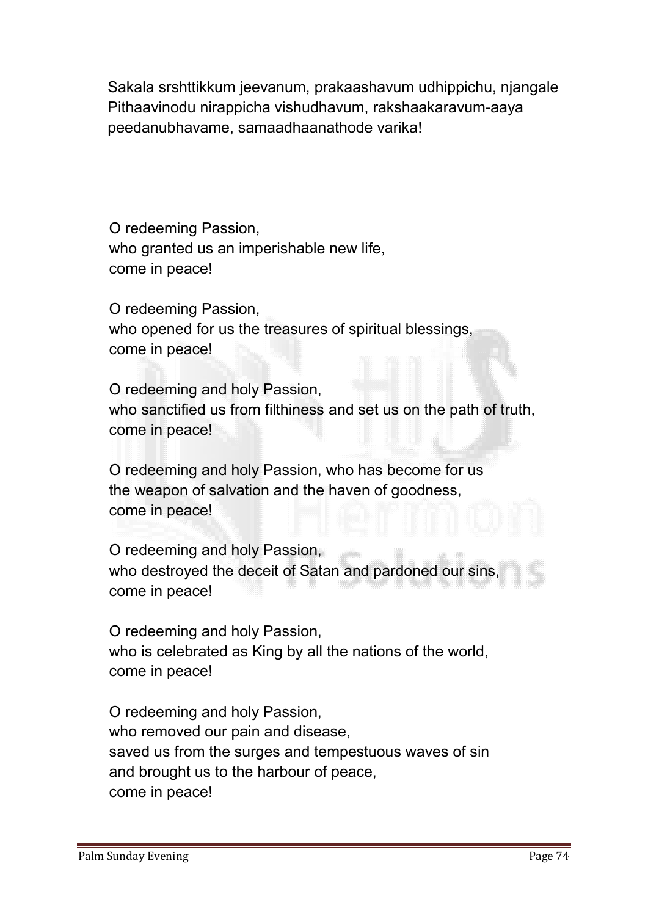Sakala srshttikkum jeevanum, prakaashavum udhippichu, njangale Pithaavinodu nirappicha vishudhavum, rakshaakaravum-aaya peedanubhavame, samaadhaanathode varika!

O redeeming Passion,
who granted us an imperishable new life,
come in peace!

O redeeming Passion,
who opened for us the treasures of spiritual blessings,
come in peace!

O redeeming and holy Passion,
who sanctified us from filthiness and set us on the path of truth,
come in peace!

O redeeming and holy Passion, who has become for us
the weapon of salvation and the haven of goodness,
come in peace!

O redeeming and holy Passion,
who destroyed the deceit of Satan and pardoned our sins,
come in peace!

O redeeming and holy Passion,
who is celebrated as King by all the nations of the world,
come in peace!

O redeeming and holy Passion,
who removed our pain and disease,
saved us from the surges and tempestuous waves of sin
and brought us to the harbour of peace,
come in peace!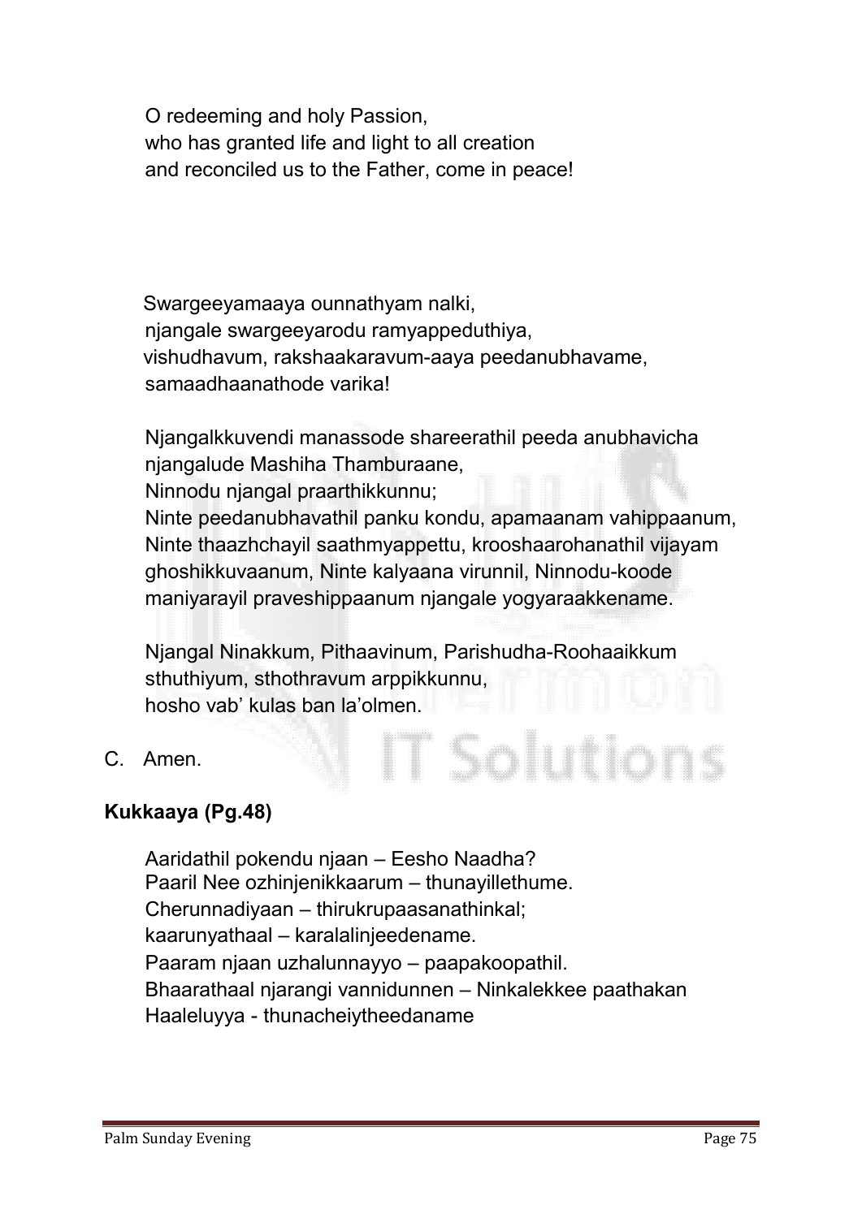O redeeming and holy Passion,
who has granted life and light to all creation
and reconciled us to the Father, come in peace!

Swargeeyamaaya ounnathyam nalki,
njangale swargeeyarodu ramyappeduthiya,
vishudhavum, rakshaakaravum-aaya peedanubhavame,
samaadhaanathode varika!

Njangalkkuvendi manassode shareerathil peeda anubhavicha
njangalude Mashiha Thamburaane,
Ninnodu njangal praarthikkunnu;
Ninte peedanubhavathil panku kondu, apamaanam vahippaanum,
Ninte thaazhchayil saathmyappettu, krooshaarohanathil vijayam
ghoshikkuvaanum, Ninte kalyaana virunnil, Ninnodu-koode
maniyarayil praveshippaanum njangale yogyaraakkename.

Njangal Ninakkum, Pithaavinum, Parishudha-Roohaaikkum
sthuthiyum, sthothravum arppikkunnu,
hosho vab' kulas ban la'olmen.

C. Amen.

**Kukkaaya (Pg.48)**

Aaridathil pokendu njaan – Eesho Naadha?
Paaril Nee ozhinjenikkaarum – thunayillethume.
Cherunnadiyaan – thirukrupaasanathinkal;
kaarunyathaal – karalalinjeedename.
Paaram njaan uzhalunnayyo – paapakoopathil.
Bhaarathaal njarangi vannidunnen – Ninkalekkee paathakan
Haaleluyya - thunacheiytheedaname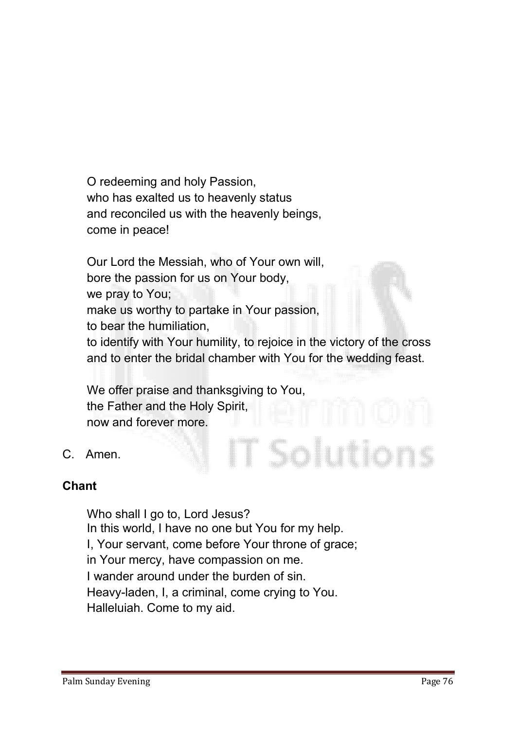O redeeming and holy Passion,
who has exalted us to heavenly status
and reconciled us with the heavenly beings,
come in peace!

Our Lord the Messiah, who of Your own will,
bore the passion for us on Your body,
we pray to You;
make us worthy to partake in Your passion,
to bear the humiliation,
to identify with Your humility, to rejoice in the victory of the cross
and to enter the bridal chamber with You for the wedding feast.

We offer praise and thanksgiving to You,
the Father and the Holy Spirit,
now and forever more.

C. Amen.

**Chant**

Who shall I go to, Lord Jesus?
In this world, I have no one but You for my help.
I, Your servant, come before Your throne of grace;
in Your mercy, have compassion on me.
I wander around under the burden of sin.
Heavy-laden, I, a criminal, come crying to You.
Halleluiah. Come to my aid.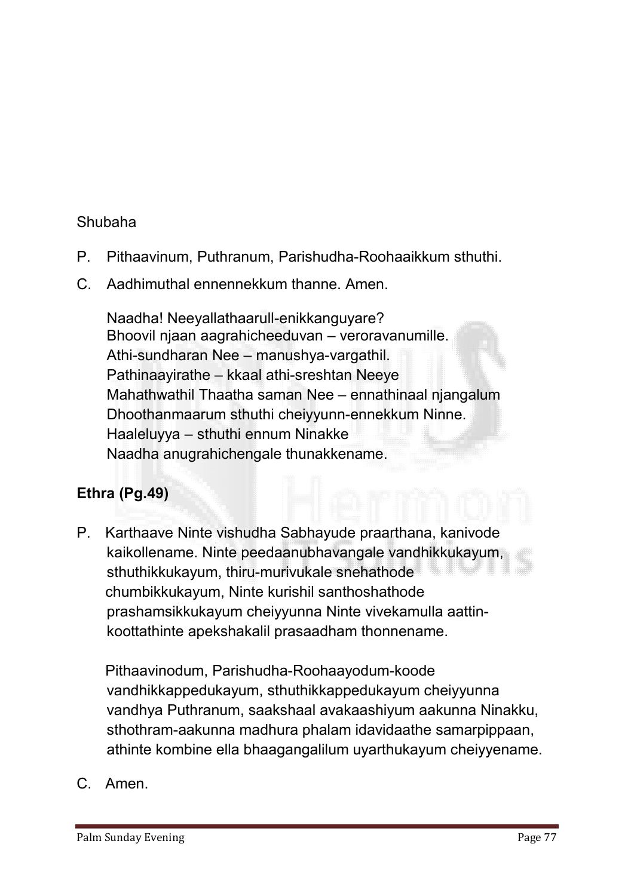Shubaha

P. Pithaavinum, Puthranum, Parishudha-Roohaaikkum sthuthi.

C. Aadhimuthal ennennekkum thanne. Amen.

Naadha! Neeyallathaarull-enikkanguyare?
Bhoovil njaan aagrahicheeduvan – veroravanumille.
Athi-sundharan Nee – manushya-vargathil.
Pathinaayirathe – kkaal athi-sreshtan Neeye
Mahathwathil Thaatha saman Nee – ennathinaal njangalum
Dhoothanmaarum sthuthi cheiyyunn-ennekkum Ninne.
Haaleluyya – sthuthi ennum Ninakke
Naadha anugrahichengale thunakkename.

**Ethra (Pg.49)**

P. Karthaave Ninte vishudha Sabhayude praarthana, kanivode kaikollename. Ninte peedaanubhavangale vandhikkukayum, sthuthikkukayum, thiru-murivukale snehathode chumbikkukayum, Ninte kurishil santhoshathode prashamsikkukayum cheiyyunna Ninte vivekamulla aattin-koottathinte apekshakalil prasaadham thonnename.

Pithaavinodum, Parishudha-Roohaayodum-koode vandhikkappedukayum, sthuthikkappedukayum cheiyyunna vandhya Puthranum, saakshaal avakaashiyum aakunna Ninakku, sthothram-aakunna madhura phalam idavidaathe samarpippaan, athinte kombine ella bhaagangalilum uyarthukayum cheiyyename.

C. Amen.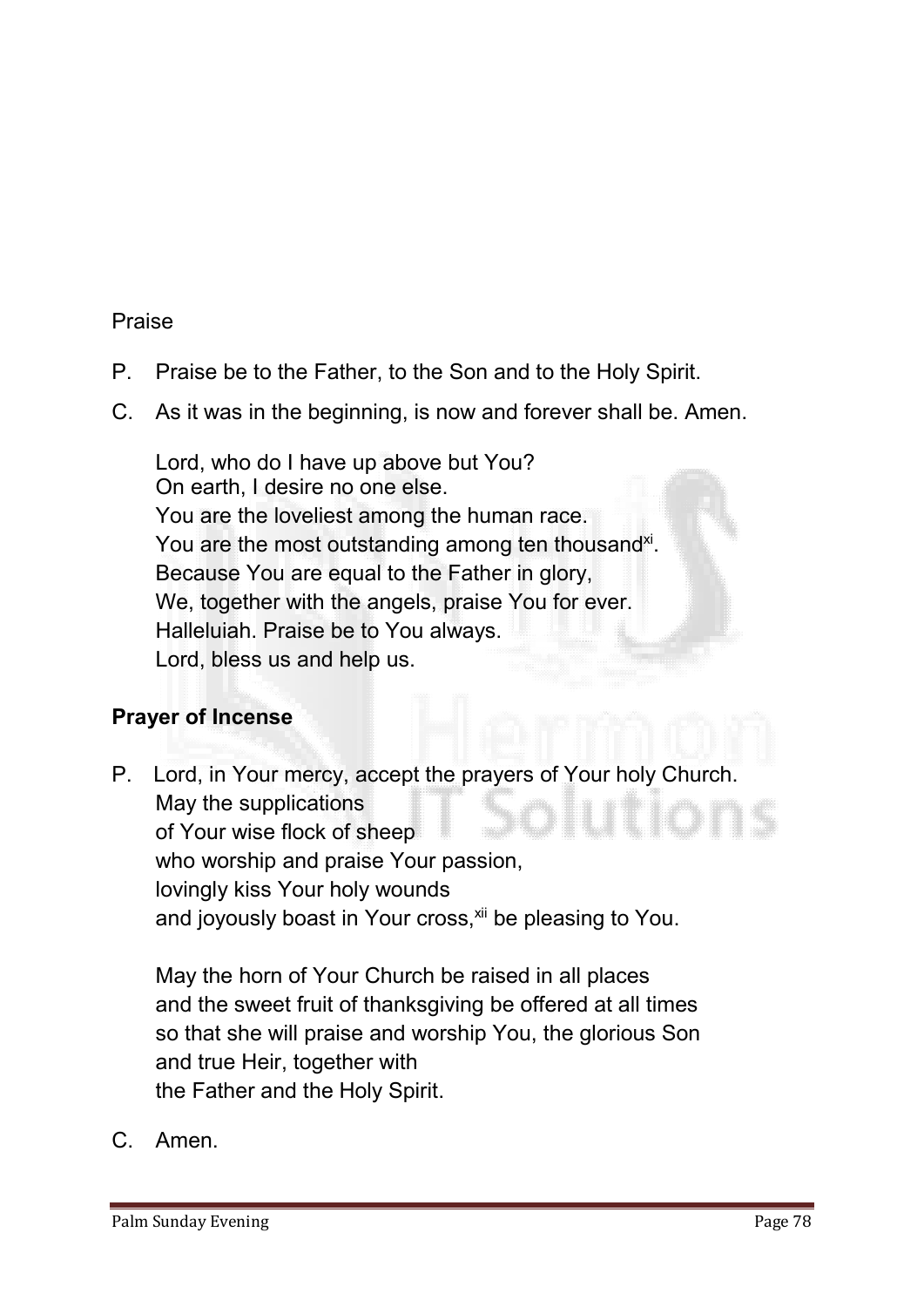Praise

P. Praise be to the Father, to the Son and to the Holy Spirit.

C. As it was in the beginning, is now and forever shall be. Amen.

Lord, who do I have up above but You?
On earth, I desire no one else.
You are the loveliest among the human race.
You are the most outstanding among ten thousand[xi].
Because You are equal to the Father in glory,
We, together with the angels, praise You for ever.
Halleluiah. Praise be to You always.
Lord, bless us and help us.

**Prayer of Incense**

P. Lord, in Your mercy, accept the prayers of Your holy Church.
May the supplications
of Your wise flock of sheep
who worship and praise Your passion,
lovingly kiss Your holy wounds
and joyously boast in Your cross,[xii] be pleasing to You.

May the horn of Your Church be raised in all places
and the sweet fruit of thanksgiving be offered at all times
so that she will praise and worship You, the glorious Son
and true Heir, together with
the Father and the Holy Spirit.

C. Amen.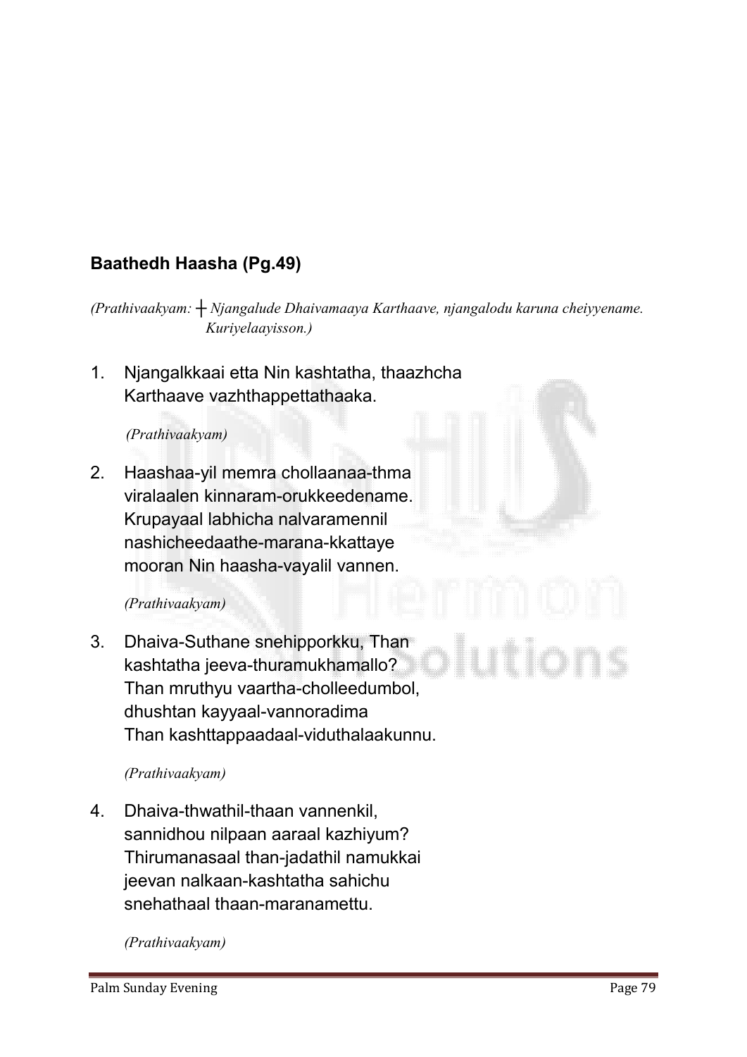## Baathedh Haasha (Pg.49)

*(Prathivaakyam: ┼ Njangalude Dhaivamaaya Karthaave, njangalodu karuna cheiyyename. Kuriyelaayisson.)*

1. Njangalkkaai etta Nin kashtatha, thaazhcha
   Karthaave vazhthappettathaaka.

   *(Prathivaakyam)*

2. Haashaa-yil memra chollaanaa-thma
   viralaalen kinnaram-orukkeedename.
   Krupayaal labhicha nalvaramennil
   nashicheedaathe-marana-kkattaye
   mooran Nin haasha-vayalil vannen.

   *(Prathivaakyam)*

3. Dhaiva-Suthane snehipporkku, Than
   kashtatha jeeva-thuramukhamallo?
   Than mruthyu vaartha-cholleedumbol,
   dhushtan kayyaal-vannoradima
   Than kashttappaadaal-viduthalaakunnu.

   *(Prathivaakyam)*

4. Dhaiva-thwathil-thaan vannenkil,
   sannidhou nilpaan aaraal kazhiyum?
   Thirumanasaal than-jadathil namukkai
   jeevan nalkaan-kashtatha sahichu
   snehathaal thaan-maranamettu.

   *(Prathivaakyam)*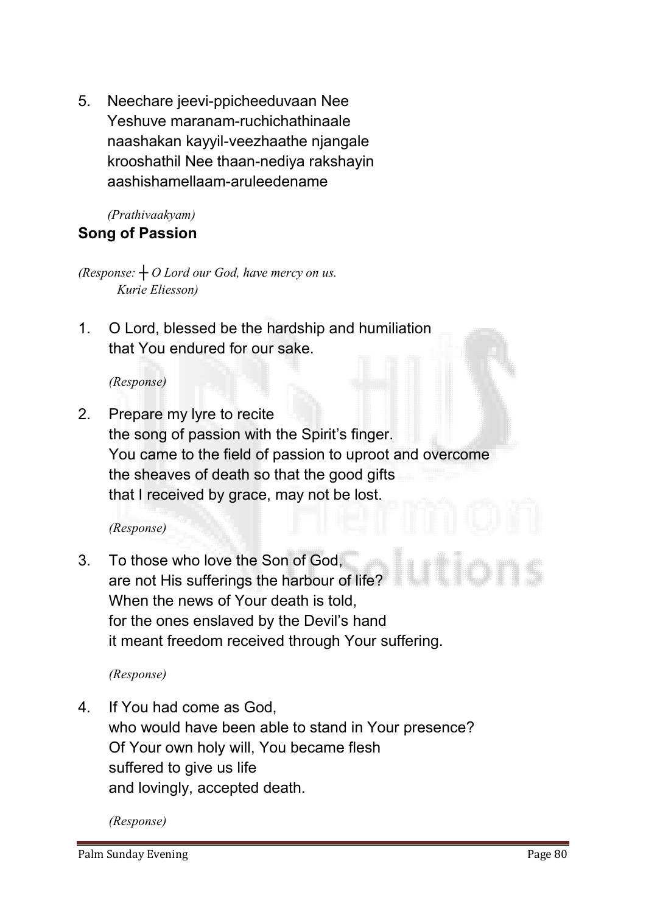5. Neechare jeevi-ppicheeduvaan Nee
   Yeshuve maranam-ruchichathinaale
   naashakan kayyil-veezhaathe njangale
   krooshathil Nee thaan-nediya rakshayin
   aashishamellaam-aruleedename

   *(Prathivaakyam)*

**Song of Passion**

*(Response: ┼ O Lord our God, have mercy on us.*
*Kurie Eliesson)*

1. O Lord, blessed be the hardship and humiliation
   that You endured for our sake.

   *(Response)*

2. Prepare my lyre to recite
   the song of passion with the Spirit's finger.
   You came to the field of passion to uproot and overcome
   the sheaves of death so that the good gifts
   that I received by grace, may not be lost.

   *(Response)*

3. To those who love the Son of God,
   are not His sufferings the harbour of life?
   When the news of Your death is told,
   for the ones enslaved by the Devil's hand
   it meant freedom received through Your suffering.

   *(Response)*

4. If You had come as God,
   who would have been able to stand in Your presence?
   Of Your own holy will, You became flesh
   suffered to give us life
   and lovingly, accepted death.

   *(Response)*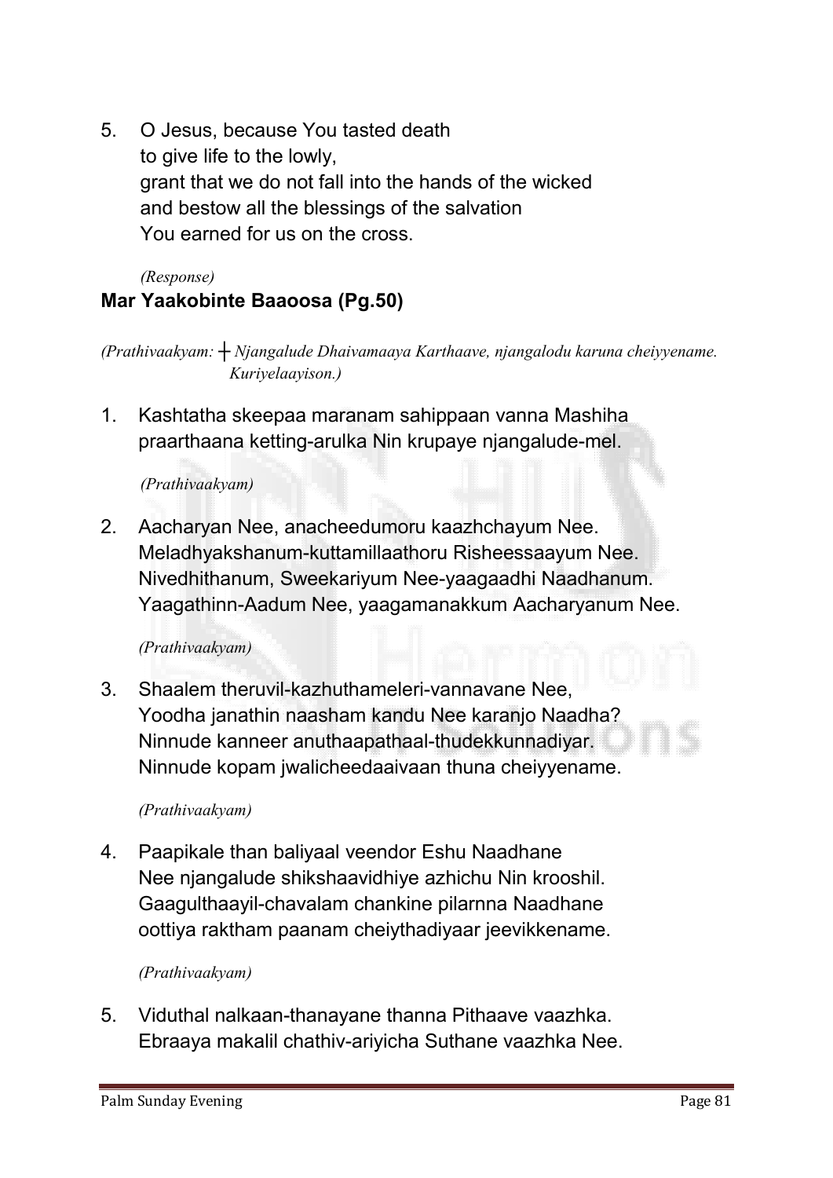5. O Jesus, because You tasted death
   to give life to the lowly,
   grant that we do not fall into the hands of the wicked
   and bestow all the blessings of the salvation
   You earned for us on the cross.

   *(Response)*

**Mar Yaakobinte Baaoosa (Pg.50)**

*(Prathivaakyam: ┼ Njangalude Dhaivamaaya Karthaave, njangalodu karuna cheiyyename. Kuriyelaayison.)*

1. Kashtatha skeepaa maranam sahippaan vanna Mashiha
   praarthaana ketting-arulka Nin krupaye njangalude-mel.

   *(Prathivaakyam)*

2. Aacharyan Nee, anacheedumoru kaazhchayum Nee.
   Meladhyakshanum-kuttamillaathoru Risheessaayum Nee.
   Nivedhithanum, Sweekariyum Nee-yaagaadhi Naadhanum.
   Yaagathinn-Aadum Nee, yaagamanakkum Aacharyanum Nee.

   *(Prathivaakyam)*

3. Shaalem theruvil-kazhuthameleri-vannavane Nee,
   Yoodha janathin naasham kandu Nee karanjo Naadha?
   Ninnude kanneer anuthaapathaal-thudekkunnadiyar.
   Ninnude kopam jwalicheedaaivaan thuna cheiyyename.

   *(Prathivaakyam)*

4. Paapikale than baliyaal veendor Eshu Naadhane
   Nee njangalude shikshaavidhiye azhichu Nin krooshil.
   Gaagulthaayil-chavalam chankine pilarnna Naadhane
   oottiya raktham paanam cheiythadiyaar jeevikkename.

   *(Prathivaakyam)*

5. Viduthal nalkaan-thanayane thanna Pithaave vaazhka.
   Ebraaya makalil chathiv-ariyicha Suthane vaazhka Nee.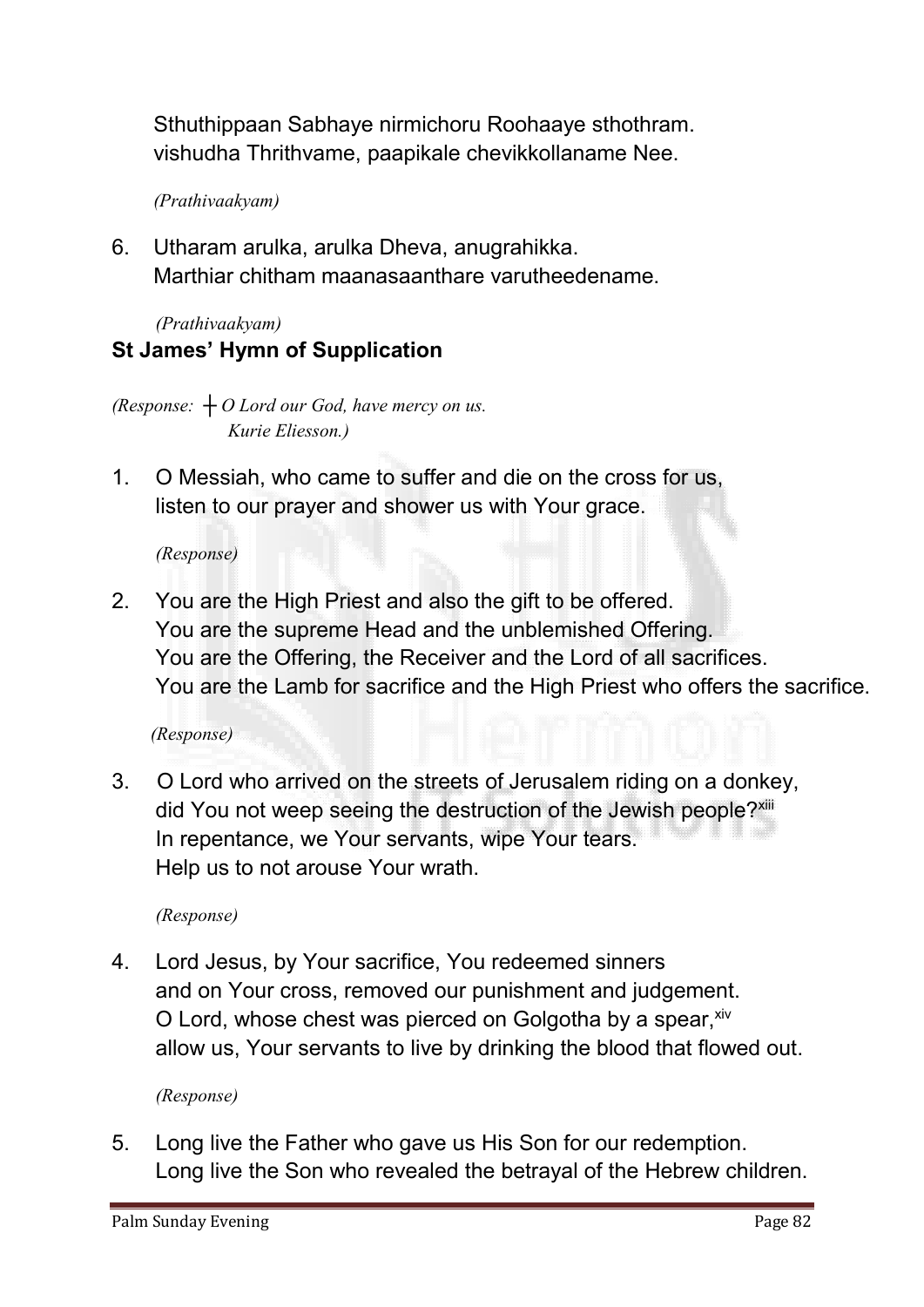Sthuthippaan Sabhaye nirmichoru Roohaaye sthothram.
vishudha Thrithvame, paapikale chevikkollaname Nee.

*(Prathivaakyam)*

6. Utharam arulka, arulka Dheva, anugrahikka.
   Marthiar chitham maanasaanthare varutheedename.

*(Prathivaakyam)*

**St James' Hymn of Supplication**

*(Response: ┼ O Lord our God, have mercy on us.*
*Kurie Eliesson.)*

1. O Messiah, who came to suffer and die on the cross for us,
   listen to our prayer and shower us with Your grace.

   *(Response)*

2. You are the High Priest and also the gift to be offered.
   You are the supreme Head and the unblemished Offering.
   You are the Offering, the Receiver and the Lord of all sacrifices.
   You are the Lamb for sacrifice and the High Priest who offers the sacrifice.

   *(Response)*

3. O Lord who arrived on the streets of Jerusalem riding on a donkey,
   did You not weep seeing the destruction of the Jewish people?[xiii]
   In repentance, we Your servants, wipe Your tears.
   Help us to not arouse Your wrath.

   *(Response)*

4. Lord Jesus, by Your sacrifice, You redeemed sinners
   and on Your cross, removed our punishment and judgement.
   O Lord, whose chest was pierced on Golgotha by a spear,[xiv]
   allow us, Your servants to live by drinking the blood that flowed out.

   *(Response)*

5. Long live the Father who gave us His Son for our redemption.
   Long live the Son who revealed the betrayal of the Hebrew children.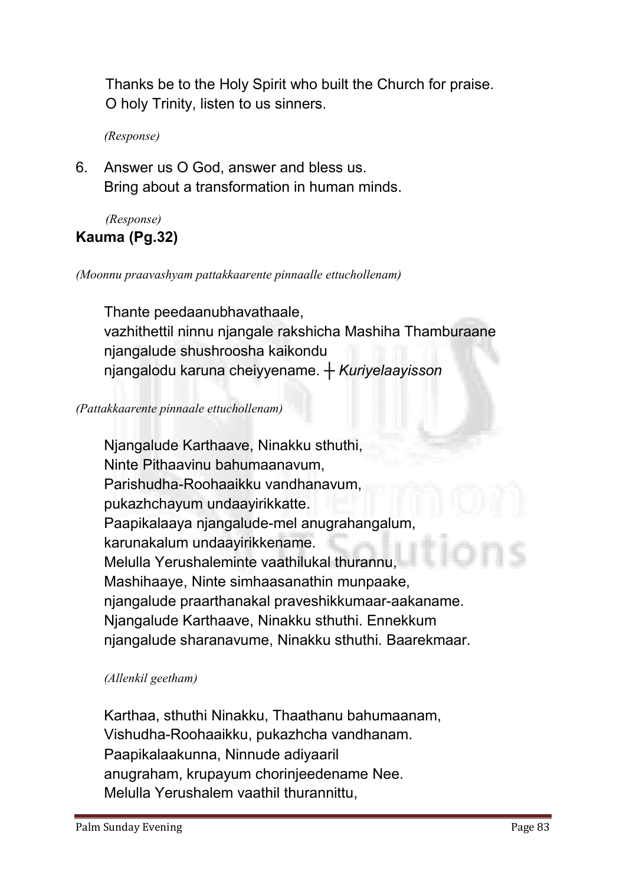Thanks be to the Holy Spirit who built the Church for praise.
O holy Trinity, listen to us sinners.

*(Response)*

6. Answer us O God, answer and bless us.
   Bring about a transformation in human minds.

*(Response)*

**Kauma (Pg.32)**

*(Moonnu praavashyam pattakkaarente pinnaalle ettuchollenam)*

Thante peedaanubhavathaale,
vazhithettil ninnu njangale rakshicha Mashiha Thamburaane
njangalude shushroosha kaikondu
njangalodu karuna cheiyyename. ┼ *Kuriyelaayisson*

*(Pattakkaarente pinnaale ettuchollenam)*

Njangalude Karthaave, Ninakku sthuthi,
Ninte Pithaavinu bahumaanavum,
Parishudha-Roohaaikku vandhanavum,
pukazhchayum undaayirikkatte.
Paapikalaaya njangalude-mel anugrahangalum,
karunakalum undaayirikkename.
Melulla Yerushaleminte vaathilukal thurannu,
Mashihaaye, Ninte simhaasanathin munpaake,
njangalude praarthanakal praveshikkumaar-aakaname.
Njangalude Karthaave, Ninakku sthuthi. Ennekkum
njangalude sharanavume, Ninakku sthuthi. Baarekmaar.

*(Allenkil geetham)*

Karthaa, sthuthi Ninakku, Thaathanu bahumaanam,
Vishudha-Roohaaikku, pukazhcha vandhanam.
Paapikalaakunna, Ninnude adiyaaril
anugraham, krupayum chorinjeedename Nee.
Melulla Yerushalem vaathil thurannittu,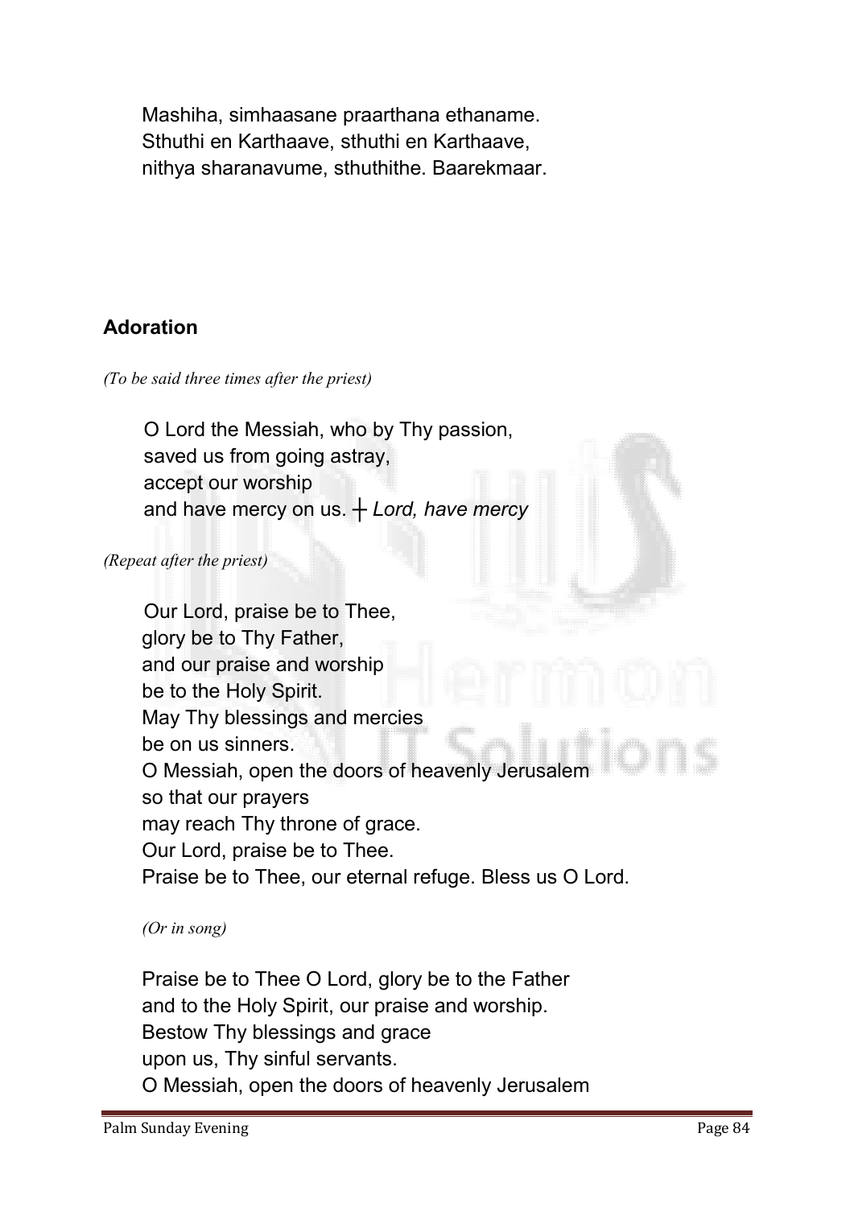Mashiha, simhaasane praarthana ethaname.
Sthuthi en Karthaave, sthuthi en Karthaave,
nithya sharanavume, sthuthithe. Baarekmaar.

## Adoration

*(To be said three times after the priest)*

O Lord the Messiah, who by Thy passion,
saved us from going astray,
accept our worship
and have mercy on us. ┼ *Lord, have mercy*

*(Repeat after the priest)*

Our Lord, praise be to Thee,
glory be to Thy Father,
and our praise and worship
be to the Holy Spirit.
May Thy blessings and mercies
be on us sinners.
O Messiah, open the doors of heavenly Jerusalem
so that our prayers
may reach Thy throne of grace.
Our Lord, praise be to Thee.
Praise be to Thee, our eternal refuge. Bless us O Lord.

*(Or in song)*

Praise be to Thee O Lord, glory be to the Father
and to the Holy Spirit, our praise and worship.
Bestow Thy blessings and grace
upon us, Thy sinful servants.
O Messiah, open the doors of heavenly Jerusalem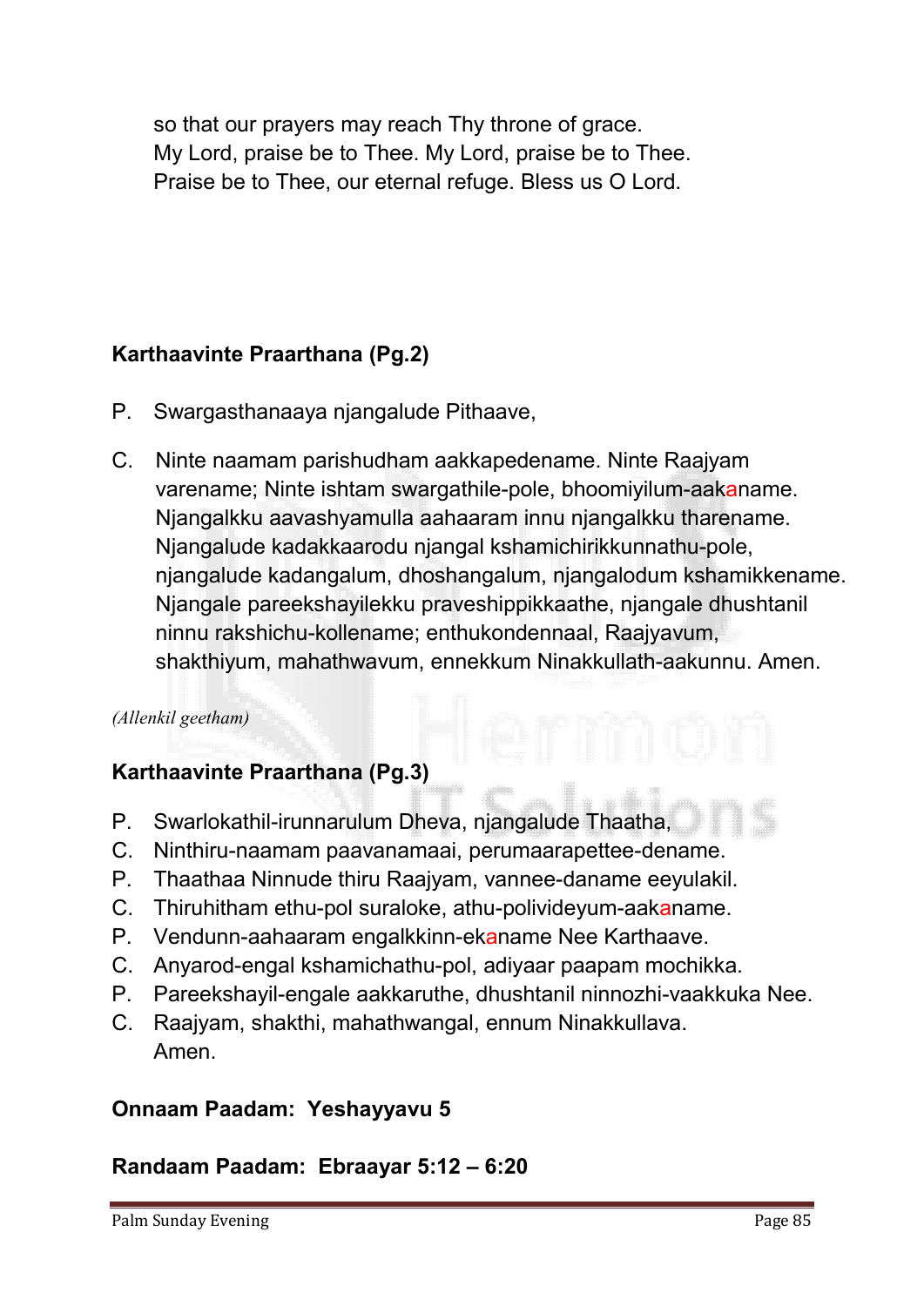so that our prayers may reach Thy throne of grace.
My Lord, praise be to Thee. My Lord, praise be to Thee.
Praise be to Thee, our eternal refuge. Bless us O Lord.

**Karthaavinte Praarthana (Pg.2)**

P. Swargasthanaaya njangalude Pithaave,

C. Ninte naamam parishudham aakkapedename. Ninte Raajyam varename; Ninte ishtam swargathile-pole, bhoomiyilum-aakaname. Njangalkku aavashyamulla aahaaram innu njangalkku tharename. Njangalude kadakkaarodu njangal kshamichirikkunnathu-pole, njangalude kadangalum, dhoshangalum, njangalodum kshamikkename. Njangale pareekshayilekku praveshippikkaathe, njangale dhushtanil ninnu rakshichu-kollename; enthukondennaal, Raajyavum, shakthiyum, mahathwavum, ennekkum Ninakkullath-aakunnu. Amen.

*(Allenkil geetham)*

**Karthaavinte Praarthana (Pg.3)**

P. Swarlokathil-irunnarulum Dheva, njangalude Thaatha,
C. Ninthiru-naamam paavanamaai, perumaarapettee-dename.
P. Thaathaa Ninnude thiru Raajyam, vannee-daname eeyulakil.
C. Thiruhitham ethu-pol suraloke, athu-polivideyum-aakaname.
P. Vendunn-aahaaram engalkkinn-ekaname Nee Karthaave.
C. Anyarod-engal kshamichathu-pol, adiyaar paapam mochikka.
P. Pareekshayil-engale aakkaruthe, dhushtanil ninnozhi-vaakkuka Nee.
C. Raajyam, shakthi, mahathwangal, ennum Ninakkullava.
Amen.

**Onnaam Paadam: Yeshayyavu 5**

**Randaam Paadam: Ebraayar 5:12 – 6:20**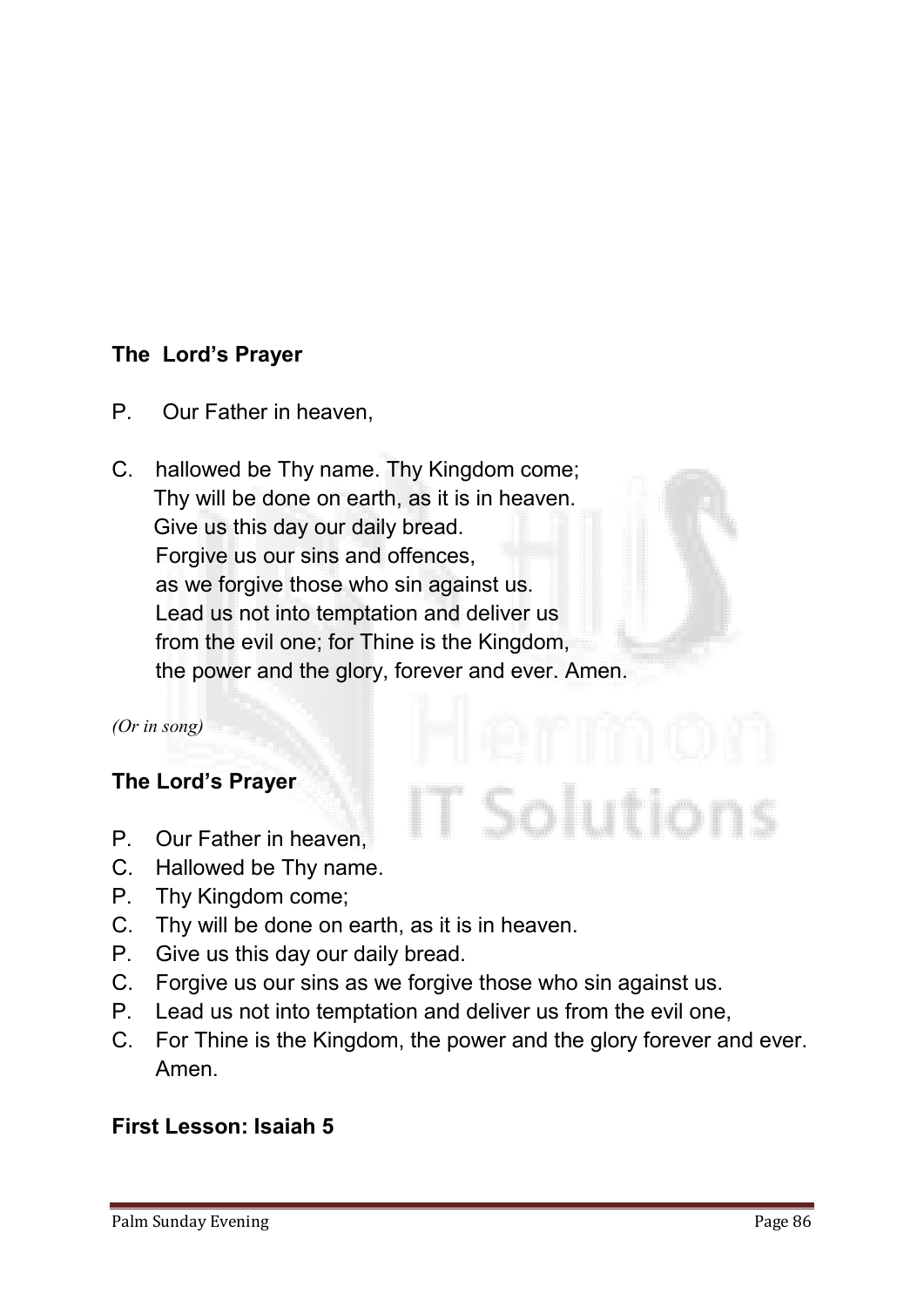### The Lord's Prayer

P. Our Father in heaven,

C. hallowed be Thy name. Thy Kingdom come;
Thy will be done on earth, as it is in heaven.
Give us this day our daily bread.
Forgive us our sins and offences,
as we forgive those who sin against us.
Lead us not into temptation and deliver us
from the evil one; for Thine is the Kingdom,
the power and the glory, forever and ever. Amen.

*(Or in song)*

### The Lord's Prayer

P. Our Father in heaven,
C. Hallowed be Thy name.
P. Thy Kingdom come;
C. Thy will be done on earth, as it is in heaven.
P. Give us this day our daily bread.
C. Forgive us our sins as we forgive those who sin against us.
P. Lead us not into temptation and deliver us from the evil one,
C. For Thine is the Kingdom, the power and the glory forever and ever. Amen.

### First Lesson: Isaiah 5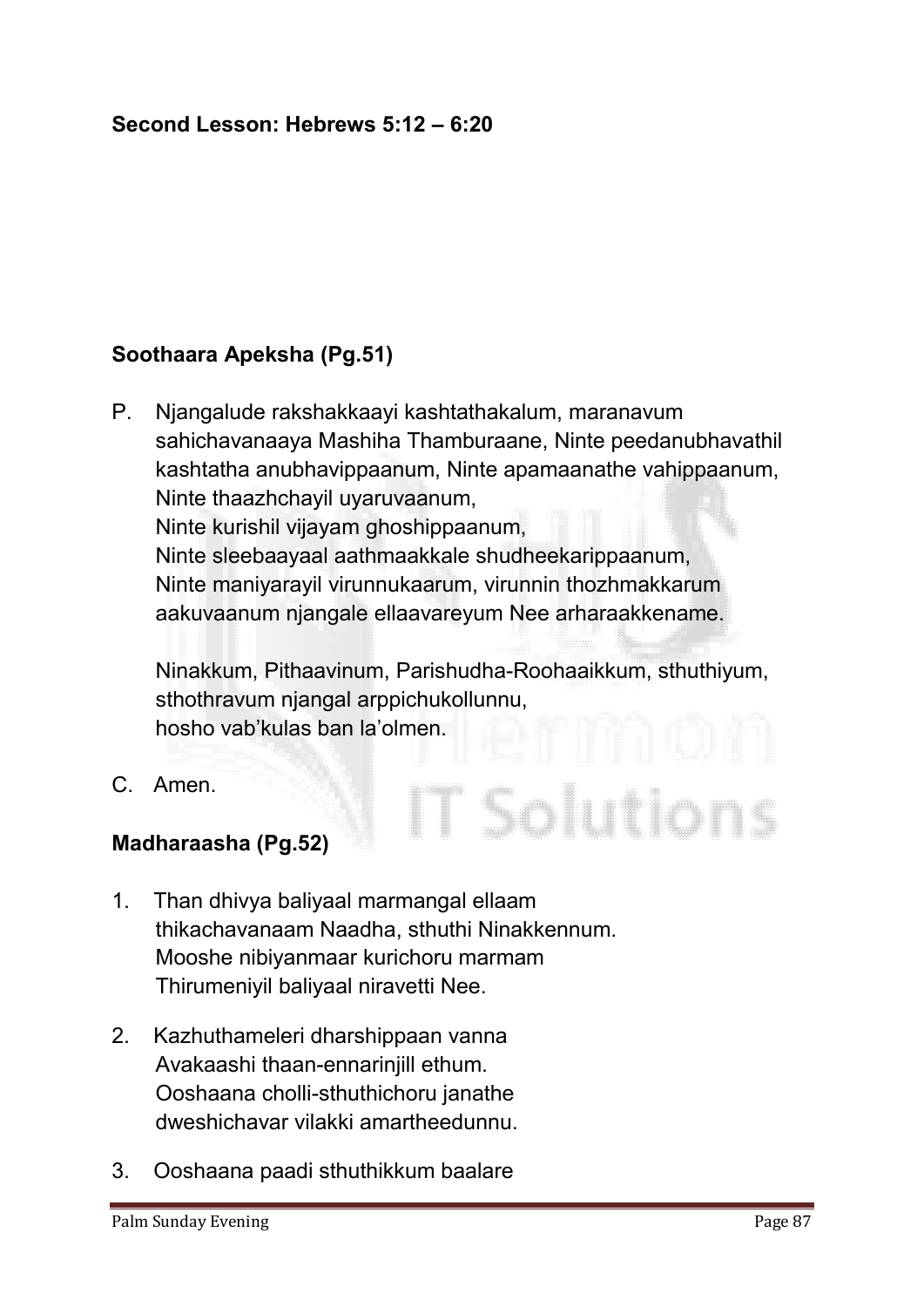**Second Lesson: Hebrews 5:12 – 6:20**

**Soothaara Apeksha (Pg.51)**

P. Njangalude rakshakkaayi kashtathakalum, maranavum sahichavanaaya Mashiha Thamburaane, Ninte peedanubhavathil kashtatha anubhavippaanum, Ninte apamaanathe vahippaanum, Ninte thaazhchayil uyaruvaanum,
Ninte kurishil vijayam ghoshippaanum,
Ninte sleebaayaal aathmaakkale shudheekarippaanum,
Ninte maniyarayil virunnukaarum, virunnin thozhmakkarum aakuvaanum njangale ellaavareyum Nee arharaakkename.

Ninakkum, Pithaavinum, Parishudha-Roohaaikkum, sthuthiyum, sthothravum njangal arppichukollunnu,
hosho vab'kulas ban la'olmen.

C. Amen.

**Madharaasha (Pg.52)**

1. Than dhivya baliyaal marmangal ellaam
   thikachavanaam Naadha, sthuthi Ninakkennum.
   Mooshe nibiyanmaar kurichoru marmam
   Thirumeniyil baliyaal niravetti Nee.

2. Kazhuthameleri dharshippaan vanna
   Avakaashi thaan-ennarinjill ethum.
   Ooshaana cholli-sthuthichoru janathe
   dweshichavar vilakki amartheedunnu.

3. Ooshaana paadi sthuthikkum baalare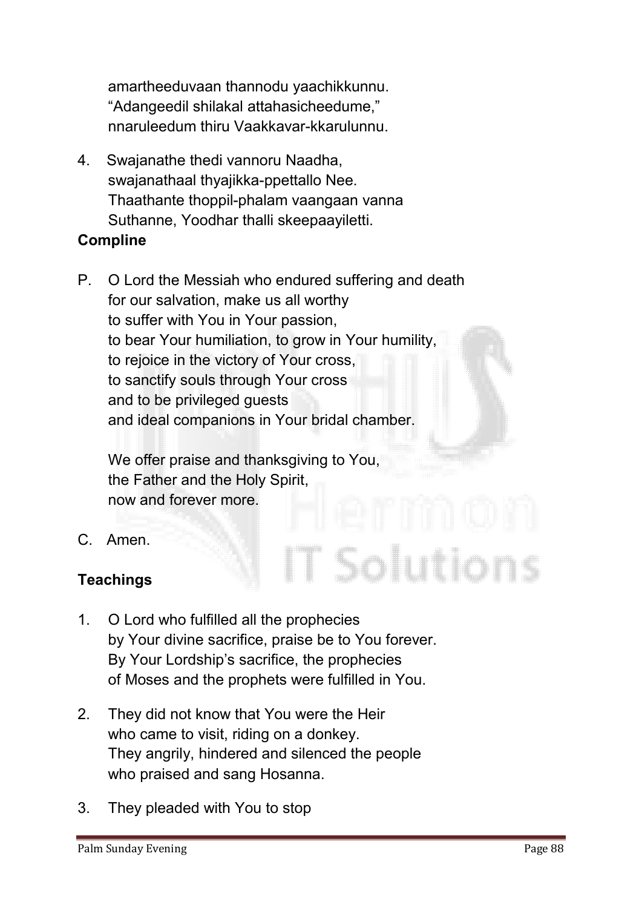amartheeduvaan thannodu yaachikkunnu.
"Adangeedil shilakal attahasicheedume,"
nnaruleedum thiru Vaakkavar-kkarulunnu.

4. Swajanathe thedi vannoru Naadha,
swajanathaal thyajikka-ppettallo Nee.
Thaathante thoppil-phalam vaangaan vanna
Suthanne, Yoodhar thalli skeepaayiletti.

**Compline**

P. O Lord the Messiah who endured suffering and death
for our salvation, make us all worthy
to suffer with You in Your passion,
to bear Your humiliation, to grow in Your humility,
to rejoice in the victory of Your cross,
to sanctify souls through Your cross
and to be privileged guests
and ideal companions in Your bridal chamber.

We offer praise and thanksgiving to You,
the Father and the Holy Spirit,
now and forever more.

C. Amen.

**Teachings**

1. O Lord who fulfilled all the prophecies
by Your divine sacrifice, praise be to You forever.
By Your Lordship's sacrifice, the prophecies
of Moses and the prophets were fulfilled in You.

2. They did not know that You were the Heir
who came to visit, riding on a donkey.
They angrily, hindered and silenced the people
who praised and sang Hosanna.

3. They pleaded with You to stop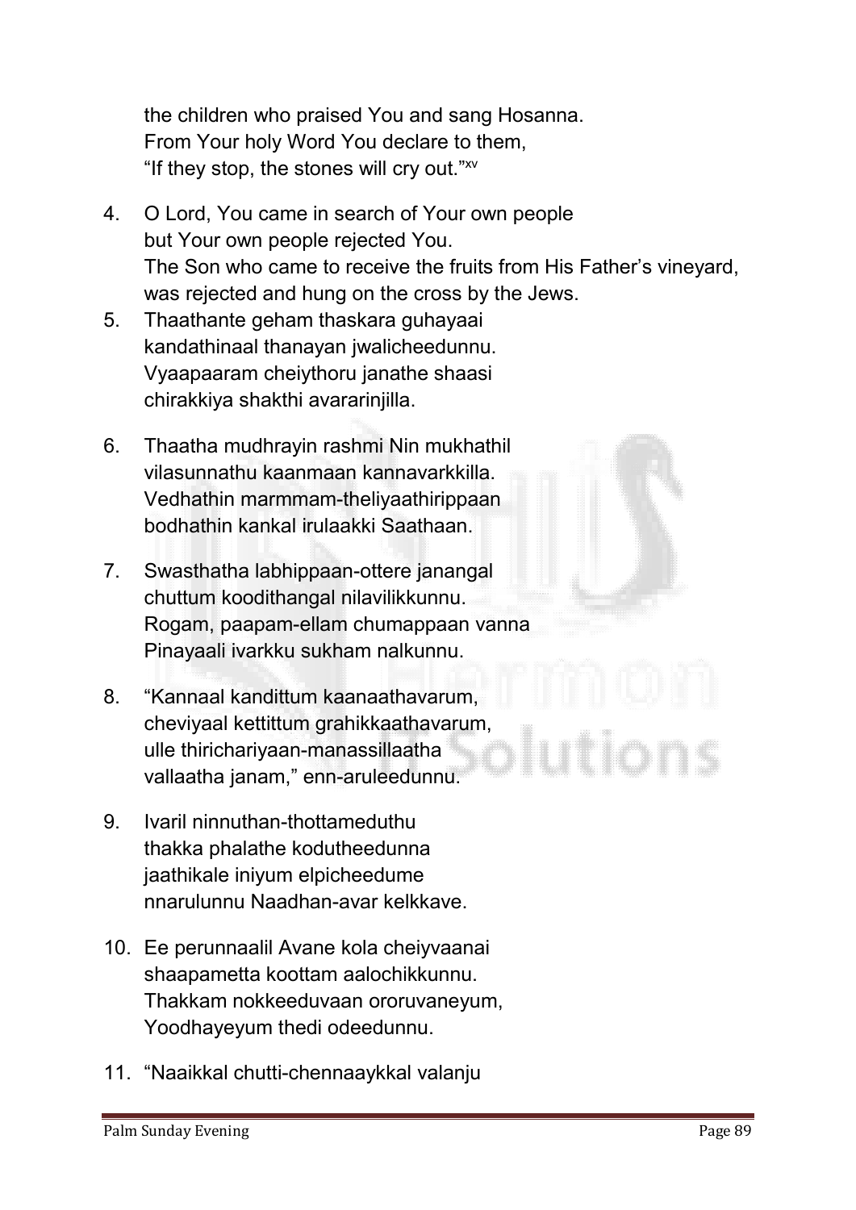the children who praised You and sang Hosanna.
From Your holy Word You declare to them,
"If they stop, the stones will cry out."[xv]

4. O Lord, You came in search of Your own people
   but Your own people rejected You.
   The Son who came to receive the fruits from His Father's vineyard,
   was rejected and hung on the cross by the Jews.

5. Thaathante geham thaskara guhayaai
   kandathinaal thanayan jwalicheedunnu.
   Vyaapaaram cheiythoru janathe shaasi
   chirakkiya shakthi avararinjilla.

6. Thaatha mudhrayin rashmi Nin mukhathil
   vilasunnathu kaanmaan kannavarkkilla.
   Vedhathin marmmam-theliyaathirippaan
   bodhathin kankal irulaakki Saathaan.

7. Swasthatha labhippaan-ottere janangal
   chuttum koodithangal nilavilikkunnu.
   Rogam, paapam-ellam chumappaan vanna
   Pinayaali ivarkku sukham nalkunnu.

8. "Kannaal kandittum kaanaathavarum,
   cheviyaal kettittum grahikkaathavarum,
   ulle thirichariyaan-manassillaatha
   vallaatha janam," enn-aruleedunnu.

9. Ivaril ninnuthan-thottameduthu
   thakka phalathe kodutheedunna
   jaathikale iniyum elpicheedume
   nnarulunnu Naadhan-avar kelkkave.

10. Ee perunnaalil Avane kola cheiyvaanai
    shaapametta koottam aalochikkunnu.
    Thakkam nokkeeduvaan ororuvaneyum,
    Yoodhayeyum thedi odeedunnu.

11. "Naaikkal chutti-chennaaykkal valanju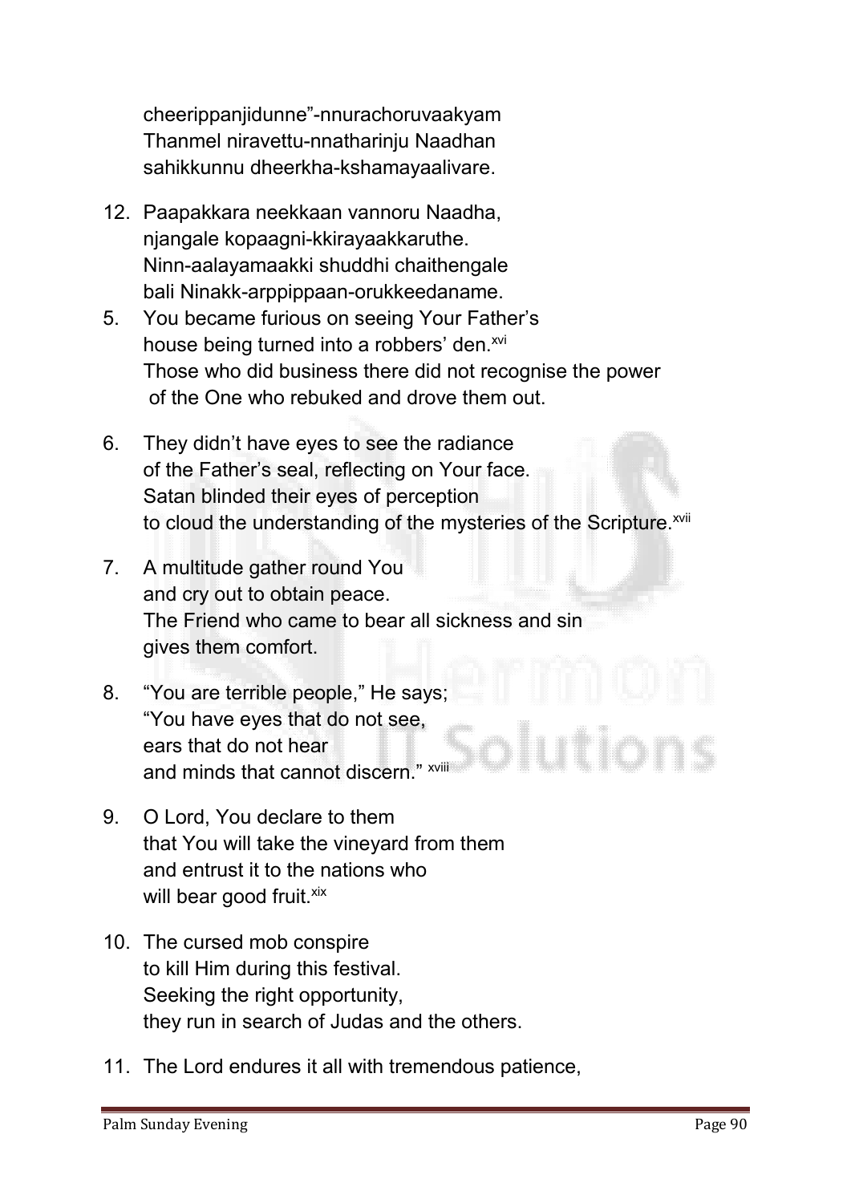cheerippanjidunne"-nnurachoruvaakyam
Thanmel niravettu-nnatharinju Naadhan
sahikkunnu dheerkha-kshamayaalivare.

12. Paapakkara neekkaan vannoru Naadha,
    njangale kopaagni-kkirayaakkaruthe.
    Ninn-aalayamaakki shuddhi chaithengale
    bali Ninakk-arppippaan-orukkeedaname.

5. You became furious on seeing Your Father's
   house being turned into a robbers' den.[xvi]
   Those who did business there did not recognise the power
   of the One who rebuked and drove them out.

6. They didn't have eyes to see the radiance
   of the Father's seal, reflecting on Your face.
   Satan blinded their eyes of perception
   to cloud the understanding of the mysteries of the Scripture.[xvii]

7. A multitude gather round You
   and cry out to obtain peace.
   The Friend who came to bear all sickness and sin
   gives them comfort.

8. "You are terrible people," He says;
   "You have eyes that do not see,
   ears that do not hear
   and minds that cannot discern." [xviii]

9. O Lord, You declare to them
   that You will take the vineyard from them
   and entrust it to the nations who
   will bear good fruit.[xix]

10. The cursed mob conspire
    to kill Him during this festival.
    Seeking the right opportunity,
    they run in search of Judas and the others.

11. The Lord endures it all with tremendous patience,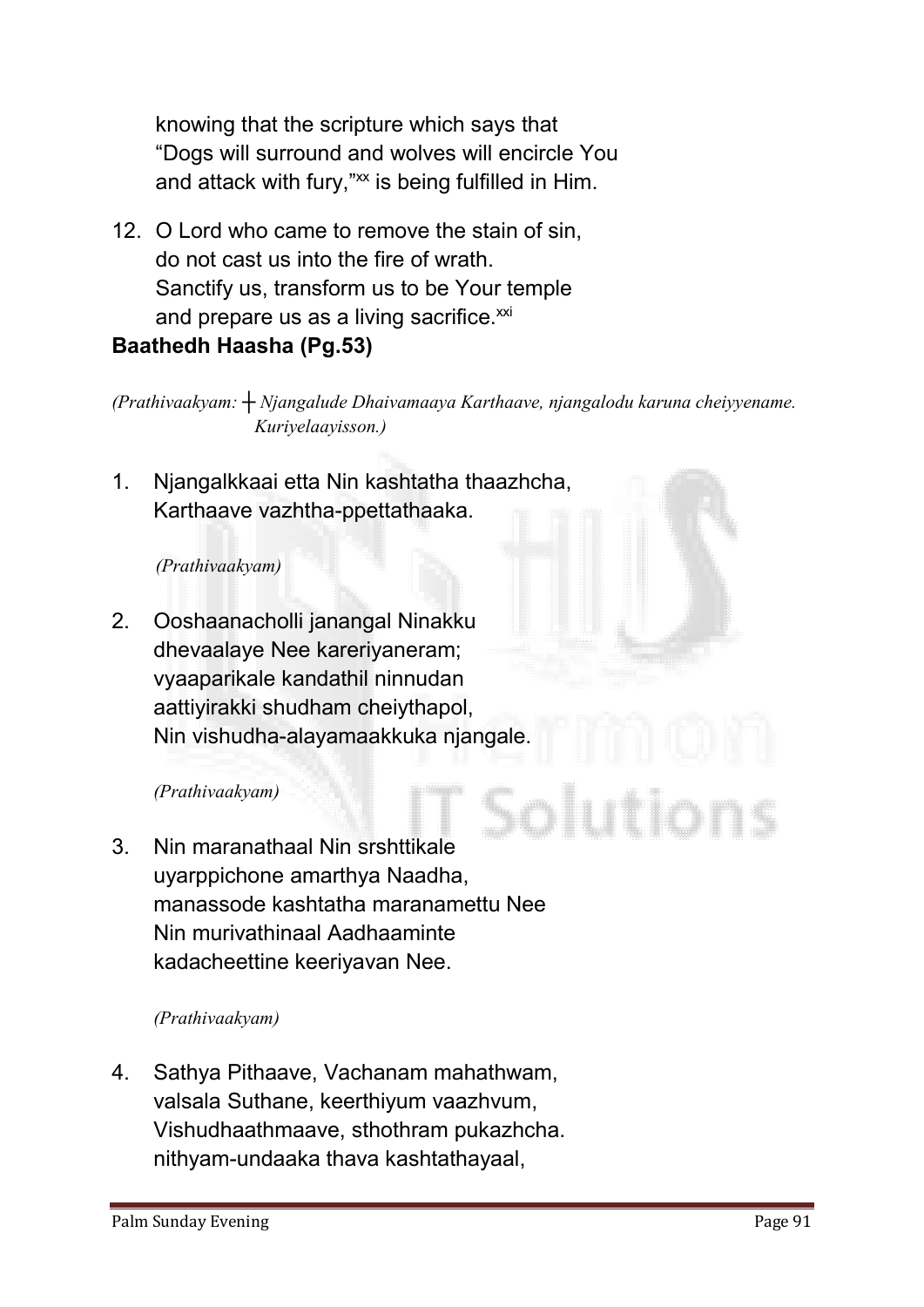knowing that the scripture which says that
"Dogs will surround and wolves will encircle You
and attack with fury,"[xx] is being fulfilled in Him.

12. O Lord who came to remove the stain of sin,
do not cast us into the fire of wrath.
Sanctify us, transform us to be Your temple
and prepare us as a living sacrifice.[xxi]

**Baathedh Haasha (Pg.53)**

*(Prathivaakyam: ┼ Njangalude Dhaivamaaya Karthaave, njangalodu karuna cheiyyename. Kuriyelaayisson.)*

1. Njangalkkaai etta Nin kashtatha thaazhcha,
Karthaave vazhtha-ppettathaaka.

*(Prathivaakyam)*

2. Ooshaanacholli janangal Ninakku
dhevaalaye Nee kareriyaneram;
vyaaparikale kandathil ninnudan
aattiyirakki shudham cheiythapol,
Nin vishudha-alayamaakkuka njangale.

*(Prathivaakyam)*

3. Nin maranathaal Nin srshttikale
uyarppichone amarthya Naadha,
manassode kashtatha maranamettu Nee
Nin murivathinaal Aadhaaminte
kadacheettine keeriyavan Nee.

*(Prathivaakyam)*

4. Sathya Pithaave, Vachanam mahathwam,
valsala Suthane, keerthiyum vaazhvum,
Vishudhaathmaave, sthothram pukazhcha.
nithyam-undaaka thava kashtathayaal,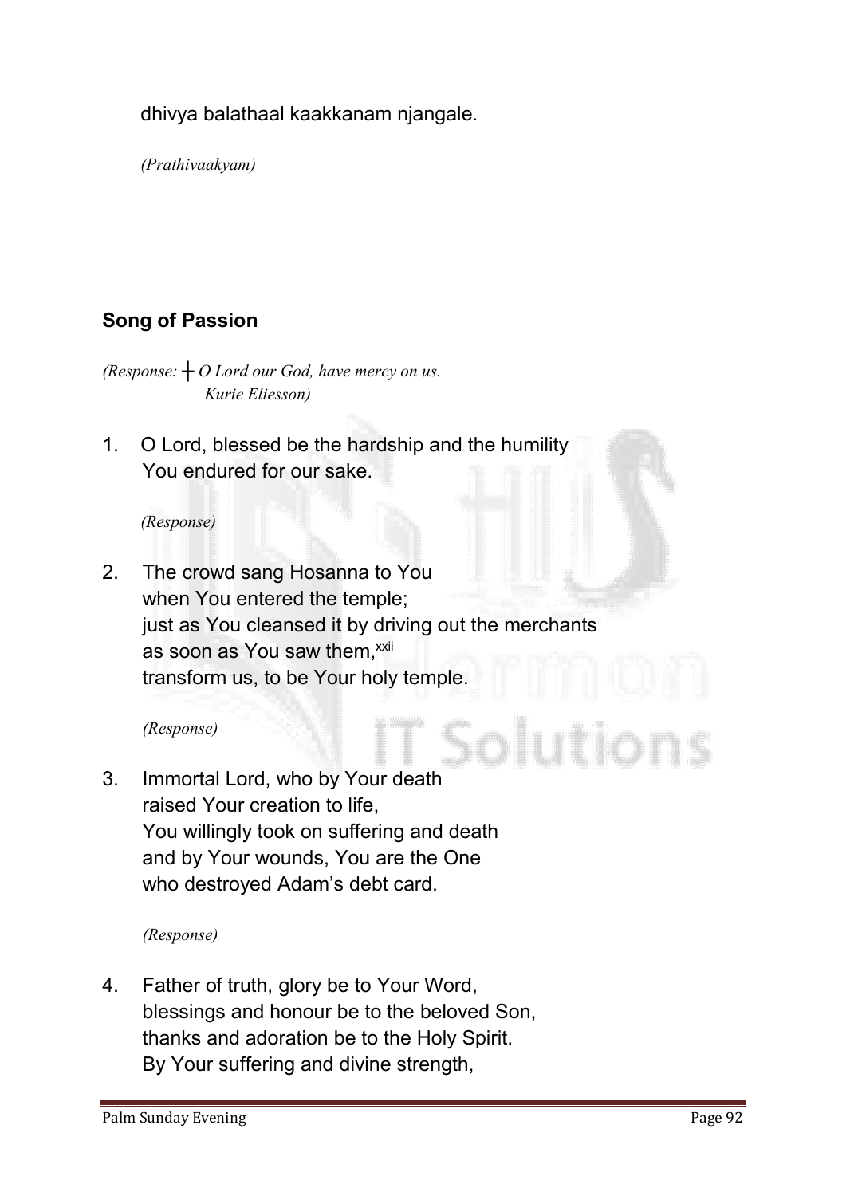dhivya balathaal kaakkanam njangale.

*(Prathivaakyam)*

## Song of Passion

*(Response: ┼ O Lord our God, have mercy on us.*
*Kurie Eliesson)*

1. O Lord, blessed be the hardship and the humility
   You endured for our sake.

   *(Response)*

2. The crowd sang Hosanna to You
   when You entered the temple;
   just as You cleansed it by driving out the merchants
   as soon as You saw them,[xxii]
   transform us, to be Your holy temple.

   *(Response)*

3. Immortal Lord, who by Your death
   raised Your creation to life,
   You willingly took on suffering and death
   and by Your wounds, You are the One
   who destroyed Adam's debt card.

   *(Response)*

4. Father of truth, glory be to Your Word,
   blessings and honour be to the beloved Son,
   thanks and adoration be to the Holy Spirit.
   By Your suffering and divine strength,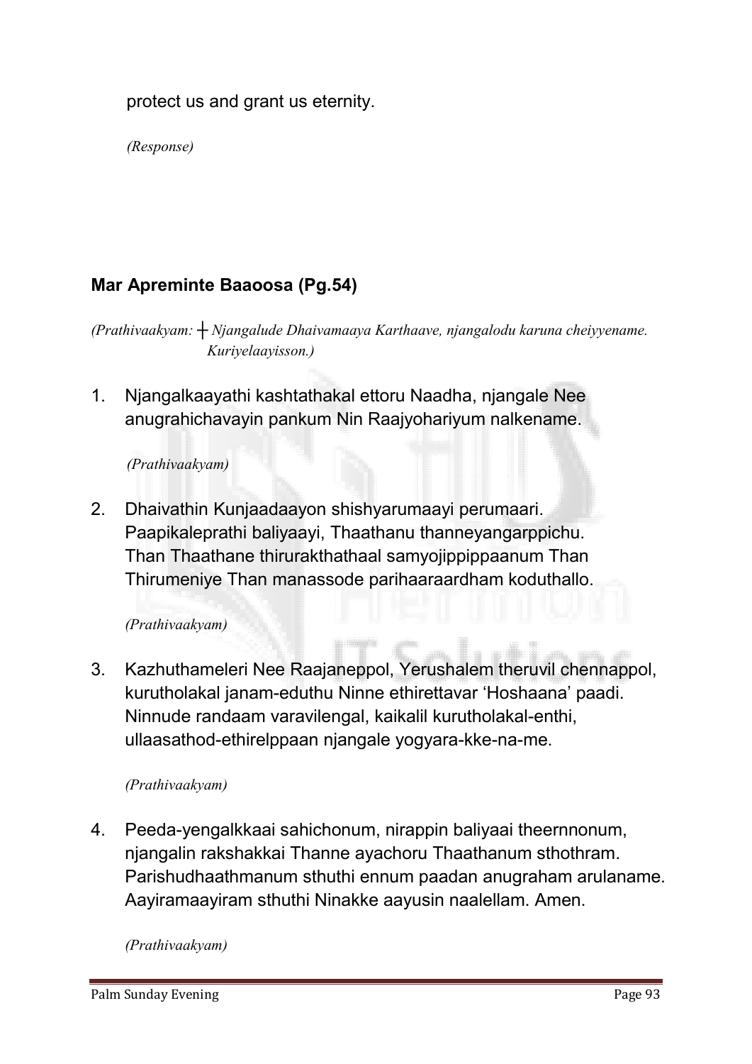protect us and grant us eternity.

*(Response)*

### Mar Apreminte Baaoosa (Pg.54)

*(Prathivaakyam: ┼ Njangalude Dhaivamaaya Karthaave, njangalodu karuna cheiyyename. Kuriyelaayisson.)*

1. Njangalkaayathi kashtathakal ettoru Naadha, njangale Nee anugrahichavayin pankum Nin Raajyohariyum nalkename.

   *(Prathivaakyam)*

2. Dhaivathin Kunjaadaayon shishyarumaayi perumaari. Paapikaleprathi baliyaayi, Thaathanu thanneyangarppichu. Than Thaathane thirurakthathaal samyojippippaanum Than Thirumeniye Than manassode parihaaraardham koduthallo.

   *(Prathivaakyam)*

3. Kazhuthameleri Nee Raajaneppol, Yerushalem theruvil chennappol, kurutholakal janam-eduthu Ninne ethirettavar 'Hoshaana' paadi. Ninnude randaam varavilengal, kaikalil kurutholakal-enthi, ullaasathod-ethirelppaan njangale yogyara-kke-na-me.

   *(Prathivaakyam)*

4. Peeda-yengalkkaai sahichonum, nirappin baliyaai theernnonum, njangalin rakshakkai Thanne ayachoru Thaathanum sthothram. Parishudhaathmanum sthuthi ennum paadan anugraham arulaname. Aayiramaayiram sthuthi Ninakke aayusin naalellam. Amen.

   *(Prathivaakyam)*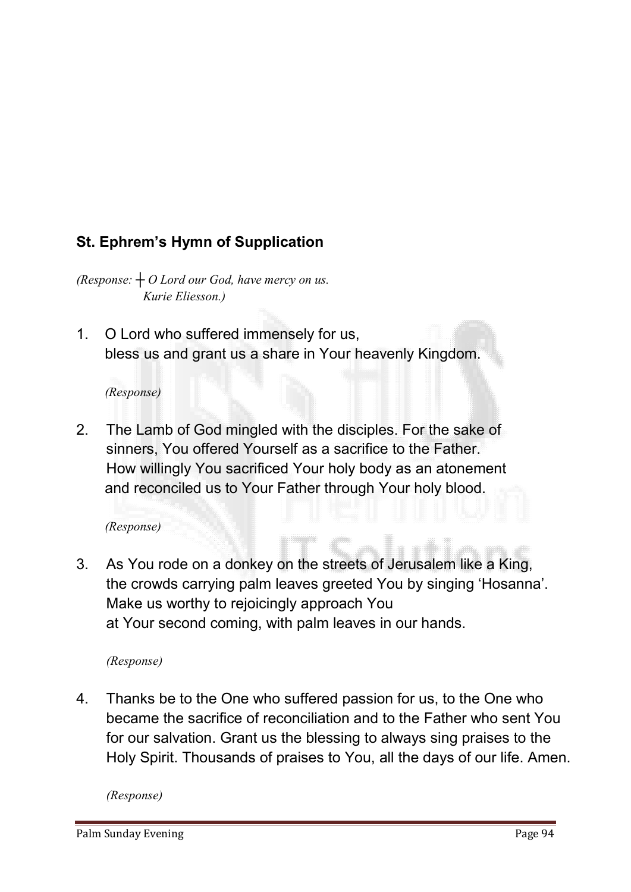## St. Ephrem's Hymn of Supplication

*(Response: ┼ O Lord our God, have mercy on us.*
*Kurie Eliesson.)*

1. O Lord who suffered immensely for us,
   bless us and grant us a share in Your heavenly Kingdom.

   *(Response)*

2. The Lamb of God mingled with the disciples. For the sake of sinners, You offered Yourself as a sacrifice to the Father. How willingly You sacrificed Your holy body as an atonement and reconciled us to Your Father through Your holy blood.

   *(Response)*

3. As You rode on a donkey on the streets of Jerusalem like a King,
   the crowds carrying palm leaves greeted You by singing 'Hosanna'.
   Make us worthy to rejoicingly approach You
   at Your second coming, with palm leaves in our hands.

   *(Response)*

4. Thanks be to the One who suffered passion for us, to the One who became the sacrifice of reconciliation and to the Father who sent You for our salvation. Grant us the blessing to always sing praises to the Holy Spirit. Thousands of praises to You, all the days of our life. Amen.

   *(Response)*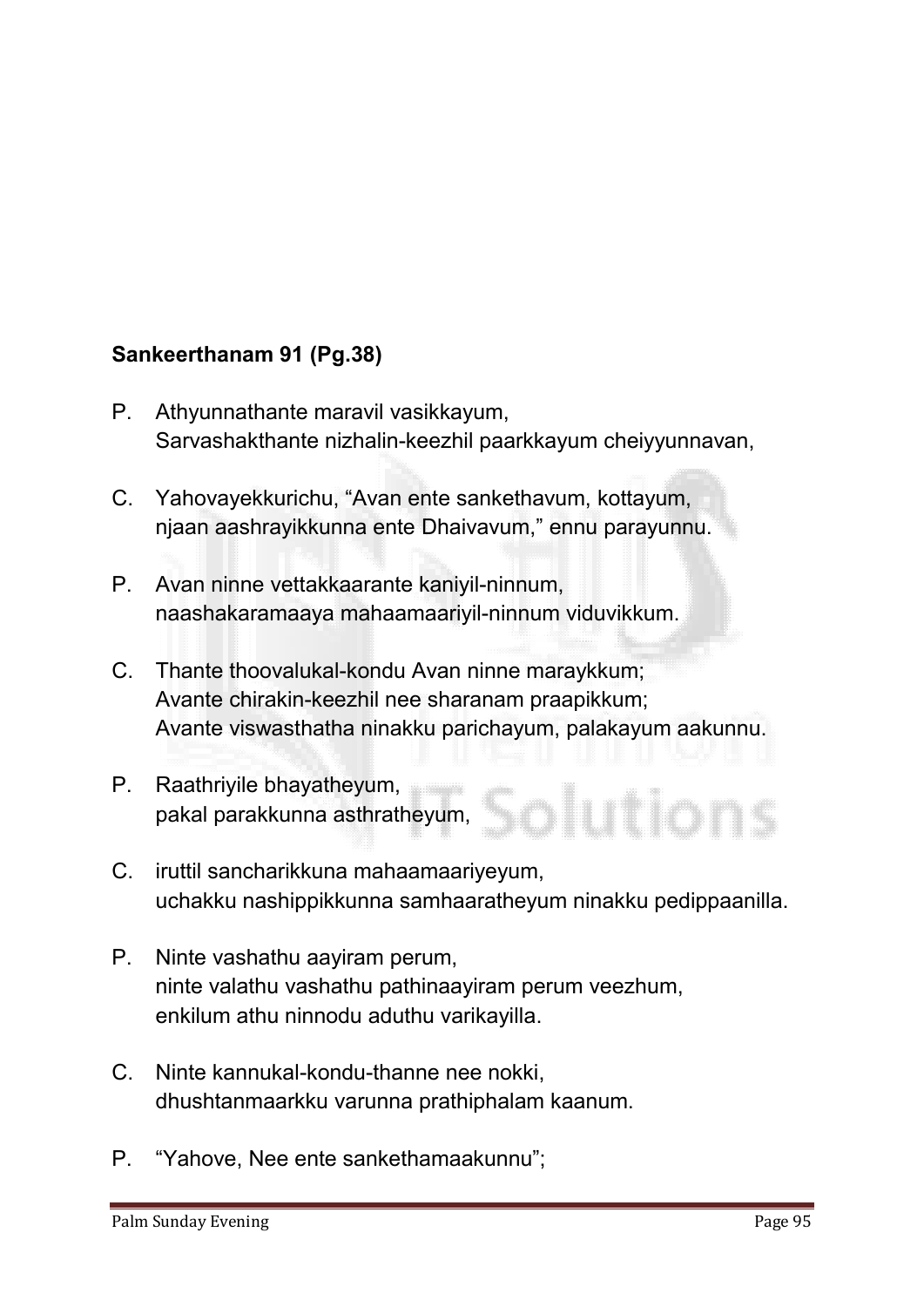**Sankeerthanam 91 (Pg.38)**

P. Athyunnathante maravil vasikkayum,
Sarvashakthante nizhalin-keezhil paarkkayum cheiyyunnavan,

C. Yahovayekkurichu, "Avan ente sankethavum, kottayum,
njaan aashrayikkunna ente Dhaivavum," ennu parayunnu.

P. Avan ninne vettakkaarante kaniyil-ninnum,
naashakaramaaya mahaamaariyil-ninnum viduvikkum.

C. Thante thoovalukal-kondu Avan ninne maraykkum;
Avante chirakin-keezhil nee sharanam praapikkum;
Avante viswasthatha ninakku parichayum, palakayum aakunnu.

P. Raathriyile bhayatheyum,
pakal parakkunna asthratheyum,

C. iruttil sancharikkuna mahaamaariyeyum,
uchakku nashippikkunna samhaaratheyum ninakku pedippaanilla.

P. Ninte vashathu aayiram perum,
ninte valathu vashathu pathinaayiram perum veezhum,
enkilum athu ninnodu aduthu varikayilla.

C. Ninte kannukal-kondu-thanne nee nokki,
dhushtanmaarkku varunna prathiphalam kaanum.

P. "Yahove, Nee ente sankethamaakunnu";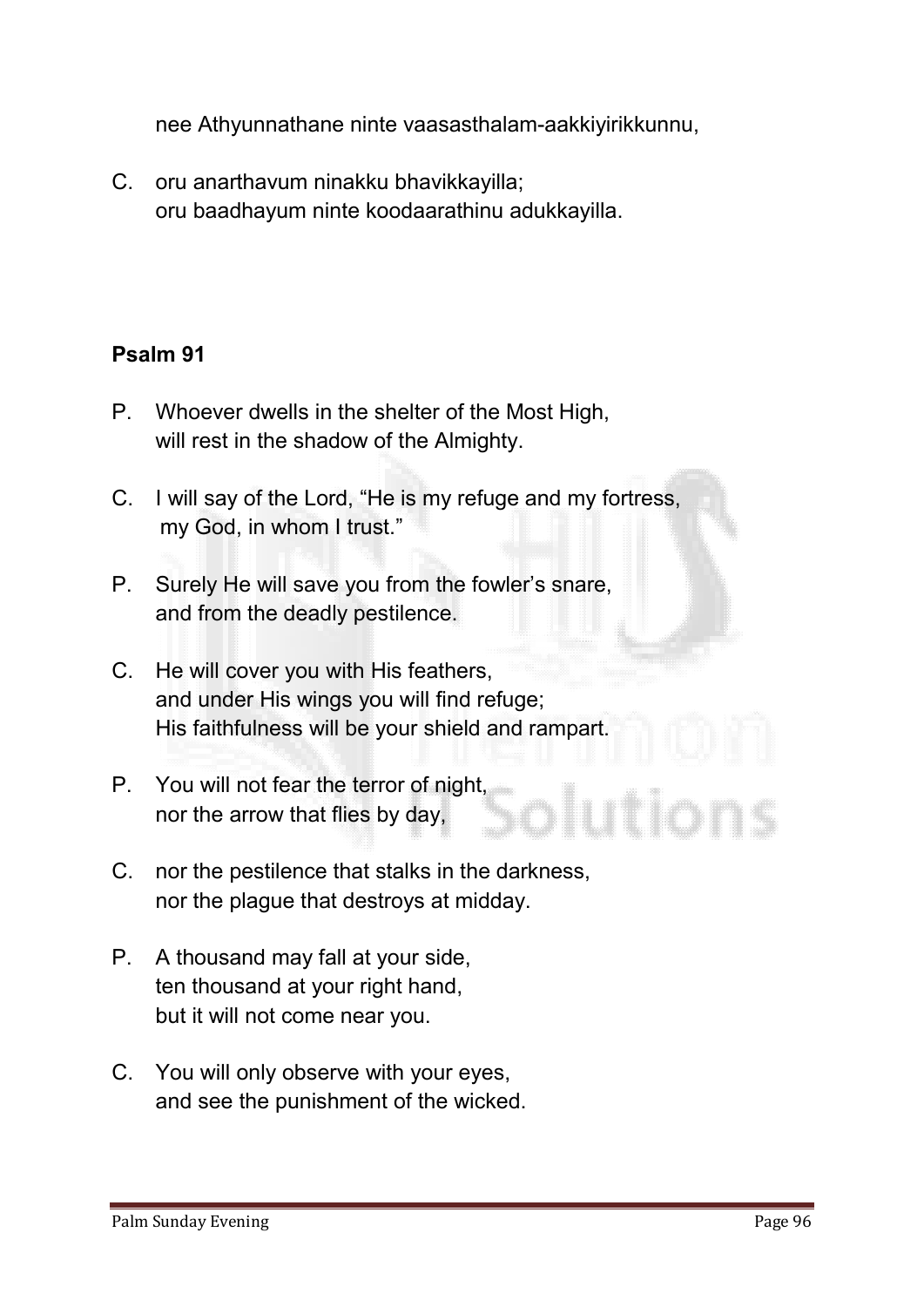nee Athyunnathane ninte vaasasthalam-aakkiyirikkunnu,

C. oru anarthavum ninakku bhavikkayilla;
oru baadhayum ninte koodaarathinu adukkayilla.

**Psalm 91**

P. Whoever dwells in the shelter of the Most High,
will rest in the shadow of the Almighty.

C. I will say of the Lord, “He is my refuge and my fortress,
my God, in whom I trust.”

P. Surely He will save you from the fowler’s snare,
and from the deadly pestilence.

C. He will cover you with His feathers,
and under His wings you will find refuge;
His faithfulness will be your shield and rampart.

P. You will not fear the terror of night,
nor the arrow that flies by day,

C. nor the pestilence that stalks in the darkness,
nor the plague that destroys at midday.

P. A thousand may fall at your side,
ten thousand at your right hand,
but it will not come near you.

C. You will only observe with your eyes,
and see the punishment of the wicked.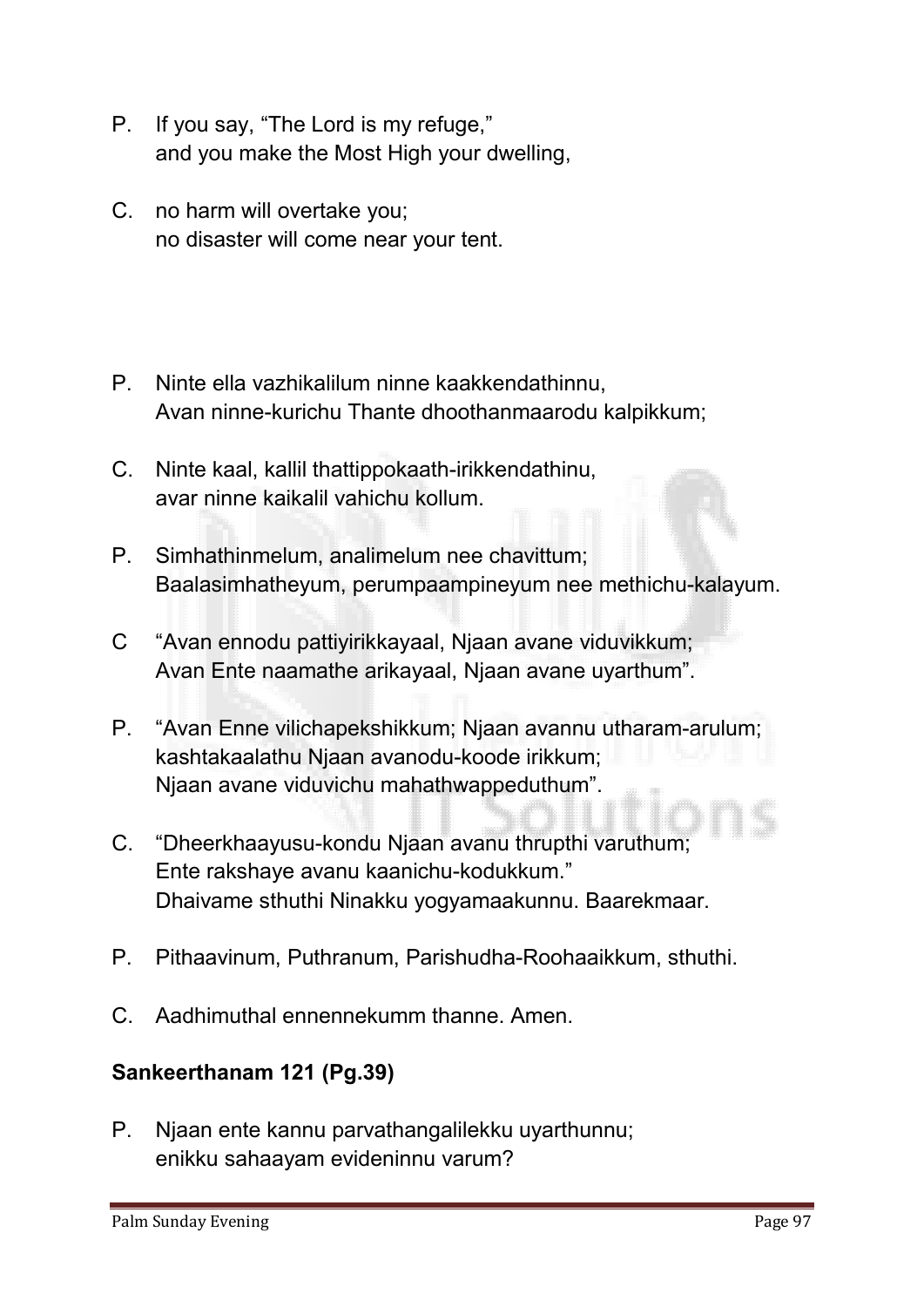P. If you say, “The Lord is my refuge,”
and you make the Most High your dwelling,

C. no harm will overtake you;
no disaster will come near your tent.

P. Ninte ella vazhikalilum ninne kaakkendathinnu,
Avan ninne-kurichu Thante dhoothanmaarodu kalpikkum;

C. Ninte kaal, kallil thattippokaath-irikkendathinu,
avar ninne kaikalil vahichu kollum.

P. Simhathinmelum, analimelum nee chavittum;
Baalasimhatheyum, perumpaampineyum nee methichu-kalayum.

C “Avan ennodu pattiyirikkayaal, Njaan avane viduvikkum;
Avan Ente naamathe arikayaal, Njaan avane uyarthum”.

P. “Avan Enne vilichapekshikkum; Njaan avannu utharam-arulum;
kashtakaalathu Njaan avanodu-koode irikkum;
Njaan avane viduvichu mahathwappeduthum”.

C. “Dheerkhaayusu-kondu Njaan avanu thrupthi varuthum;
Ente rakshaye avanu kaanichu-kodukkum.”
Dhaivame sthuthi Ninakku yogyamaakunnu. Baarekmaar.

P. Pithaavinum, Puthranum, Parishudha-Roohaaikkum, sthuthi.

C. Aadhimuthal ennennekumm thanne. Amen.

**Sankeerthanam 121 (Pg.39)**

P. Njaan ente kannu parvathangalilekku uyarthunnu;
enikku sahaayam evideninnu varum?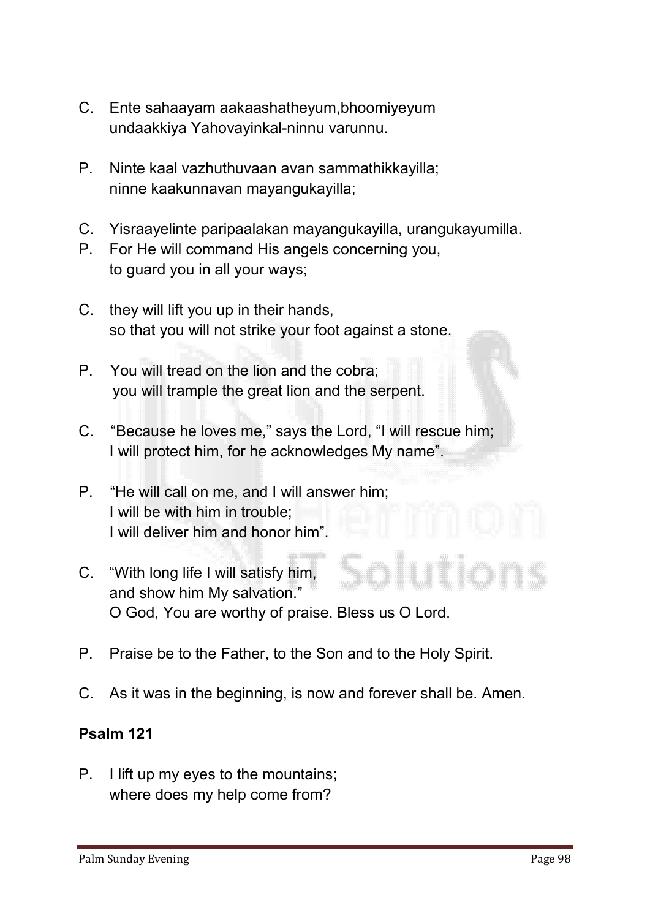C. Ente sahaayam aakaashatheyum,bhoomiyeyum undaakkiya Yahovayinkal-ninnu varunnu.

P. Ninte kaal vazhuthuvaan avan sammathikkayilla; ninne kaakunnavan mayangukayilla;

C. Yisraayelinte paripaalakan mayangukayilla, urangukayumilla.

P. For He will command His angels concerning you, to guard you in all your ways;

C. they will lift you up in their hands, so that you will not strike your foot against a stone.

P. You will tread on the lion and the cobra; you will trample the great lion and the serpent.

C. "Because he loves me," says the Lord, "I will rescue him; I will protect him, for he acknowledges My name".

P. "He will call on me, and I will answer him; I will be with him in trouble; I will deliver him and honor him".

C. "With long life I will satisfy him, and show him My salvation." O God, You are worthy of praise. Bless us O Lord.

P. Praise be to the Father, to the Son and to the Holy Spirit.

C. As it was in the beginning, is now and forever shall be. Amen.

**Psalm 121**

P. I lift up my eyes to the mountains; where does my help come from?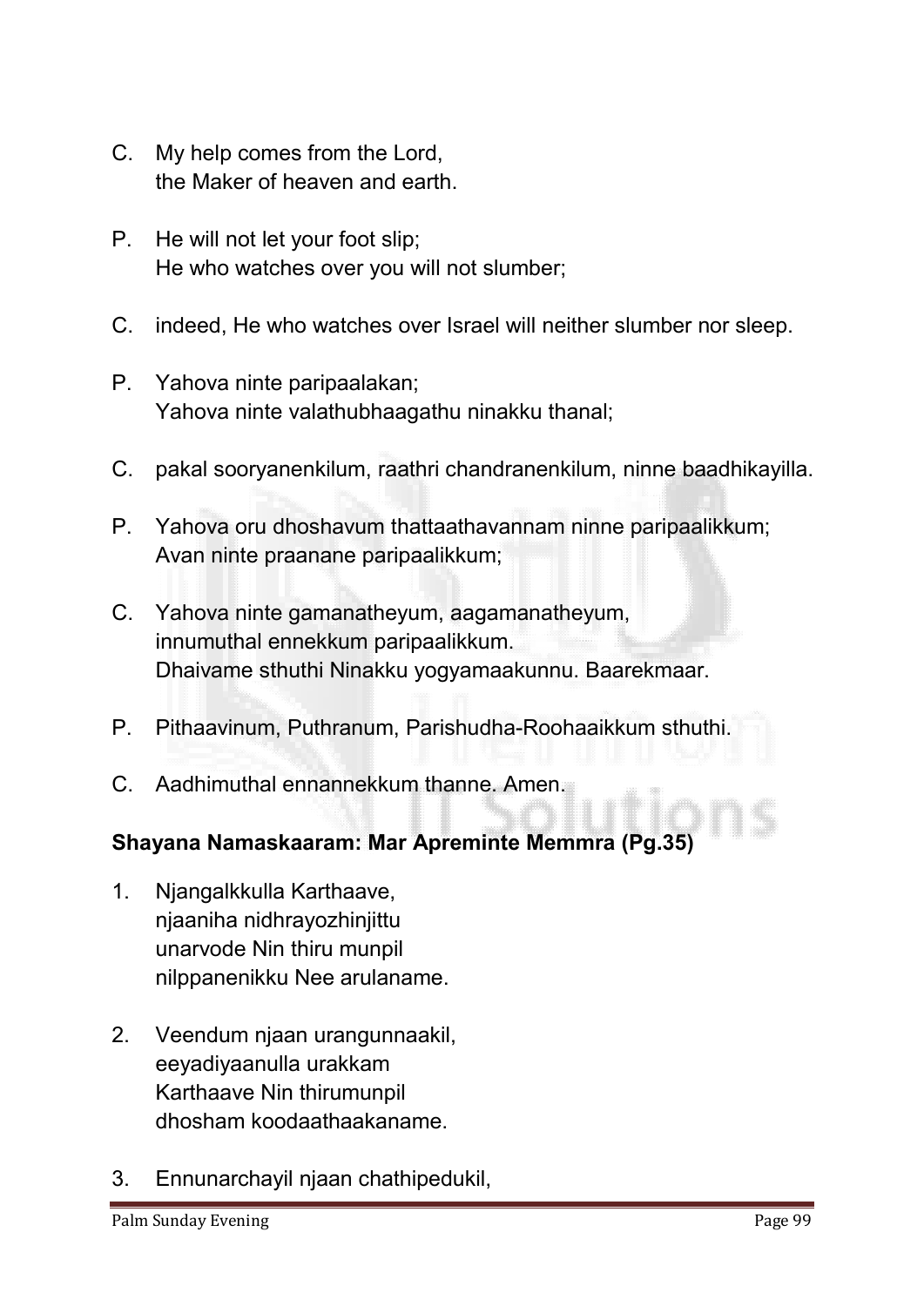C. My help comes from the Lord,
the Maker of heaven and earth.

P. He will not let your foot slip;
He who watches over you will not slumber;

C. indeed, He who watches over Israel will neither slumber nor sleep.

P. Yahova ninte paripaalakan;
Yahova ninte valathubhaagathu ninakku thanal;

C. pakal sooryanenkilum, raathri chandranenkilum, ninne baadhikayilla.

P. Yahova oru dhoshavum thattaathavannam ninne paripaalikkum;
Avan ninte praanane paripaalikkum;

C. Yahova ninte gamanatheyum, aagamanatheyum,
innumuthal ennekkum paripaalikkum.
Dhaivame sthuthi Ninakku yogyamaakunnu. Baarekmaar.

P. Pithaavinum, Puthranum, Parishudha-Roohaaikkum sthuthi.

C. Aadhimuthal ennannekkum thanne. Amen.

**Shayana Namaskaaram: Mar Apreminte Memmra (Pg.35)**

1. Njangalkkulla Karthaave,
njaaniha nidhrayozhinjittu
unarvode Nin thiru munpil
nilppanenikku Nee arulaname.

2. Veendum njaan urangunnaakil,
eeyadiyaanulla urakkam
Karthaave Nin thirumunpil
dhosham koodaathaakaname.

3. Ennunarchayil njaan chathipedukil,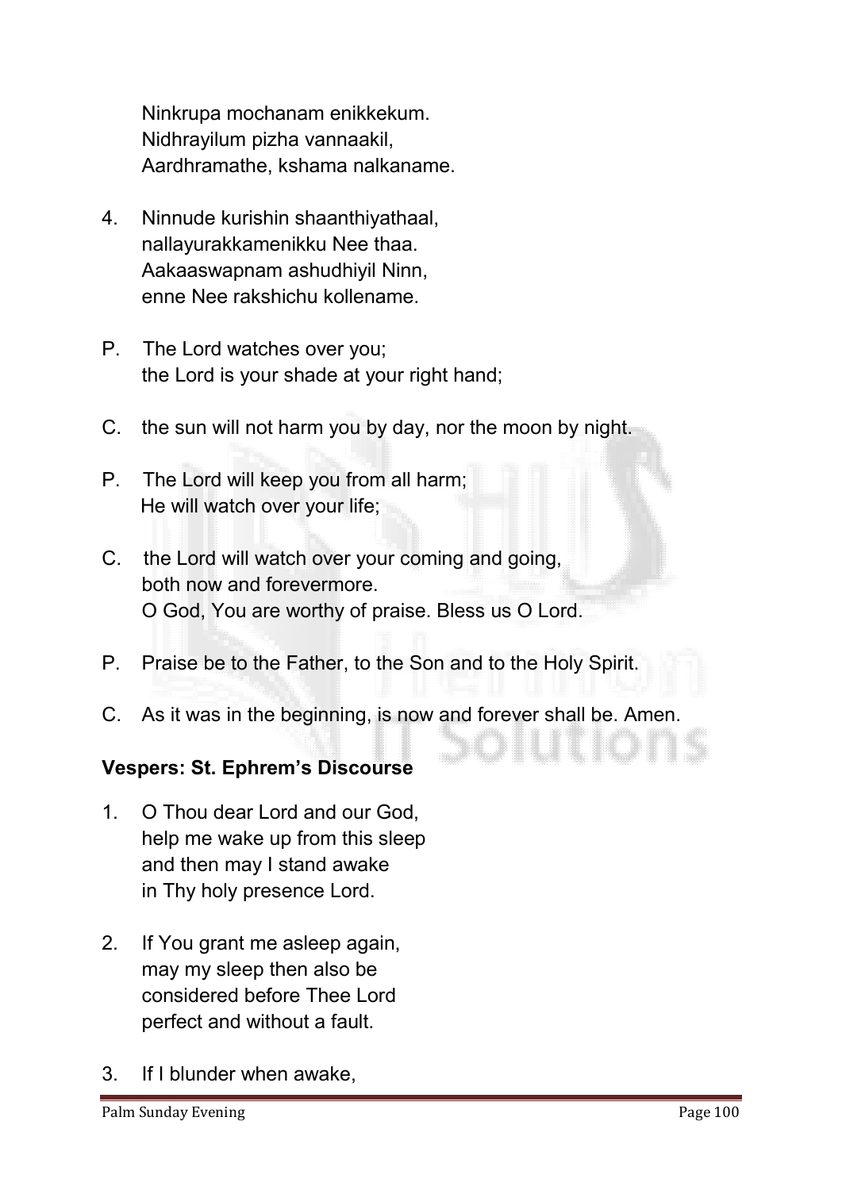Ninkrupa mochanam enikkekum.
Nidhrayilum pizha vannaakil,
Aardhramathe, kshama nalkaname.

4. Ninnude kurishin shaanthiyathaal,
   nallayurakkamenikku Nee thaa.
   Aakaaswapnam ashudhiyil Ninn,
   enne Nee rakshichu kollename.

P. The Lord watches over you;
   the Lord is your shade at your right hand;

C. the sun will not harm you by day, nor the moon by night.

P. The Lord will keep you from all harm;
   He will watch over your life;

C. the Lord will watch over your coming and going,
   both now and forevermore.
   O God, You are worthy of praise. Bless us O Lord.

P. Praise be to the Father, to the Son and to the Holy Spirit.

C. As it was in the beginning, is now and forever shall be. Amen.

**Vespers: St. Ephrem's Discourse**

1. O Thou dear Lord and our God,
   help me wake up from this sleep
   and then may I stand awake
   in Thy holy presence Lord.

2. If You grant me asleep again,
   may my sleep then also be
   considered before Thee Lord
   perfect and without a fault.

3. If I blunder when awake,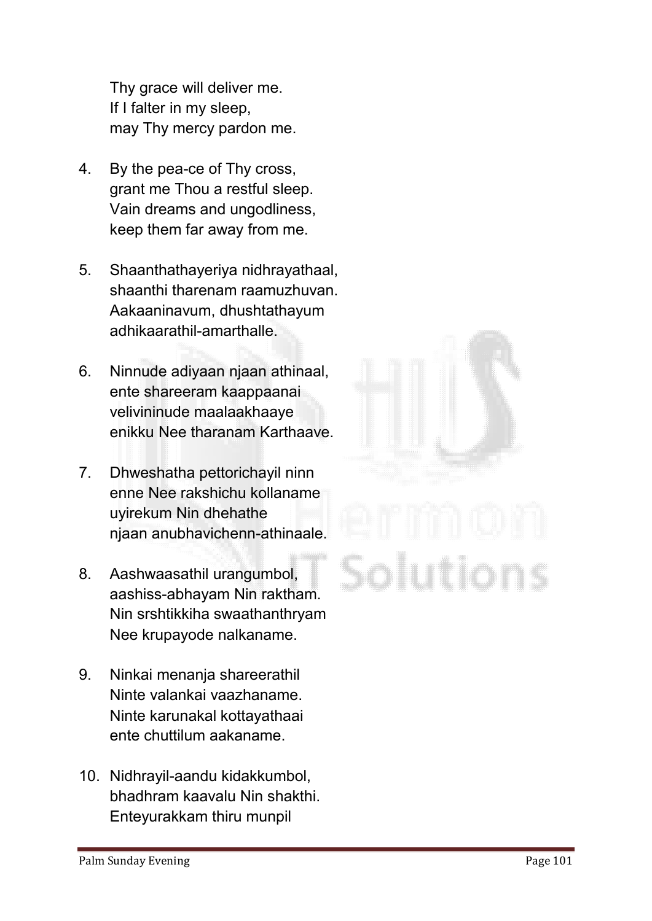Thy grace will deliver me.
If I falter in my sleep,
may Thy mercy pardon me.

4. By the pea-ce of Thy cross,
   grant me Thou a restful sleep.
   Vain dreams and ungodliness,
   keep them far away from me.

5. Shaanthathayeriya nidhrayathaal,
   shaanthi tharenam raamuzhuvan.
   Aakaaninavum, dhushtathayum
   adhikaarathil-amarthalle.

6. Ninnude adiyaan njaan athinaal,
   ente shareeram kaappaanai
   velivininude maalaakhaaye
   enikku Nee tharanam Karthaave.

7. Dhweshatha pettorichayil ninn
   enne Nee rakshichu kollaname
   uyirekum Nin dhehathe
   njaan anubhavichenn-athinaale.

8. Aashwaasathil urangumbol,
   aashiss-abhayam Nin raktham.
   Nin srshtikkiha swaathanthryam
   Nee krupayode nalkaname.

9. Ninkai menanja shareerathil
   Ninte valankai vaazhaname.
   Ninte karunakal kottayathaai
   ente chuttilum aakaname.

10. Nidhrayil-aandu kidakkumbol,
    bhadhram kaavalu Nin shakthi.
    Enteyurakkam thiru munpil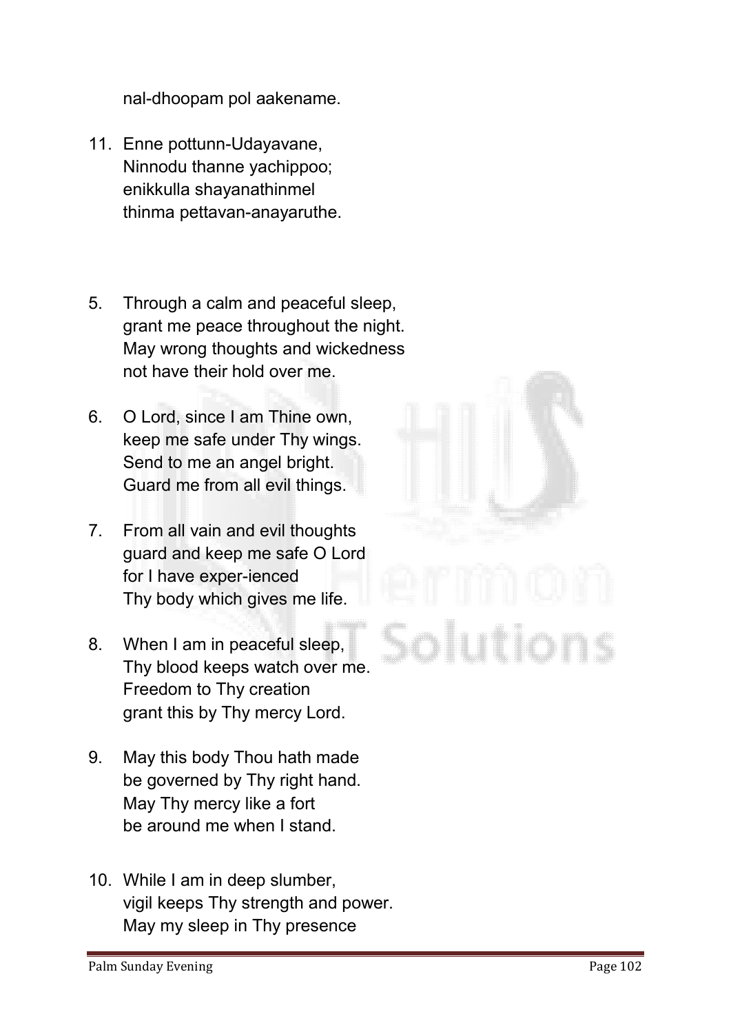nal-dhoopam pol aakename.

11. Enne pottunn-Udayavane,
    Ninnodu thanne yachippoo;
    enikkulla shayanathinmel
    thinma pettavan-anayaruthe.

5. Through a calm and peaceful sleep,
   grant me peace throughout the night.
   May wrong thoughts and wickedness
   not have their hold over me.

6. O Lord, since I am Thine own,
   keep me safe under Thy wings.
   Send to me an angel bright.
   Guard me from all evil things.

7. From all vain and evil thoughts
   guard and keep me safe O Lord
   for I have exper-ienced
   Thy body which gives me life.

8. When I am in peaceful sleep,
   Thy blood keeps watch over me.
   Freedom to Thy creation
   grant this by Thy mercy Lord.

9. May this body Thou hath made
   be governed by Thy right hand.
   May Thy mercy like a fort
   be around me when I stand.

10. While I am in deep slumber,
    vigil keeps Thy strength and power.
    May my sleep in Thy presence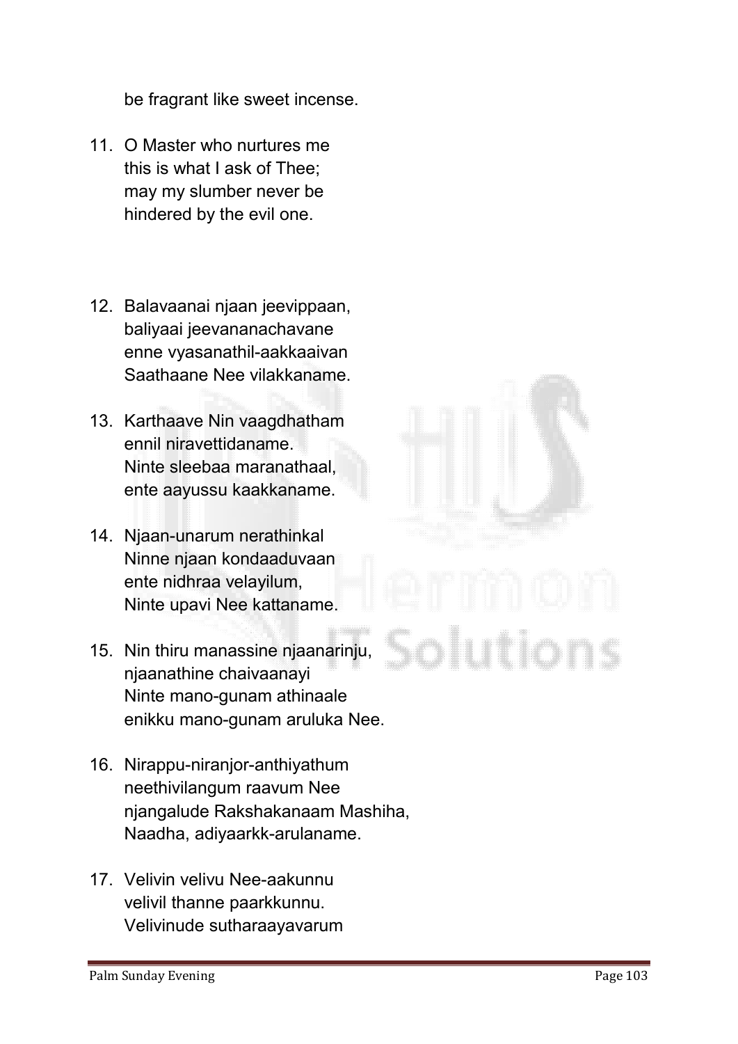be fragrant like sweet incense.

11. O Master who nurtures me
    this is what I ask of Thee;
    may my slumber never be
    hindered by the evil one.

12. Balavaanai njaan jeevippaan,
    baliyaai jeevananachavane
    enne vyasanathil-aakkaaivan
    Saathaane Nee vilakkaname.

13. Karthaave Nin vaagdhatham
    ennil niravettidaname.
    Ninte sleebaa maranathaal,
    ente aayussu kaakkaname.

14. Njaan-unarum nerathinkal
    Ninne njaan kondaaduvaan
    ente nidhraa velayilum,
    Ninte upavi Nee kattaname.

15. Nin thiru manassine njaanarinju,
    njaanathine chaivaanayi
    Ninte mano-gunam athinaale
    enikku mano-gunam aruluka Nee.

16. Nirappu-niranjor-anthiyathum
    neethivilangum raavum Nee
    njangalude Rakshakanaam Mashiha,
    Naadha, adiyaarkk-arulaname.

17. Velivin velivu Nee-aakunnu
    velivil thanne paarkkunnu.
    Velivinude sutharaayavarum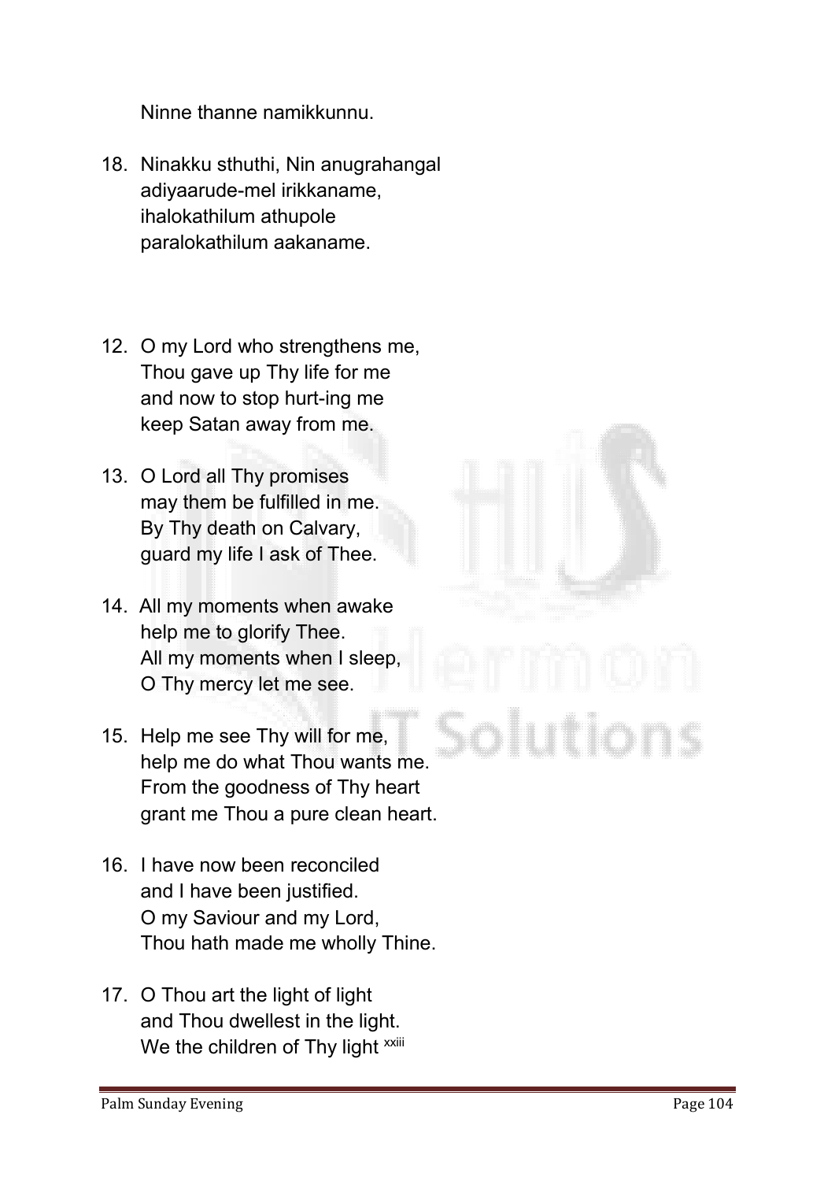Ninne thanne namikkunnu.

18. Ninakku sthuthi, Nin anugrahangal
    adiyaarude-mel irikkaname,
    ihalokathilum athupole
    paralokathilum aakaname.

12. O my Lord who strengthens me,
    Thou gave up Thy life for me
    and now to stop hurt-ing me
    keep Satan away from me.

13. O Lord all Thy promises
    may them be fulfilled in me.
    By Thy death on Calvary,
    guard my life I ask of Thee.

14. All my moments when awake
    help me to glorify Thee.
    All my moments when I sleep,
    O Thy mercy let me see.

15. Help me see Thy will for me,
    help me do what Thou wants me.
    From the goodness of Thy heart
    grant me Thou a pure clean heart.

16. I have now been reconciled
    and I have been justified.
    O my Saviour and my Lord,
    Thou hath made me wholly Thine.

17. O Thou art the light of light
    and Thou dwellest in the light.
    We the children of Thy light [xxiii]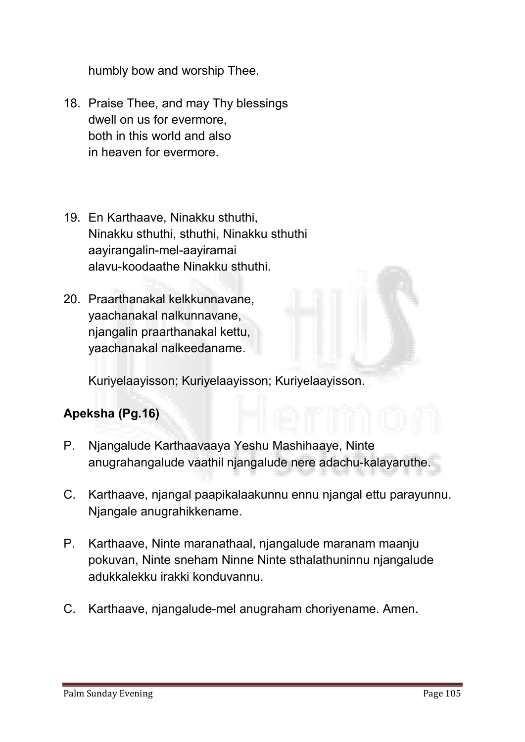humbly bow and worship Thee.

18. Praise Thee, and may Thy blessings
    dwell on us for evermore,
    both in this world and also
    in heaven for evermore.

19. En Karthaave, Ninakku sthuthi,
    Ninakku sthuthi, sthuthi, Ninakku sthuthi
    aayirangalin-mel-aayiramai
    alavu-koodaathe Ninakku sthuthi.

20. Praarthanakal kelkkunnavane,
    yaachanakal nalkunnavane,
    njangalin praarthanakal kettu,
    yaachanakal nalkeedaname.

    Kuriyelaayisson; Kuriyelaayisson; Kuriyelaayisson.

**Apeksha (Pg.16)**

P. Njangalude Karthaavaaya Yeshu Mashihaaye, Ninte anugrahangalude vaathil njangalude nere adachu-kalayaruthe.

C. Karthaave, njangal paapikalaakunnu ennu njangal ettu parayunnu. Njangale anugrahikkename.

P. Karthaave, Ninte maranathaal, njangalude maranam maanju pokuvan, Ninte sneham Ninne Ninte sthalathuninnu njangalude adukkalekku irakki konduvannu.

C. Karthaave, njangalude-mel anugraham choriyename. Amen.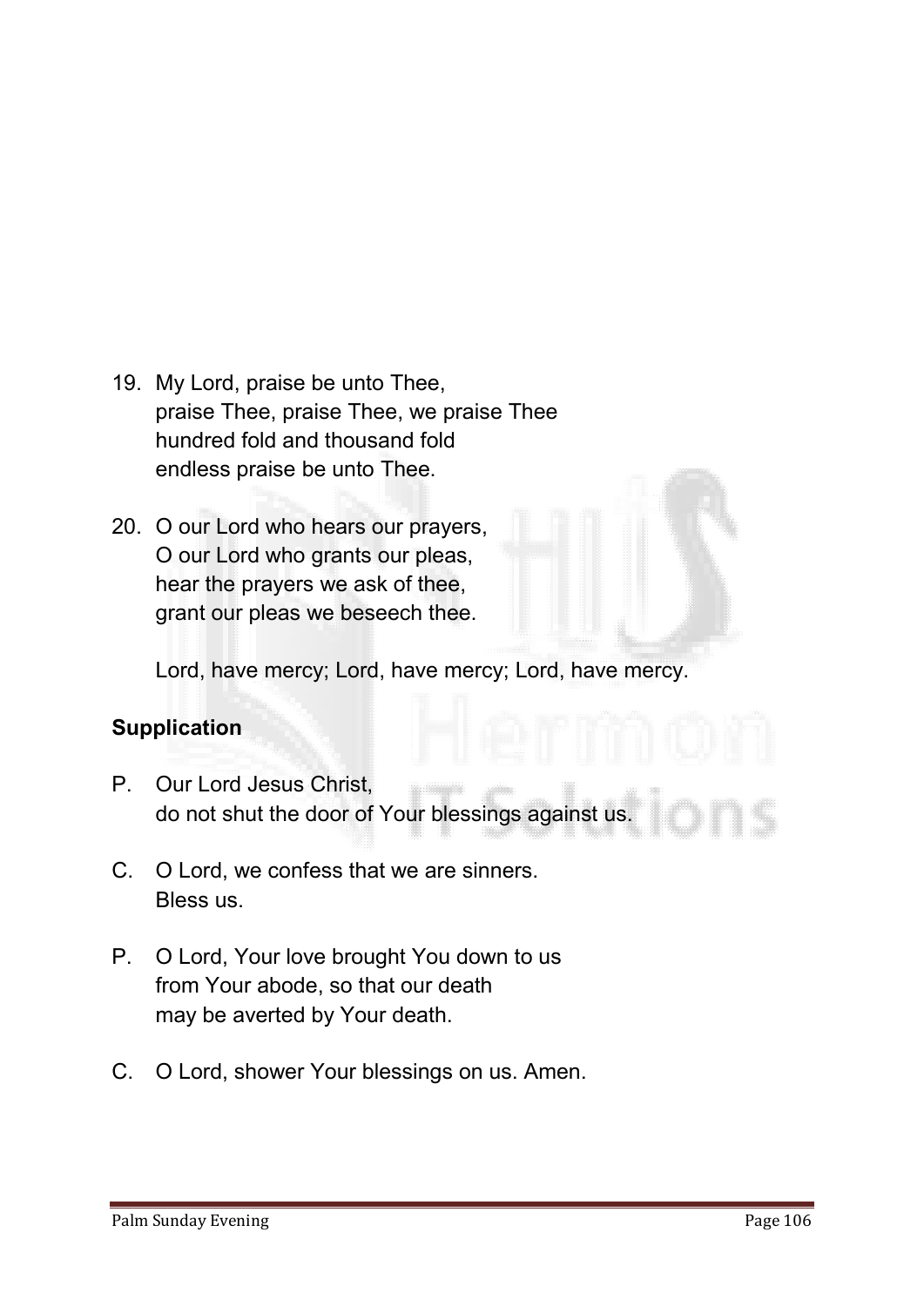19. My Lord, praise be unto Thee,
    praise Thee, praise Thee, we praise Thee
    hundred fold and thousand fold
    endless praise be unto Thee.

20. O our Lord who hears our prayers,
    O our Lord who grants our pleas,
    hear the prayers we ask of thee,
    grant our pleas we beseech thee.

    Lord, have mercy; Lord, have mercy; Lord, have mercy.

**Supplication**

P. Our Lord Jesus Christ,
   do not shut the door of Your blessings against us.

C. O Lord, we confess that we are sinners.
   Bless us.

P. O Lord, Your love brought You down to us
   from Your abode, so that our death
   may be averted by Your death.

C. O Lord, shower Your blessings on us. Amen.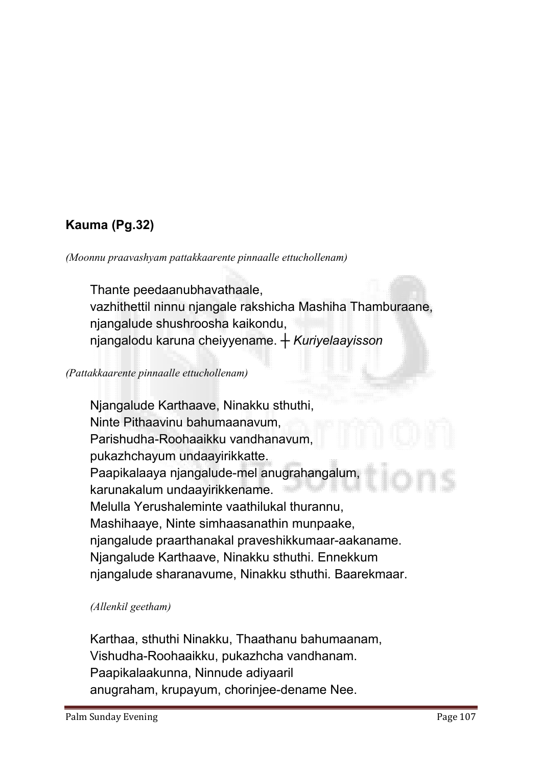**Kauma (Pg.32)**

*(Moonnu praavashyam pattakkaarente pinnaalle ettuchollenam)*

Thante peedaanubhavathaale,
vazhithettil ninnu njangale rakshicha Mashiha Thamburaane,
njangalude shushroosha kaikondu,
njangalodu karuna cheiyyename. ┼ *Kuriyelaayisson*

*(Pattakkaarente pinnaalle ettuchollenam)*

Njangalude Karthaave, Ninakku sthuthi,
Ninte Pithaavinu bahumaanavum,
Parishudha-Roohaaikku vandhanavum,
pukazhchayum undaayirikkatte.
Paapikalaaya njangalude-mel anugrahangalum,
karunakalum undaayirikkename.
Melulla Yerushaleminte vaathilukal thurannu,
Mashihaaye, Ninte simhaasanathin munpaake,
njangalude praarthanakal praveshikkumaar-aakaname.
Njangalude Karthaave, Ninakku sthuthi. Ennekkum
njangalude sharanavume, Ninakku sthuthi. Baarekmaar.

*(Allenkil geetham)*

Karthaa, sthuthi Ninakku, Thaathanu bahumaanam,
Vishudha-Roohaaikku, pukazhcha vandhanam.
Paapikalaakunna, Ninnude adiyaaril
anugraham, krupayum, chorinjee-dename Nee.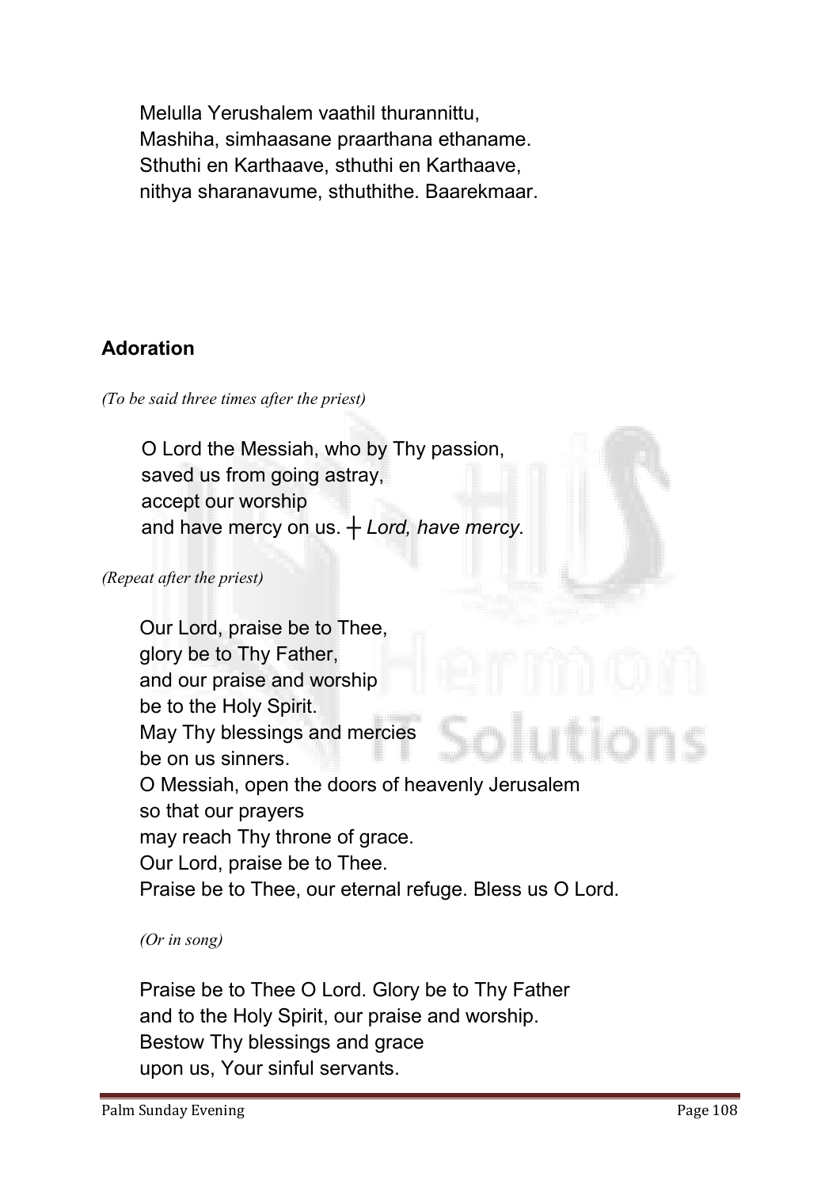Melulla Yerushalem vaathil thurannittu,
Mashiha, simhaasane praarthana ethaname.
Sthuthi en Karthaave, sthuthi en Karthaave,
nithya sharanavume, sthuthithe. Baarekmaar.

## Adoration

*(To be said three times after the priest)*

O Lord the Messiah, who by Thy passion,
saved us from going astray,
accept our worship
and have mercy on us. ┼ *Lord, have mercy.*

*(Repeat after the priest)*

Our Lord, praise be to Thee,
glory be to Thy Father,
and our praise and worship
be to the Holy Spirit.
May Thy blessings and mercies
be on us sinners.
O Messiah, open the doors of heavenly Jerusalem
so that our prayers
may reach Thy throne of grace.
Our Lord, praise be to Thee.
Praise be to Thee, our eternal refuge. Bless us O Lord.

*(Or in song)*

Praise be to Thee O Lord. Glory be to Thy Father
and to the Holy Spirit, our praise and worship.
Bestow Thy blessings and grace
upon us, Your sinful servants.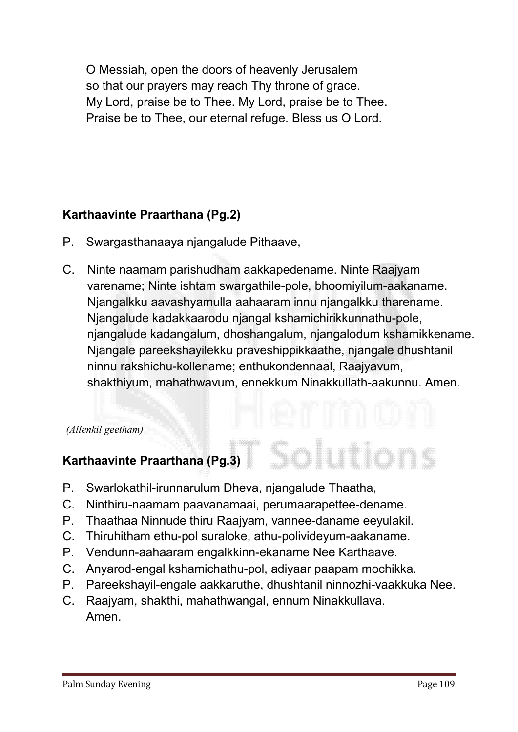O Messiah, open the doors of heavenly Jerusalem
so that our prayers may reach Thy throne of grace.
My Lord, praise be to Thee. My Lord, praise be to Thee.
Praise be to Thee, our eternal refuge. Bless us O Lord.

**Karthaavinte Praarthana (Pg.2)**

P. Swargasthanaaya njangalude Pithaave,

C. Ninte naamam parishudham aakkapedename. Ninte Raajyam varename; Ninte ishtam swargathile-pole, bhoomiyilum-aakaname. Njangalkku aavashyamulla aahaaram innu njangalkku tharename. Njangalude kadakkaarodu njangal kshamichirikkunnathu-pole, njangalude kadangalum, dhoshangalum, njangalodum kshamikkename. Njangale pareekshayilekku praveshippikkaathe, njangale dhushtanil ninnu rakshichu-kollename; enthukondennaal, Raajyavum, shakthiyum, mahathwavum, ennekkum Ninakkullath-aakunnu. Amen.

*(Allenkil geetham)*

**Karthaavinte Praarthana (Pg.3)**

P. Swarlokathil-irunnarulum Dheva, njangalude Thaatha,
C. Ninthiru-naamam paavanamaai, perumaarapettee-dename.
P. Thaathaa Ninnude thiru Raajyam, vannee-daname eeyulakil.
C. Thiruhitham ethu-pol suraloke, athu-polivideyum-aakaname.
P. Vendunn-aahaaram engalkkinn-ekaname Nee Karthaave.
C. Anyarod-engal kshamichathu-pol, adiyaar paapam mochikka.
P. Pareekshayil-engale aakkaruthe, dhushtanil ninnozhi-vaakkuka Nee.
C. Raajyam, shakthi, mahathwangal, ennum Ninakkullava.
Amen.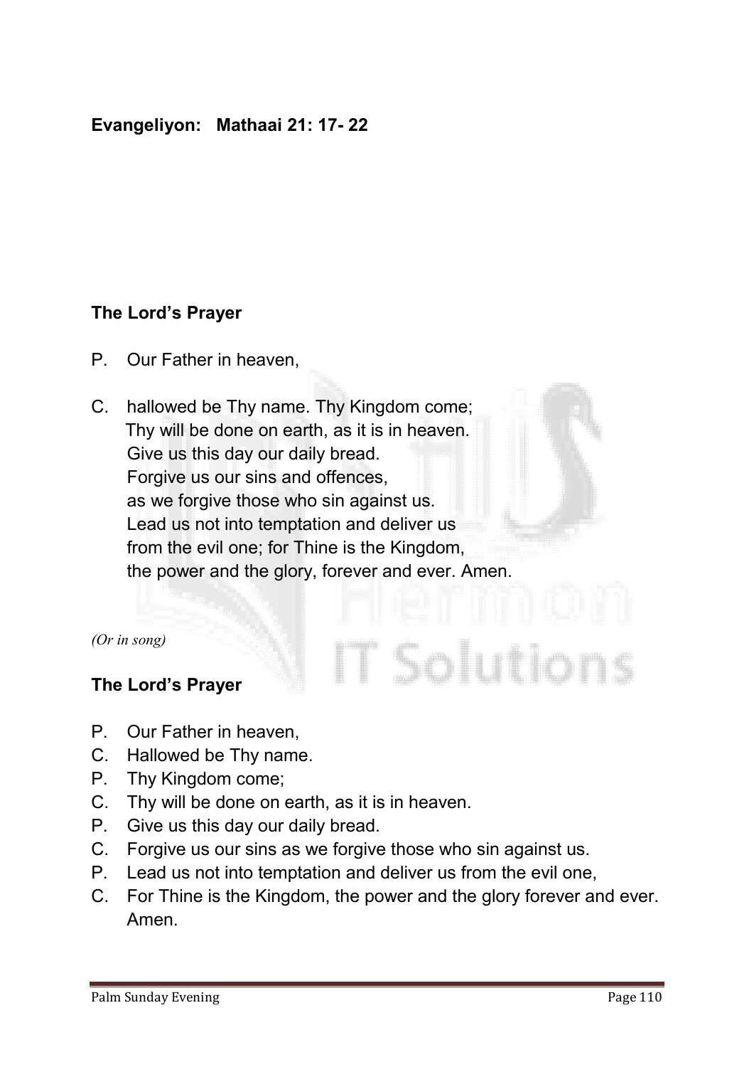**Evangeliyon: Mathaai 21: 17- 22**

**The Lord's Prayer**

P. Our Father in heaven,

C. hallowed be Thy name. Thy Kingdom come;
Thy will be done on earth, as it is in heaven.
Give us this day our daily bread.
Forgive us our sins and offences,
as we forgive those who sin against us.
Lead us not into temptation and deliver us
from the evil one; for Thine is the Kingdom,
the power and the glory, forever and ever. Amen.

*(Or in song)*

**The Lord's Prayer**

P. Our Father in heaven,
C. Hallowed be Thy name.
P. Thy Kingdom come;
C. Thy will be done on earth, as it is in heaven.
P. Give us this day our daily bread.
C. Forgive us our sins as we forgive those who sin against us.
P. Lead us not into temptation and deliver us from the evil one,
C. For Thine is the Kingdom, the power and the glory forever and ever. Amen.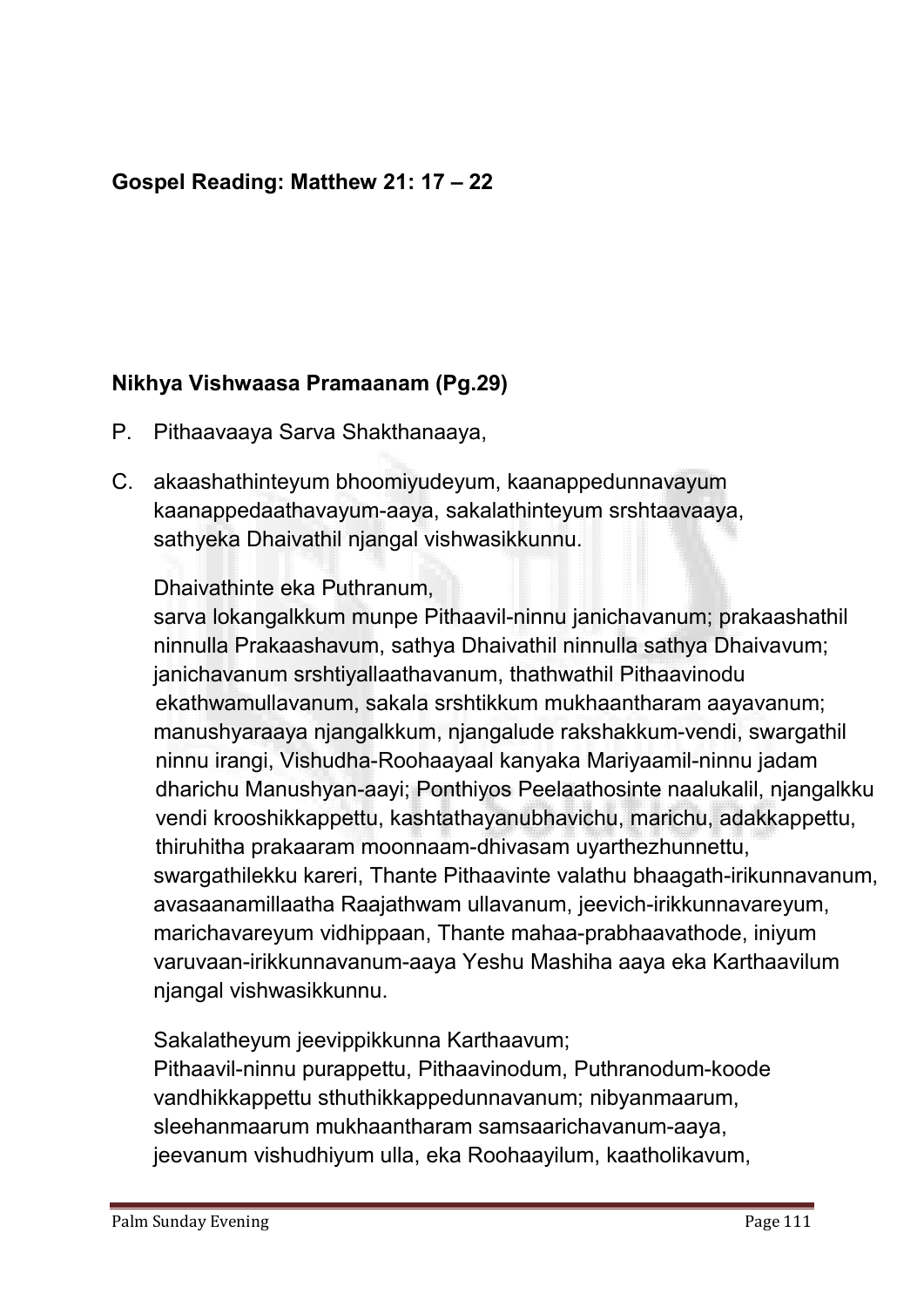**Gospel Reading: Matthew 21: 17 – 22**

**Nikhya Vishwaasa Pramaanam (Pg.29)**

P. Pithaavaaya Sarva Shakthanaaya,

C. akaashathinteyum bhoomiyudeyum, kaanappedunnavayum kaanappedaathavayum-aaya, sakalathinteyum srshtaavaaya, sathyeka Dhaivathil njangal vishwasikkunnu.

Dhaivathinte eka Puthranum,
sarva lokangalkkum munpe Pithaavil-ninnu janichavanum; prakaashathil ninnulla Prakaashavum, sathya Dhaivathil ninnulla sathya Dhaivavum; janichavanum srshtiyallaathavanum, thathwathil Pithaavinodu ekathwamullavanum, sakala srshtikkum mukhaantharam aayavanum; manushyaraaya njangalkkum, njangalude rakshakkum-vendi, swargathil ninnu irangi, Vishudha-Roohaayaal kanyaka Mariyaamil-ninnu jadam dharichu Manushyan-aayi; Ponthiyos Peelaathosinte naalukalil, njangalkku vendi krooshikkappettu, kashtathayanubhavichu, marichu, adakkappettu, thiruhitha prakaaram moonnaam-dhivasam uyarthezhunnettu, swargathilekku kareri, Thante Pithaavinte valathu bhaagath-irikunnavanum, avasaanamillaatha Raajathwam ullavanum, jeevich-irikkunnavareyum, marichavareyum vidhippaan, Thante mahaa-prabhaavathode, iniyum varuvaan-irikkunnavanum-aaya Yeshu Mashiha aaya eka Karthaavilum njangal vishwasikkunnu.

Sakalatheyum jeevippikkunna Karthaavum;
Pithaavil-ninnu purappettu, Pithaavinodum, Puthranodum-koode vandhikkappettu sthuthikkappedunnavanum; nibyanmaarum, sleehanmaarum mukhaantharam samsaarichavanum-aaya, jeevanum vishudhiyum ulla, eka Roohaayilum, kaatholikavum,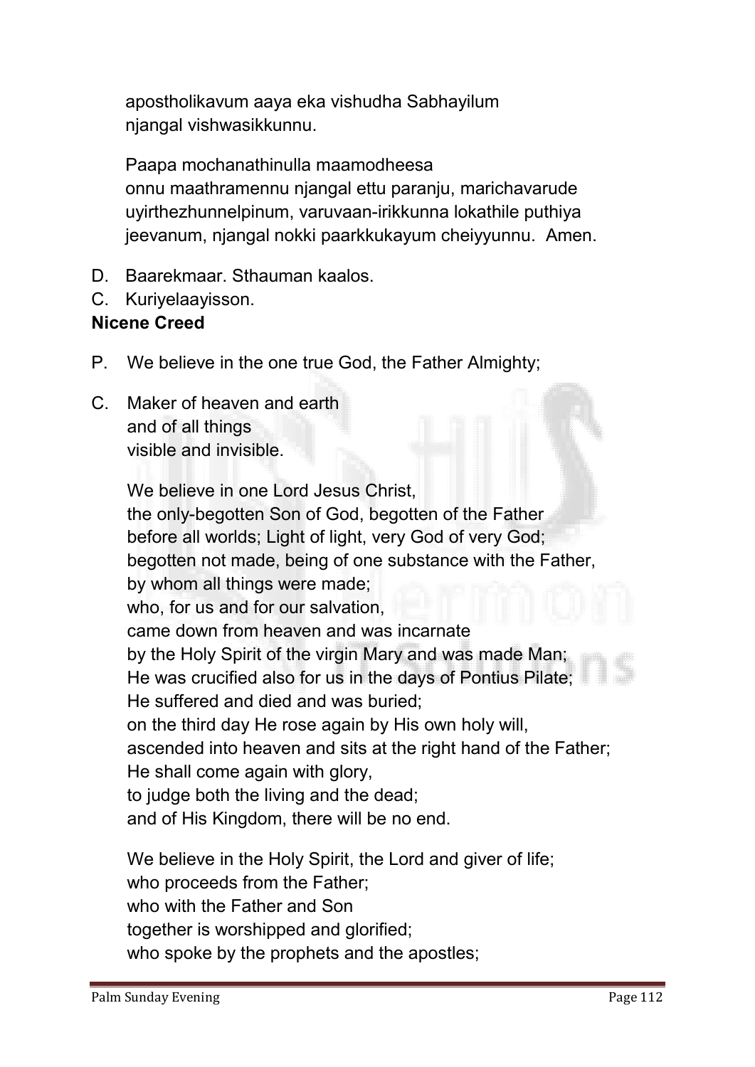apostholikavum aaya eka vishudha Sabhayilum
njangal vishwasikkunnu.

Paapa mochanathinulla maamodheesa
onnu maathramennu njangal ettu paranju, marichavarude
uyirthezhunnelpinum, varuvaan-irikkunna lokathile puthiya
jeevanum, njangal nokki paarkkukayum cheiyyunnu. Amen.

D. Baarekmaar. Sthauman kaalos.

C. Kuriyelaayisson.

**Nicene Creed**

P. We believe in the one true God, the Father Almighty;

C. Maker of heaven and earth
and of all things
visible and invisible.

We believe in one Lord Jesus Christ,
the only-begotten Son of God, begotten of the Father
before all worlds; Light of light, very God of very God;
begotten not made, being of one substance with the Father,
by whom all things were made;
who, for us and for our salvation,
came down from heaven and was incarnate
by the Holy Spirit of the virgin Mary and was made Man;
He was crucified also for us in the days of Pontius Pilate;
He suffered and died and was buried;
on the third day He rose again by His own holy will,
ascended into heaven and sits at the right hand of the Father;
He shall come again with glory,
to judge both the living and the dead;
and of His Kingdom, there will be no end.

We believe in the Holy Spirit, the Lord and giver of life;
who proceeds from the Father;
who with the Father and Son
together is worshipped and glorified;
who spoke by the prophets and the apostles;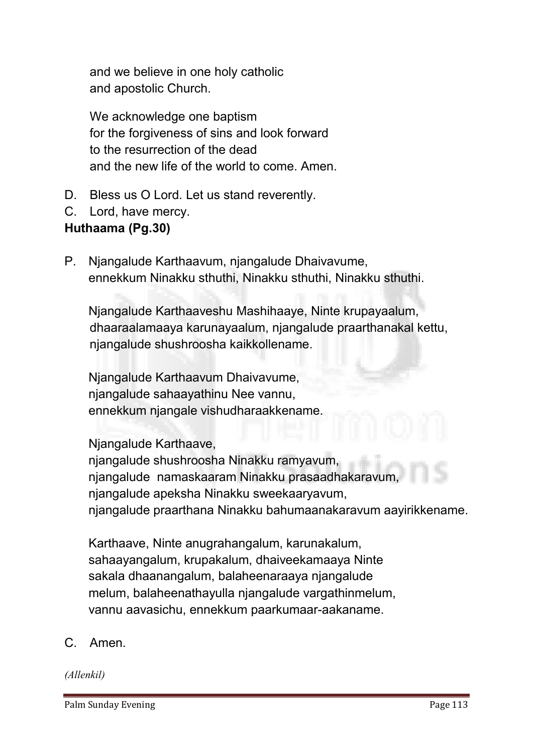and we believe in one holy catholic
and apostolic Church.

We acknowledge one baptism
for the forgiveness of sins and look forward
to the resurrection of the dead
and the new life of the world to come. Amen.

D. Bless us O Lord. Let us stand reverently.

C. Lord, have mercy.

**Huthaama (Pg.30)**

P. Njangalude Karthaavum, njangalude Dhaivavume,
ennekkum Ninakku sthuthi, Ninakku sthuthi, Ninakku sthuthi.

Njangalude Karthaaveshu Mashihaaye, Ninte krupayaalum,
dhaaraalamaaya karunayaalum, njangalude praarthanakal kettu,
njangalude shushroosha kaikkollename.

Njangalude Karthaavum Dhaivavume,
njangalude sahaayathinu Nee vannu,
ennekkum njangale vishudharaakkename.

Njangalude Karthaave,
njangalude shushroosha Ninakku ramyavum,
njangalude namaskaaram Ninakku prasaadhakaravum,
njangalude apeksha Ninakku sweekaaryavum,
njangalude praarthana Ninakku bahumaanakaravum aayirikkename.

Karthaave, Ninte anugrahangalum, karunakalum,
sahaayangalum, krupakalum, dhaiveekamaaya Ninte
sakala dhaanangalum, balaheenaraaya njangalude
melum, balaheenathayulla njangalude vargathinmelum,
vannu aavasichu, ennekkum paarkumaar-aakaname.

C. Amen.

*(Allenkil)*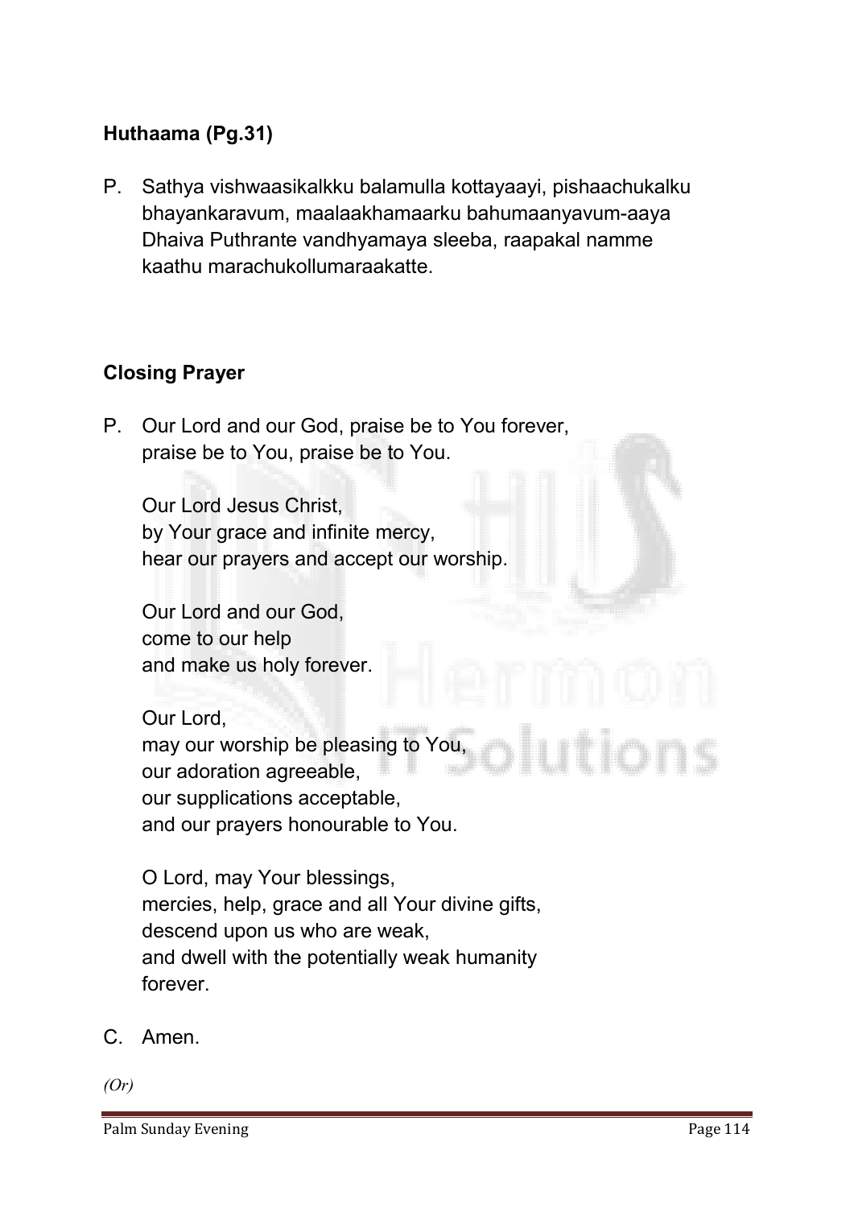**Huthaama (Pg.31)**

P. Sathya vishwaasikalkku balamulla kottayaayi, pishaachukalku bhayankaravum, maalaakhamaarku bahumaanyavum-aaya Dhaiva Puthrante vandhyamaya sleeba, raapakal namme kaathu marachukollumaraakatte.

**Closing Prayer**

P. Our Lord and our God, praise be to You forever,
praise be to You, praise be to You.

Our Lord Jesus Christ,
by Your grace and infinite mercy,
hear our prayers and accept our worship.

Our Lord and our God,
come to our help
and make us holy forever.

Our Lord,
may our worship be pleasing to You,
our adoration agreeable,
our supplications acceptable,
and our prayers honourable to You.

O Lord, may Your blessings,
mercies, help, grace and all Your divine gifts,
descend upon us who are weak,
and dwell with the potentially weak humanity
forever.

C. Amen.

*(Or)*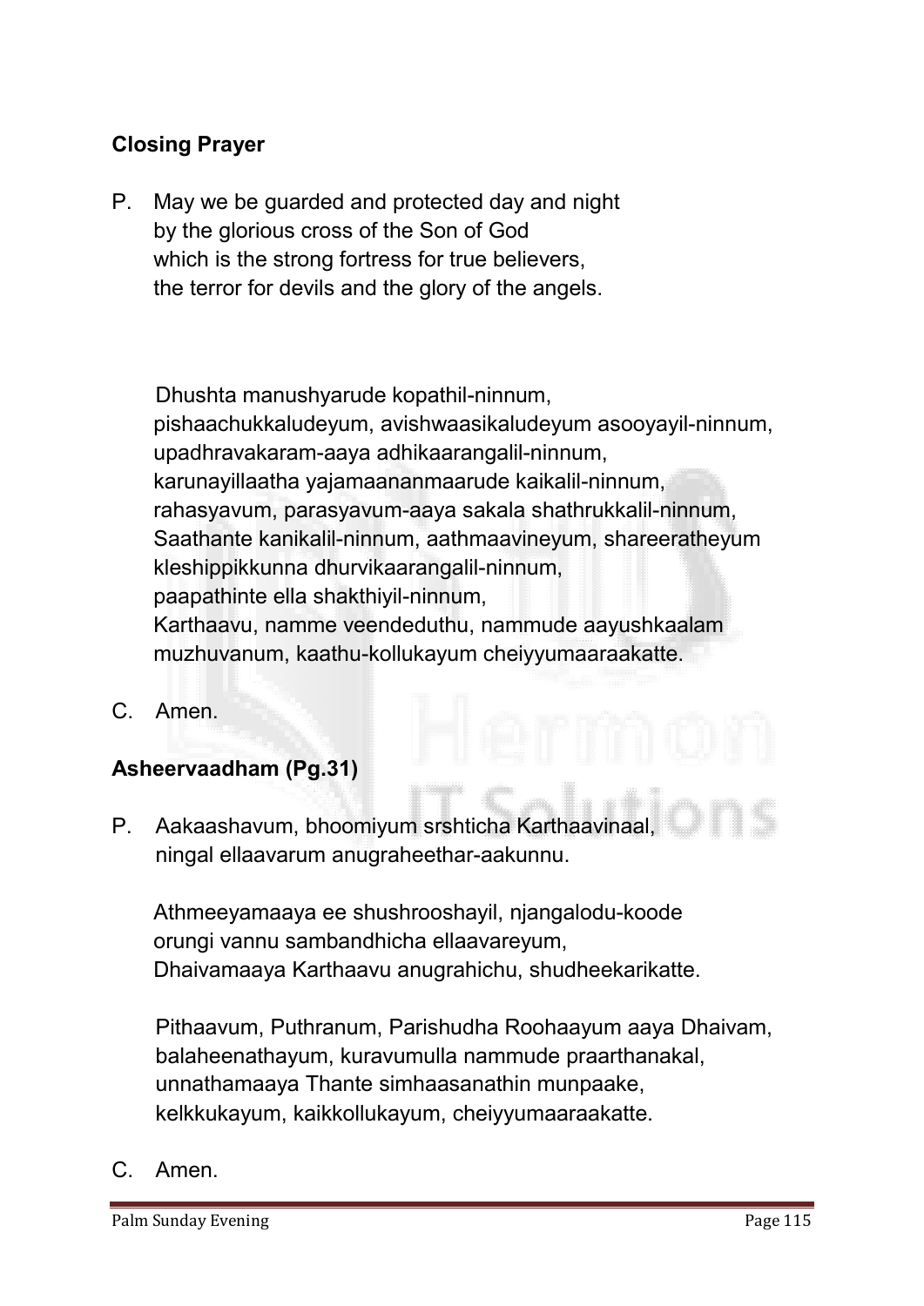**Closing Prayer**

P. May we be guarded and protected day and night
by the glorious cross of the Son of God
which is the strong fortress for true believers,
the terror for devils and the glory of the angels.

Dhushta manushyarude kopathil-ninnum,
pishaachukkaludeyum, avishwaasikaludeyum asooyayil-ninnum,
upadhravakaram-aaya adhikaarangalil-ninnum,
karunayillaatha yajamaananmaarude kaikalil-ninnum,
rahasyavum, parasyavum-aaya sakala shathrukkalil-ninnum,
Saathante kanikalil-ninnum, aathmaavineyum, shareeratheyum
kleshippikkunna dhurvikaarangalil-ninnum,
paapathinte ella shakthiyil-ninnum,
Karthaavu, namme veendeduthu, nammude aayushkaalam
muzhuvanum, kaathu-kollukayum cheiyyumaaraakatte.

C. Amen.

**Asheervaadham (Pg.31)**

P. Aakaashavum, bhoomiyum srshticha Karthaavinaal,
ningal ellaavarum anugraheethar-aakunnu.

Athmeeyamaaya ee shushrooshayil, njangalodu-koode
orungi vannu sambandhicha ellaavareyum,
Dhaivamaaya Karthaavu anugrahichu, shudheekarikatte.

Pithaavum, Puthranum, Parishudha Roohaayum aaya Dhaivam,
balaheenathayum, kuravumulla nammude praarthanakal,
unnathamaaya Thante simhaasanathin munpaake,
kelkkukayum, kaikkollukayum, cheiyyumaaraakatte.

C. Amen.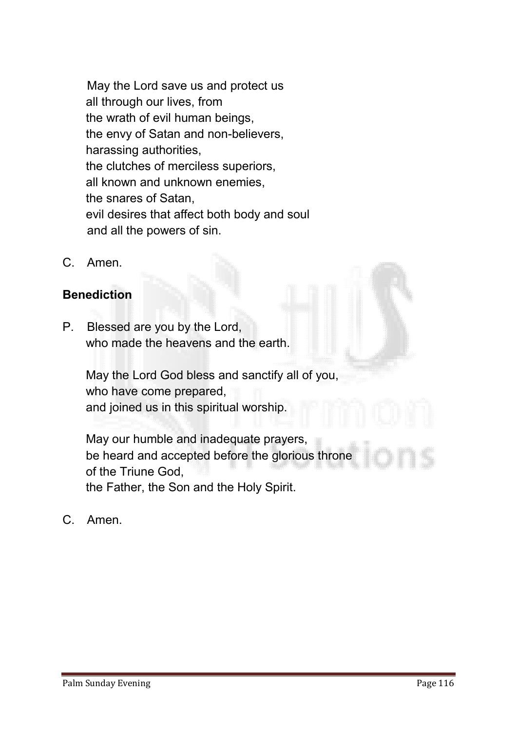May the Lord save us and protect us
all through our lives, from
the wrath of evil human beings,
the envy of Satan and non-believers,
harassing authorities,
the clutches of merciless superiors,
all known and unknown enemies,
the snares of Satan,
evil desires that affect both body and soul
and all the powers of sin.

C. Amen.

**Benediction**

P. Blessed are you by the Lord,
who made the heavens and the earth.

May the Lord God bless and sanctify all of you,
who have come prepared,
and joined us in this spiritual worship.

May our humble and inadequate prayers,
be heard and accepted before the glorious throne
of the Triune God,
the Father, the Son and the Holy Spirit.

C. Amen.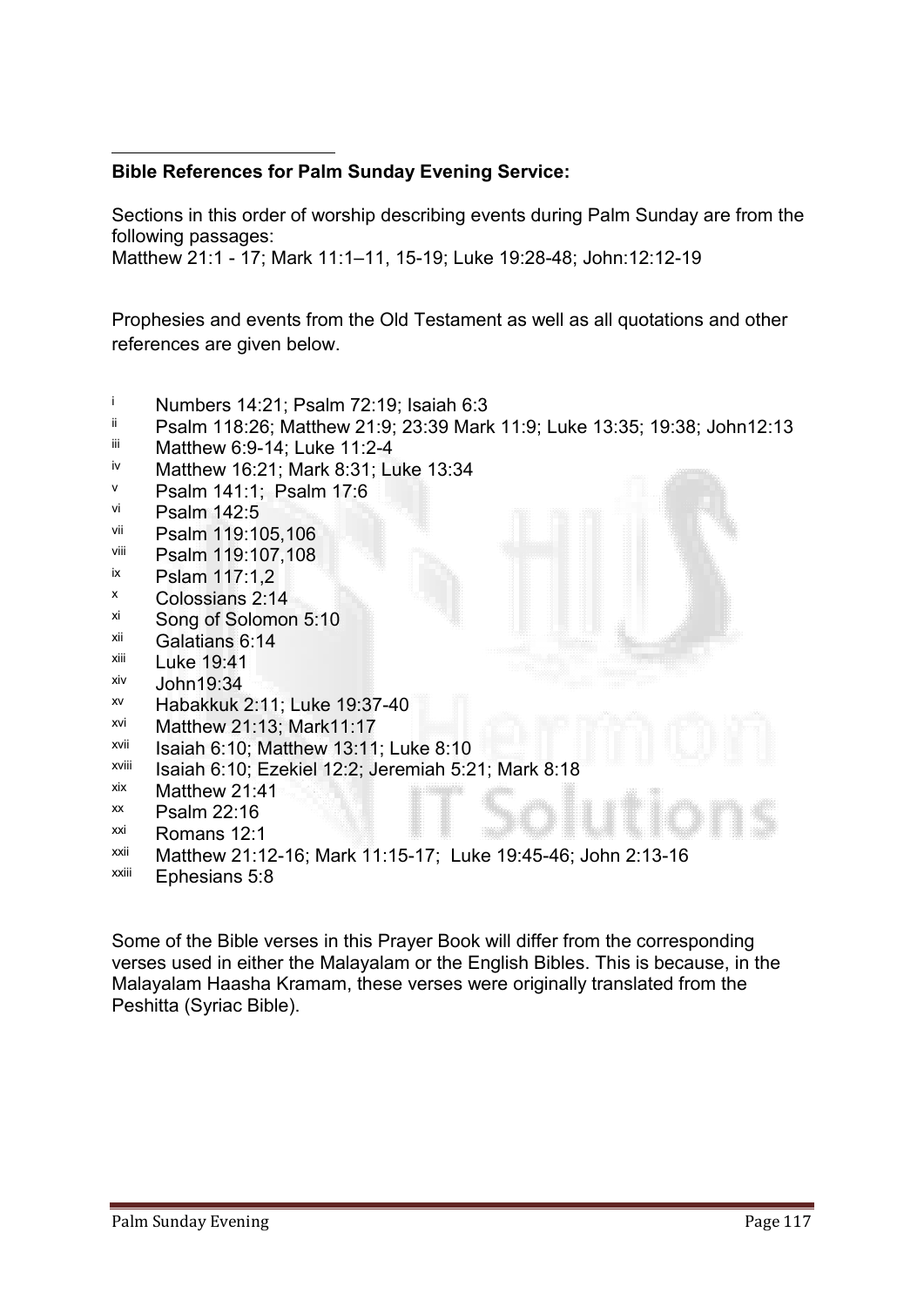**Bible References for Palm Sunday Evening Service:**

Sections in this order of worship describing events during Palm Sunday are from the following passages:
Matthew 21:1 - 17; Mark 11:1–11, 15-19; Luke 19:28-48; John:12:12-19

Prophesies and events from the Old Testament as well as all quotations and other references are given below.

- [i] Numbers 14:21; Psalm 72:19; Isaiah 6:3
- [ii] Psalm 118:26; Matthew 21:9; 23:39 Mark 11:9; Luke 13:35; 19:38; John12:13
- [iii] Matthew 6:9-14; Luke 11:2-4
- [iv] Matthew 16:21; Mark 8:31; Luke 13:34
- [v] Psalm 141:1; Psalm 17:6
- [vi] Psalm 142:5
- [vii] Psalm 119:105,106
- [viii] Psalm 119:107,108
- [ix] Pslam 117:1,2
- [x] Colossians 2:14
- [xi] Song of Solomon 5:10
- [xii] Galatians 6:14
- [xiii] Luke 19:41
- [xiv] John19:34
- [xv] Habakkuk 2:11; Luke 19:37-40
- [xvi] Matthew 21:13; Mark11:17
- [xvii] Isaiah 6:10; Matthew 13:11; Luke 8:10
- [xviii] Isaiah 6:10; Ezekiel 12:2; Jeremiah 5:21; Mark 8:18
- [xix] Matthew 21:41
- [xx] Psalm 22:16
- [xxi] Romans 12:1
- [xxii] Matthew 21:12-16; Mark 11:15-17; Luke 19:45-46; John 2:13-16
- [xxiii] Ephesians 5:8

Some of the Bible verses in this Prayer Book will differ from the corresponding verses used in either the Malayalam or the English Bibles. This is because, in the Malayalam Haasha Kramam, these verses were originally translated from the Peshitta (Syriac Bible).